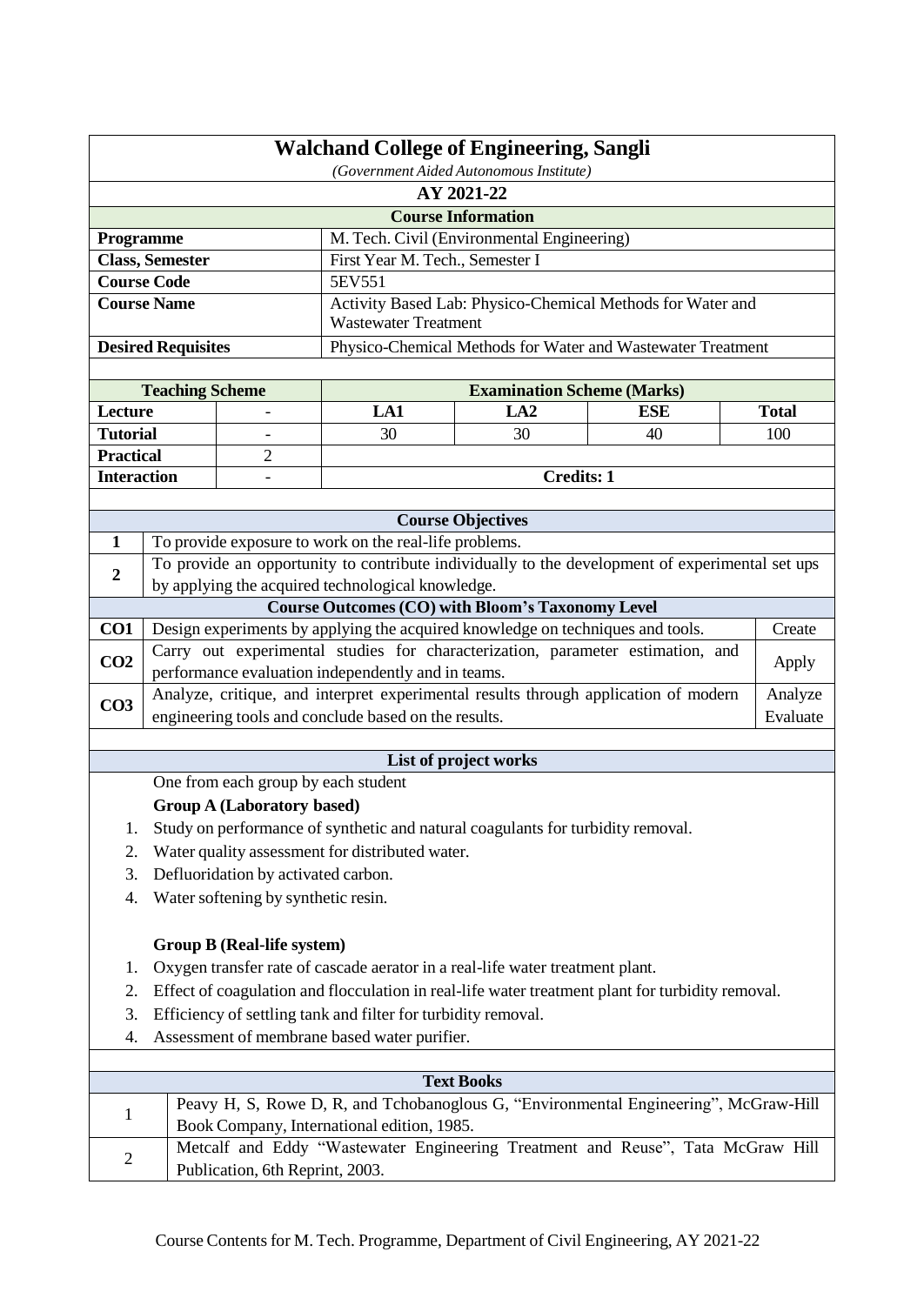# Walchand College of Engineering, Sangli

*(Government Aided Autonomous Institute)*

## AY 2021-22

### Course Information

| | |
|---|---|
| **Programme** | M. Tech. Civil (Environmental Engineering) |
| **Class, Semester** | First Year M. Tech., Semester I |
| **Course Code** | 5EV551 |
| **Course Name** | Activity Based Lab: Physico-Chemical Methods for Water and Wastewater Treatment |
| **Desired Requisites** | Physico-Chemical Methods for Water and Wastewater Treatment |

| **Teaching Scheme** | | **Examination Scheme (Marks)** | | | |
|---|---|---|---|---|---|
| **Lecture** | - | **LA1** | **LA2** | **ESE** | **Total** |
| **Tutorial** | - | 30 | 30 | 40 | 100 |
| **Practical** | 2 | | | | |
| **Interaction** | - | **Credits: 1** | | | |

### Course Objectives

| | |
|---|---|
| **1** | To provide exposure to work on the real-life problems. |
| **2** | To provide an opportunity to contribute individually to the development of experimental set ups by applying the acquired technological knowledge. |

### Course Outcomes (CO) with Bloom's Taxonomy Level

| | | |
|---|---|---|
| **CO1** | Design experiments by applying the acquired knowledge on techniques and tools. | Create |
| **CO2** | Carry out experimental studies for characterization, parameter estimation, and performance evaluation independently and in teams. | Apply |
| **CO3** | Analyze, critique, and interpret experimental results through application of modern engineering tools and conclude based on the results. | Analyze Evaluate |

### List of project works

One from each group by each student

**Group A (Laboratory based)**

1. Study on performance of synthetic and natural coagulants for turbidity removal.
2. Water quality assessment for distributed water.
3. Defluoridation by activated carbon.
4. Water softening by synthetic resin.

**Group B (Real-life system)**

1. Oxygen transfer rate of cascade aerator in a real-life water treatment plant.
2. Effect of coagulation and flocculation in real-life water treatment plant for turbidity removal.
3. Efficiency of settling tank and filter for turbidity removal.
4. Assessment of membrane based water purifier.

### Text Books

| | |
|---|---|
| 1 | Peavy H, S, Rowe D, R, and Tchobanoglous G, "Environmental Engineering", McGraw-Hill Book Company, International edition, 1985. |
| 2 | Metcalf and Eddy "Wastewater Engineering Treatment and Reuse", Tata McGraw Hill Publication, 6th Reprint, 2003. |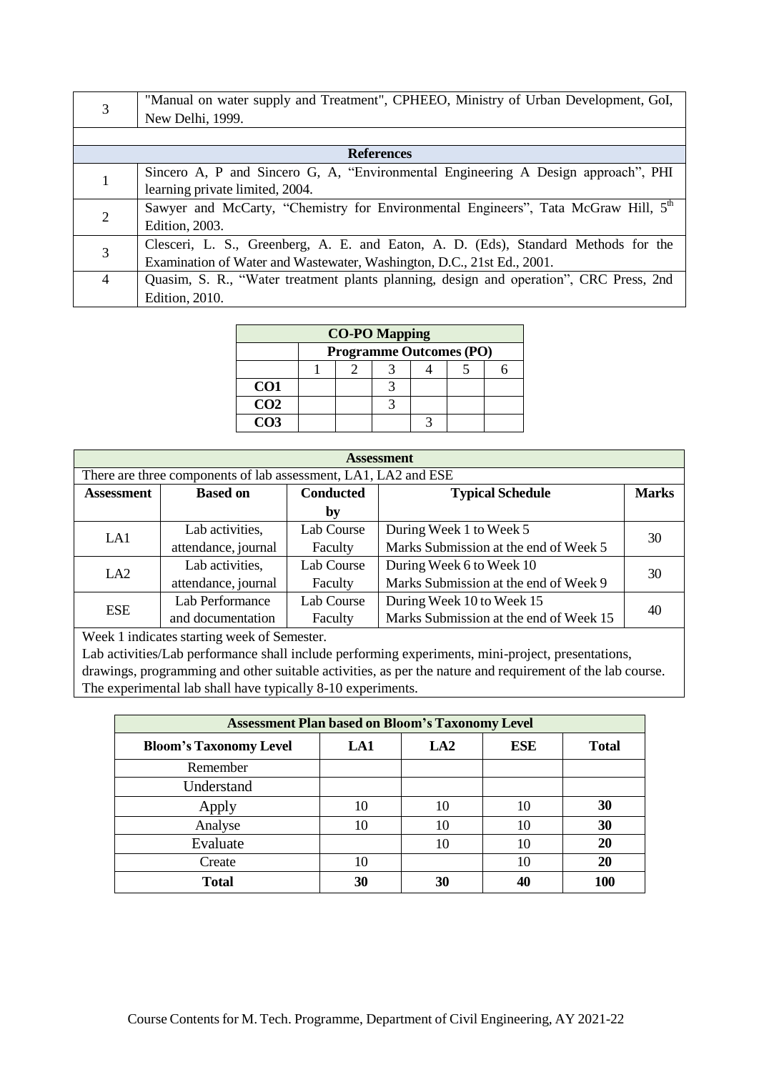| 3 | "Manual on water supply and Treatment", CPHEEO, Ministry of Urban Development, GoI, New Delhi, 1999. |
|---|---|

| **References** | |
|---|---|
| 1 | Sincero A, P and Sincero G, A, "Environmental Engineering A Design approach", PHI learning private limited, 2004. |
| 2 | Sawyer and McCarty, "Chemistry for Environmental Engineers", Tata McGraw Hill, 5th Edition, 2003. |
| 3 | Clesceri, L. S., Greenberg, A. E. and Eaton, A. D. (Eds), Standard Methods for the Examination of Water and Wastewater, Washington, D.C., 21st Ed., 2001. |
| 4 | Quasim, S. R., "Water treatment plants planning, design and operation", CRC Press, 2nd Edition, 2010. |

**CO-PO Mapping**

| | Programme Outcomes (PO) | | | | | |
|---|---|---|---|---|---|---|
| | 1 | 2 | 3 | 4 | 5 | 6 |
| **CO1** | | | 3 | | | |
| **CO2** | | | 3 | | | |
| **CO3** | | | | 3 | | |

**Assessment**

There are three components of lab assessment, LA1, LA2 and ESE

| Assessment | Based on | Conducted by | Typical Schedule | Marks |
|---|---|---|---|---|
| LA1 | Lab activities, attendance, journal | Lab Course Faculty | During Week 1 to Week 5<br>Marks Submission at the end of Week 5 | 30 |
| LA2 | Lab activities, attendance, journal | Lab Course Faculty | During Week 6 to Week 10<br>Marks Submission at the end of Week 9 | 30 |
| ESE | Lab Performance and documentation | Lab Course Faculty | During Week 10 to Week 15<br>Marks Submission at the end of Week 15 | 40 |

Week 1 indicates starting week of Semester.

Lab activities/Lab performance shall include performing experiments, mini-project, presentations, drawings, programming and other suitable activities, as per the nature and requirement of the lab course. The experimental lab shall have typically 8-10 experiments.

**Assessment Plan based on Bloom's Taxonomy Level**

| Bloom's Taxonomy Level | LA1 | LA2 | ESE | Total |
|---|---|---|---|---|
| Remember | | | | |
| Understand | | | | |
| Apply | 10 | 10 | 10 | **30** |
| Analyse | 10 | 10 | 10 | **30** |
| Evaluate | | 10 | 10 | **20** |
| Create | 10 | | 10 | **20** |
| **Total** | **30** | **30** | **40** | **100** |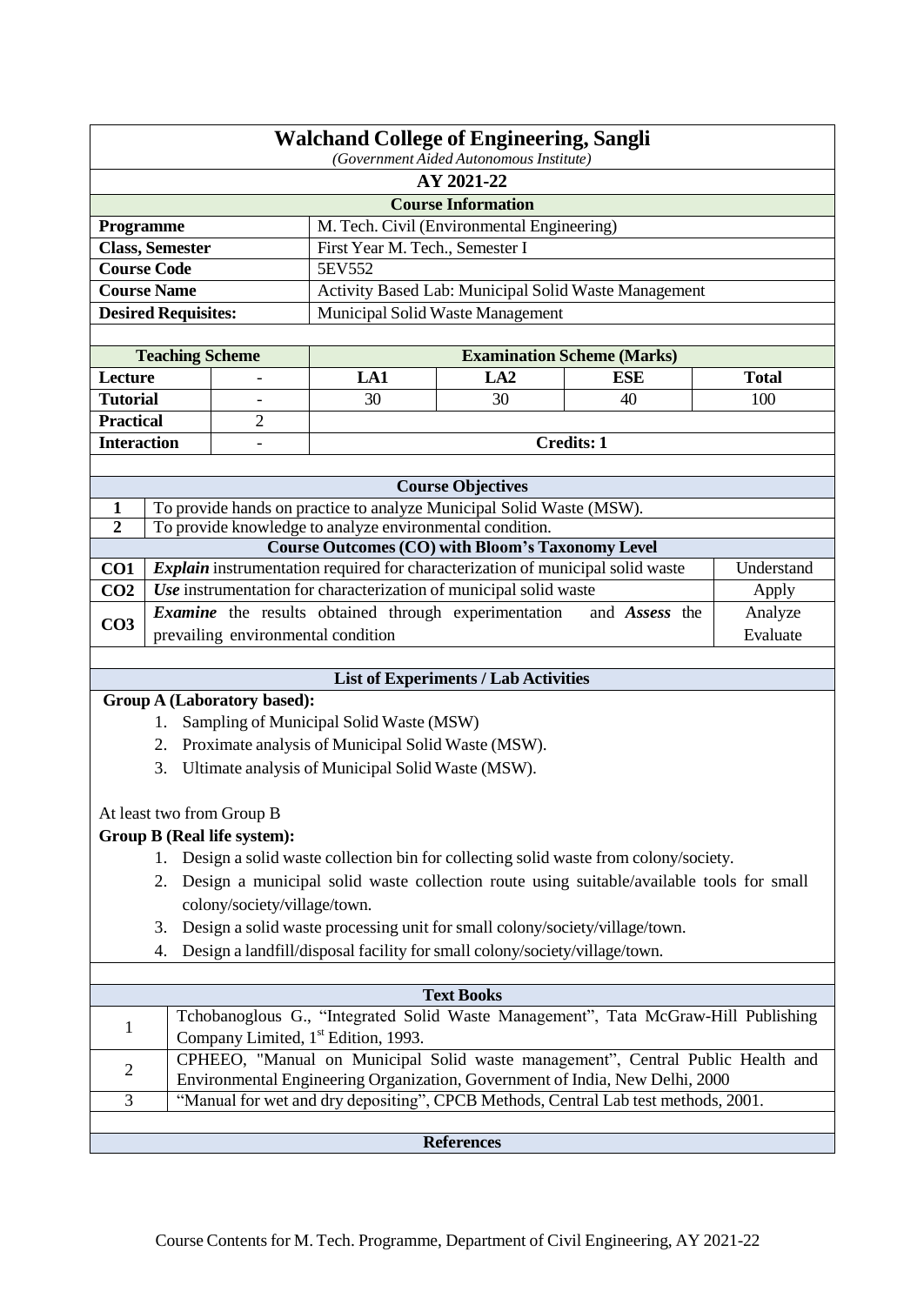# Walchand College of Engineering, Sangli

*(Government Aided Autonomous Institute)*

## AY 2021-22

### Course Information

| | |
|---|---|
| **Programme** | M. Tech. Civil (Environmental Engineering) |
| **Class, Semester** | First Year M. Tech., Semester I |
| **Course Code** | 5EV552 |
| **Course Name** | Activity Based Lab: Municipal Solid Waste Management |
| **Desired Requisites:** | Municipal Solid Waste Management |

| Teaching Scheme | | Examination Scheme (Marks) | | | |
|---|---|---|---|---|---|
| **Lecture** | - | **LA1** | **LA2** | **ESE** | **Total** |
| **Tutorial** | - | 30 | 30 | 40 | 100 |
| **Practical** | 2 | | | | |
| **Interaction** | - | **Credits: 1** | | | |

### Course Objectives

| | |
|---|---|
| **1** | To provide hands on practice to analyze Municipal Solid Waste (MSW). |
| **2** | To provide knowledge to analyze environmental condition. |

### Course Outcomes (CO) with Bloom's Taxonomy Level

| | | |
|---|---|---|
| **CO1** | ***Explain*** instrumentation required for characterization of municipal solid waste | Understand |
| **CO2** | ***Use*** instrumentation for characterization of municipal solid waste | Apply |
| **CO3** | ***Examine*** the results obtained through experimentation and ***Assess*** the prevailing environmental condition | Analyze Evaluate |

### List of Experiments / Lab Activities

**Group A (Laboratory based):**

1. Sampling of Municipal Solid Waste (MSW)
2. Proximate analysis of Municipal Solid Waste (MSW).
3. Ultimate analysis of Municipal Solid Waste (MSW).

At least two from Group B

**Group B (Real life system):**

1. Design a solid waste collection bin for collecting solid waste from colony/society.
2. Design a municipal solid waste collection route using suitable/available tools for small colony/society/village/town.
3. Design a solid waste processing unit for small colony/society/village/town.
4. Design a landfill/disposal facility for small colony/society/village/town.

### Text Books

| | |
|---|---|
| 1 | Tchobanoglous G., "Integrated Solid Waste Management", Tata McGraw-Hill Publishing Company Limited, 1st Edition, 1993. |
| 2 | CPHEEO, "Manual on Municipal Solid waste management", Central Public Health and Environmental Engineering Organization, Government of India, New Delhi, 2000 |
| 3 | "Manual for wet and dry depositing", CPCB Methods, Central Lab test methods, 2001. |

### References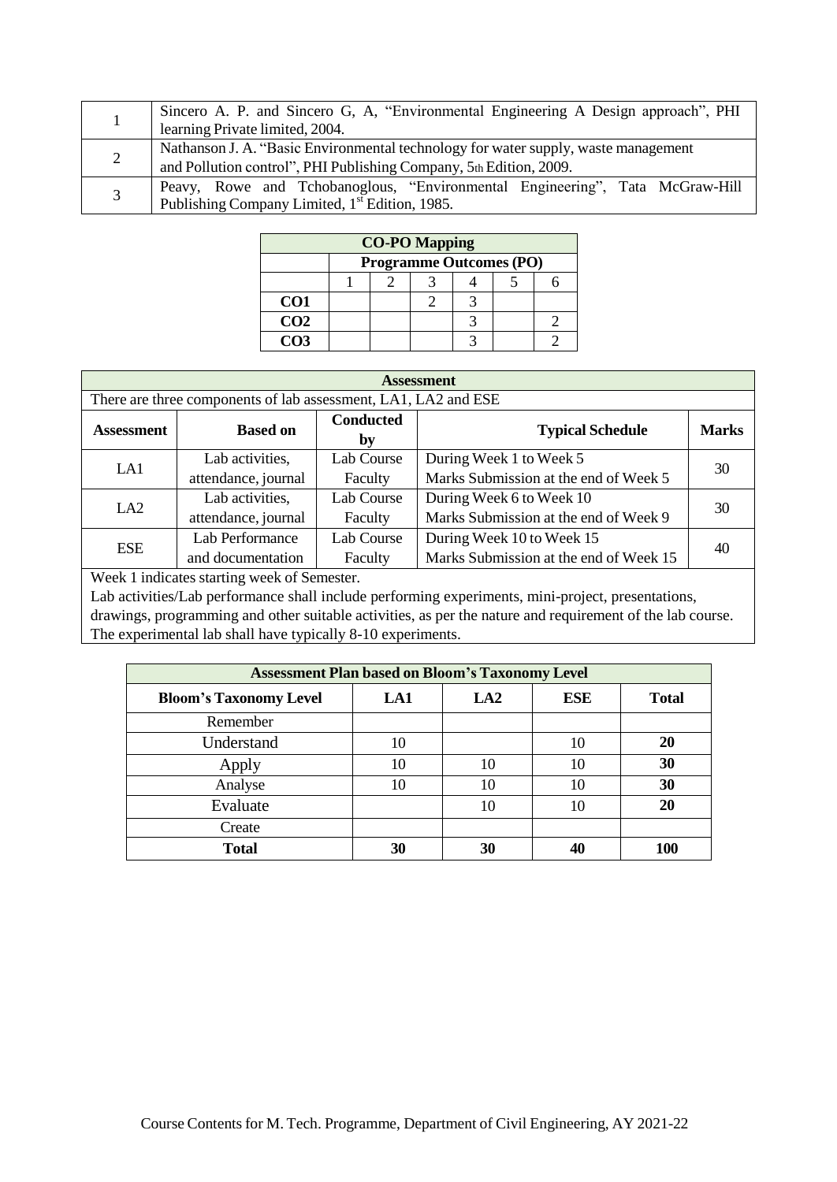| | |
|---|---|
| 1 | Sincero A. P. and Sincero G, A, "Environmental Engineering A Design approach", PHI learning Private limited, 2004. |
| 2 | Nathanson J. A. "Basic Environmental technology for water supply, waste management and Pollution control", PHI Publishing Company, 5th Edition, 2009. |
| 3 | Peavy, Rowe and Tchobanoglous, "Environmental Engineering", Tata McGraw-Hill Publishing Company Limited, 1st Edition, 1985. |

| **CO-PO Mapping** | | | | | | |
|---|---|---|---|---|---|---|
| | **Programme Outcomes (PO)** | | | | | |
| | 1 | 2 | 3 | 4 | 5 | 6 |
| **CO1** | | | 2 | 3 | | |
| **CO2** | | | | 3 | | 2 |
| **CO3** | | | | 3 | | 2 |

**Assessment**

There are three components of lab assessment, LA1, LA2 and ESE

| Assessment | Based on | Conducted by | Typical Schedule | Marks |
|---|---|---|---|---|
| LA1 | Lab activities, attendance, journal | Lab Course Faculty | During Week 1 to Week 5<br>Marks Submission at the end of Week 5 | 30 |
| LA2 | Lab activities, attendance, journal | Lab Course Faculty | During Week 6 to Week 10<br>Marks Submission at the end of Week 9 | 30 |
| ESE | Lab Performance and documentation | Lab Course Faculty | During Week 10 to Week 15<br>Marks Submission at the end of Week 15 | 40 |

Week 1 indicates starting week of Semester.

Lab activities/Lab performance shall include performing experiments, mini-project, presentations, drawings, programming and other suitable activities, as per the nature and requirement of the lab course. The experimental lab shall have typically 8-10 experiments.

| **Assessment Plan based on Bloom's Taxonomy Level** | | | | |
|---|---|---|---|---|
| **Bloom's Taxonomy Level** | **LA1** | **LA2** | **ESE** | **Total** |
| Remember | | | | |
| Understand | 10 | | 10 | **20** |
| Apply | 10 | 10 | 10 | **30** |
| Analyse | 10 | 10 | 10 | **30** |
| Evaluate | | 10 | 10 | **20** |
| Create | | | | |
| **Total** | **30** | **30** | **40** | **100** |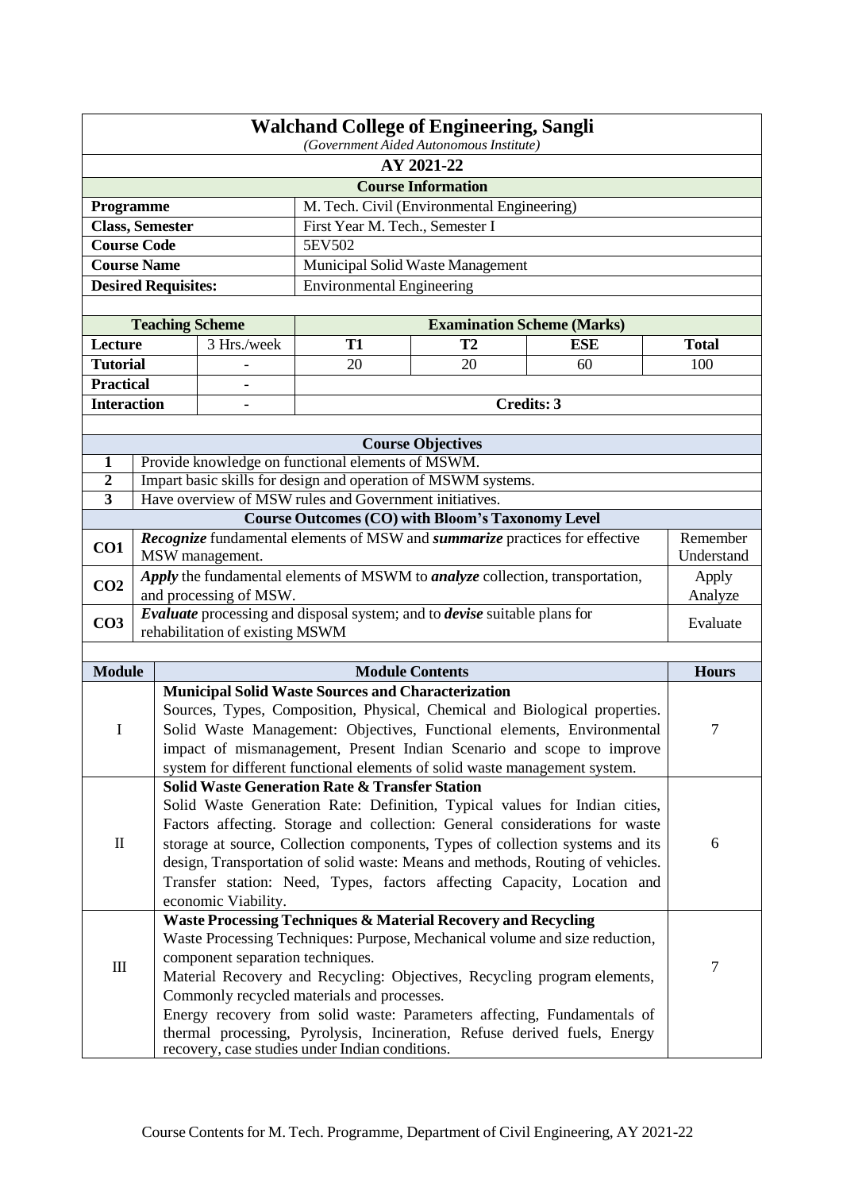# Walchand College of Engineering, Sangli

*(Government Aided Autonomous Institute)*

## AY 2021-22

### Course Information

| | |
|---|---|
| **Programme** | M. Tech. Civil (Environmental Engineering) |
| **Class, Semester** | First Year M. Tech., Semester I |
| **Course Code** | 5EV502 |
| **Course Name** | Municipal Solid Waste Management |
| **Desired Requisites:** | Environmental Engineering |

| Teaching Scheme | | Examination Scheme (Marks) | | | |
|---|---|---|---|---|---|
| **Lecture** | 3 Hrs./week | **T1** | **T2** | **ESE** | **Total** |
| **Tutorial** | - | 20 | 20 | 60 | 100 |
| **Practical** | - | | | | |
| **Interaction** | - | **Credits: 3** | | | |

### Course Objectives

| | |
|---|---|
| **1** | Provide knowledge on functional elements of MSWM. |
| **2** | Impart basic skills for design and operation of MSWM systems. |
| **3** | Have overview of MSW rules and Government initiatives. |

### Course Outcomes (CO) with Bloom's Taxonomy Level

| | | |
|---|---|---|
| **CO1** | ***Recognize*** fundamental elements of MSW and ***summarize*** practices for effective MSW management. | Remember Understand |
| **CO2** | ***Apply*** the fundamental elements of MSWM to ***analyze*** collection, transportation, and processing of MSW. | Apply Analyze |
| **CO3** | ***Evaluate*** processing and disposal system; and to ***devise*** suitable plans for rehabilitation of existing MSWM | Evaluate |

| Module | Module Contents | Hours |
|---|---|---|
| I | **Municipal Solid Waste Sources and Characterization** Sources, Types, Composition, Physical, Chemical and Biological properties. Solid Waste Management: Objectives, Functional elements, Environmental impact of mismanagement, Present Indian Scenario and scope to improve system for different functional elements of solid waste management system. | 7 |
| II | **Solid Waste Generation Rate & Transfer Station** Solid Waste Generation Rate: Definition, Typical values for Indian cities, Factors affecting. Storage and collection: General considerations for waste storage at source, Collection components, Types of collection systems and its design, Transportation of solid waste: Means and methods, Routing of vehicles. Transfer station: Need, Types, factors affecting Capacity, Location and economic Viability. | 6 |
| III | **Waste Processing Techniques & Material Recovery and Recycling** Waste Processing Techniques: Purpose, Mechanical volume and size reduction, component separation techniques. Material Recovery and Recycling: Objectives, Recycling program elements, Commonly recycled materials and processes. Energy recovery from solid waste: Parameters affecting, Fundamentals of thermal processing, Pyrolysis, Incineration, Refuse derived fuels, Energy recovery, case studies under Indian conditions. | 7 |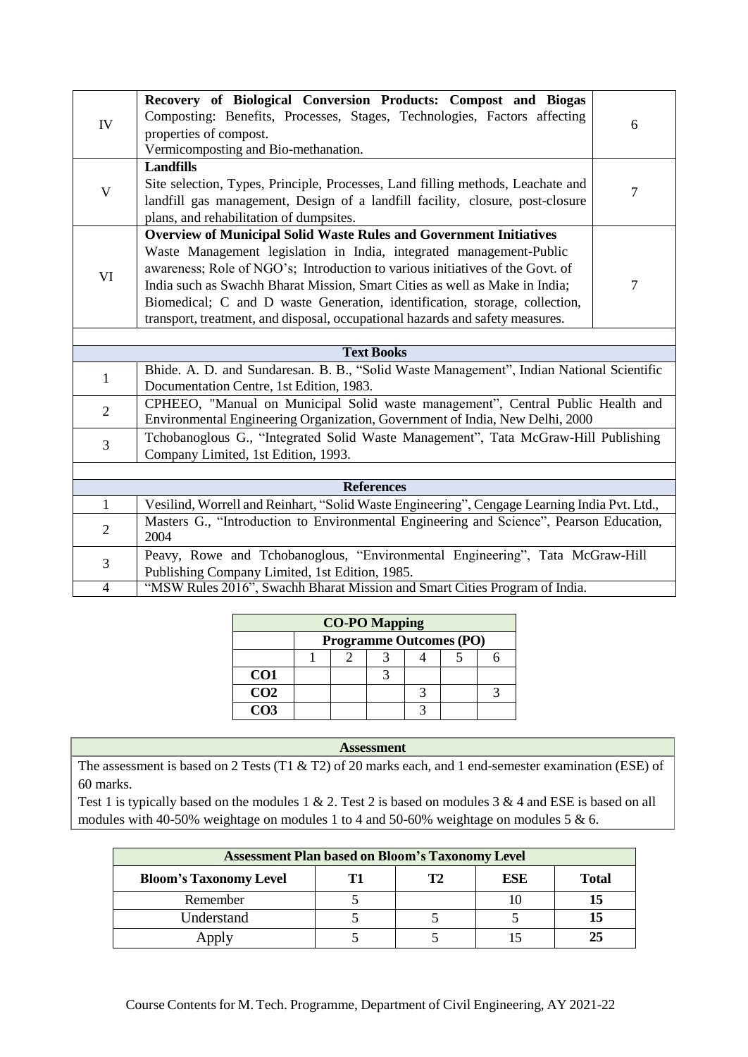| | | |
|---|---|---|
| IV | **Recovery of Biological Conversion Products: Compost and Biogas** Composting: Benefits, Processes, Stages, Technologies, Factors affecting properties of compost. Vermicomposting and Bio-methanation. | 6 |
| V | **Landfills** Site selection, Types, Principle, Processes, Land filling methods, Leachate and landfill gas management, Design of a landfill facility, closure, post-closure plans, and rehabilitation of dumpsites. | 7 |
| VI | **Overview of Municipal Solid Waste Rules and Government Initiatives** Waste Management legislation in India, integrated management-Public awareness; Role of NGO's; Introduction to various initiatives of the Govt. of India such as Swachh Bharat Mission, Smart Cities as well as Make in India; Biomedical; C and D waste Generation, identification, storage, collection, transport, treatment, and disposal, occupational hazards and safety measures. | 7 |

| Text Books | |
|---|---|
| 1 | Bhide. A. D. and Sundaresan. B. B., "Solid Waste Management", Indian National Scientific Documentation Centre, 1st Edition, 1983. |
| 2 | CPHEEO, "Manual on Municipal Solid waste management", Central Public Health and Environmental Engineering Organization, Government of India, New Delhi, 2000 |
| 3 | Tchobanoglous G., "Integrated Solid Waste Management", Tata McGraw-Hill Publishing Company Limited, 1st Edition, 1993. |

| References | |
|---|---|
| 1 | Vesilind, Worrell and Reinhart, "Solid Waste Engineering", Cengage Learning India Pvt. Ltd., |
| 2 | Masters G., "Introduction to Environmental Engineering and Science", Pearson Education, 2004 |
| 3 | Peavy, Rowe and Tchobanoglous, "Environmental Engineering", Tata McGraw-Hill Publishing Company Limited, 1st Edition, 1985. |
| 4 | "MSW Rules 2016", Swachh Bharat Mission and Smart Cities Program of India. |

| CO-PO Mapping | | | | | | |
|---|---|---|---|---|---|---|
| | Programme Outcomes (PO) | | | | | |
| | 1 | 2 | 3 | 4 | 5 | 6 |
| **CO1** | | | 3 | | | |
| **CO2** | | | | 3 | | 3 |
| **CO3** | | | | 3 | | |

**Assessment**

The assessment is based on 2 Tests (T1 & T2) of 20 marks each, and 1 end-semester examination (ESE) of 60 marks.

Test 1 is typically based on the modules 1 & 2. Test 2 is based on modules 3 & 4 and ESE is based on all modules with 40-50% weightage on modules 1 to 4 and 50-60% weightage on modules 5 & 6.

| Assessment Plan based on Bloom's Taxonomy Level | | | | |
|---|---|---|---|---|
| **Bloom's Taxonomy Level** | **T1** | **T2** | **ESE** | **Total** |
| Remember | 5 | | 10 | **15** |
| Understand | 5 | 5 | 5 | **15** |
| Apply | 5 | 5 | 15 | **25** |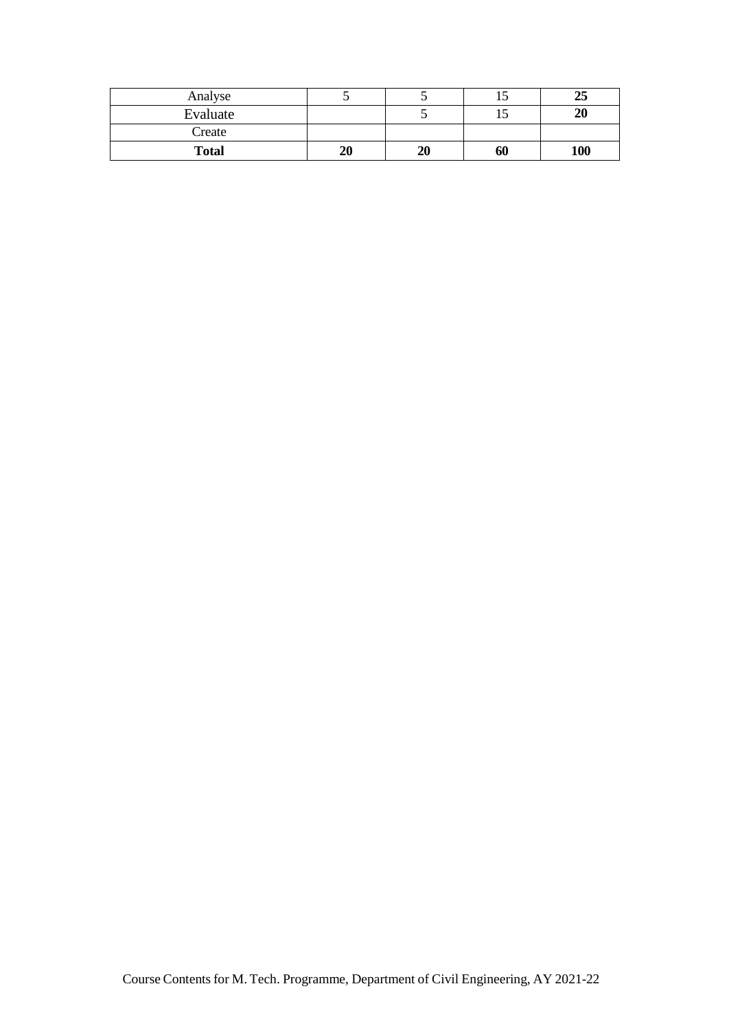| | | | | |
|---|---|---|---|---|
| Analyse | 5 | 5 | 15 | **25** |
| Evaluate | | 5 | 15 | **20** |
| Create | | | | |
| **Total** | **20** | **20** | **60** | **100** |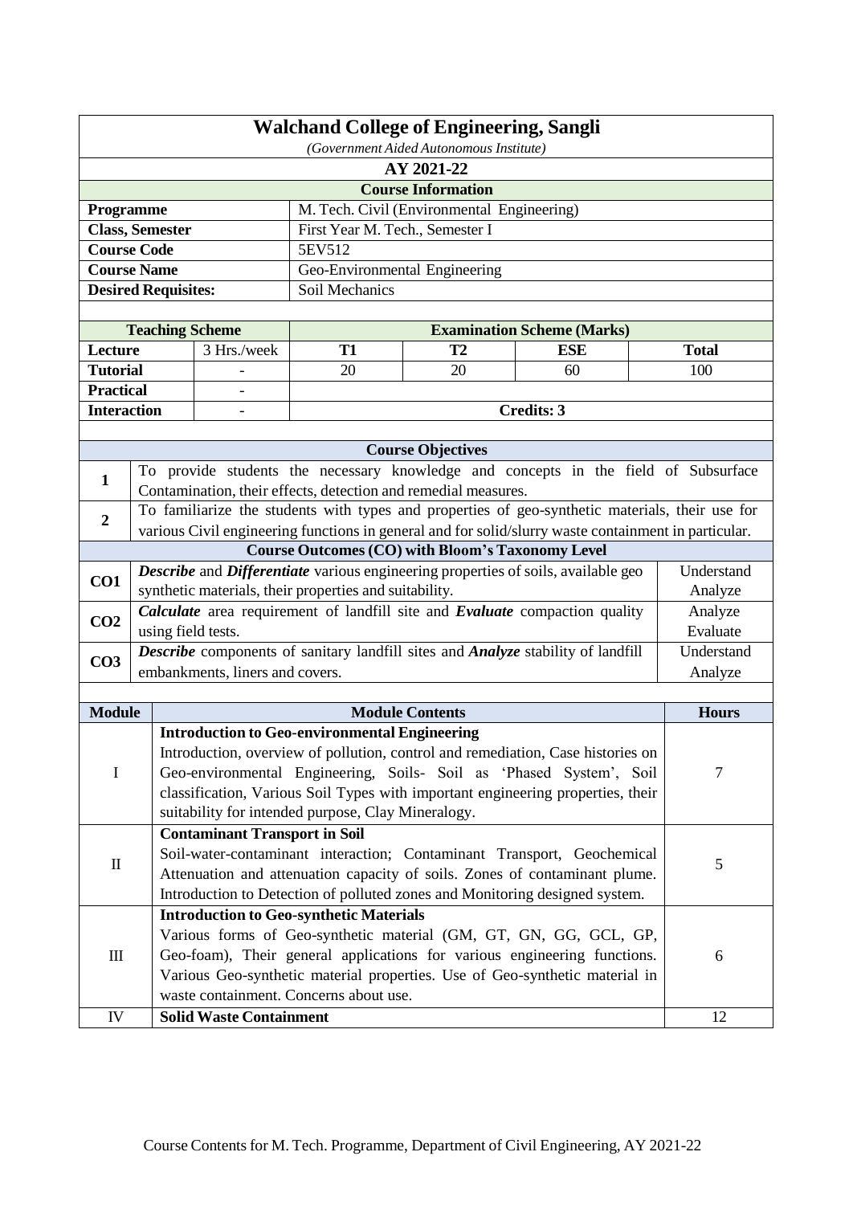# Walchand College of Engineering, Sangli

*(Government Aided Autonomous Institute)*

## AY 2021-22

### Course Information

| | |
|---|---|
| **Programme** | M. Tech. Civil (Environmental Engineering) |
| **Class, Semester** | First Year M. Tech., Semester I |
| **Course Code** | 5EV512 |
| **Course Name** | Geo-Environmental Engineering |
| **Desired Requisites:** | Soil Mechanics |

| **Teaching Scheme** | | **Examination Scheme (Marks)** | | | |
|---|---|---|---|---|---|
| **Lecture** | 3 Hrs./week | **T1** | **T2** | **ESE** | **Total** |
| **Tutorial** | - | 20 | 20 | 60 | 100 |
| **Practical** | - | | | | |
| **Interaction** | - | **Credits: 3** | | | |

### Course Objectives

| | |
|---|---|
| **1** | To provide students the necessary knowledge and concepts in the field of Subsurface Contamination, their effects, detection and remedial measures. |
| **2** | To familiarize the students with types and properties of geo-synthetic materials, their use for various Civil engineering functions in general and for solid/slurry waste containment in particular. |

### Course Outcomes (CO) with Bloom's Taxonomy Level

| | | |
|---|---|---|
| **CO1** | ***Describe*** and ***Differentiate*** various engineering properties of soils, available geo synthetic materials, their properties and suitability. | Understand Analyze |
| **CO2** | ***Calculate*** area requirement of landfill site and ***Evaluate*** compaction quality using field tests. | Analyze Evaluate |
| **CO3** | ***Describe*** components of sanitary landfill sites and ***Analyze*** stability of landfill embankments, liners and covers. | Understand Analyze |

| **Module** | **Module Contents** | **Hours** |
|---|---|---|
| I | **Introduction to Geo-environmental Engineering**<br>Introduction, overview of pollution, control and remediation, Case histories on Geo-environmental Engineering, Soils- Soil as 'Phased System', Soil classification, Various Soil Types with important engineering properties, their suitability for intended purpose, Clay Mineralogy. | 7 |
| II | **Contaminant Transport in Soil**<br>Soil-water-contaminant interaction; Contaminant Transport, Geochemical Attenuation and attenuation capacity of soils. Zones of contaminant plume. Introduction to Detection of polluted zones and Monitoring designed system. | 5 |
| III | **Introduction to Geo-synthetic Materials**<br>Various forms of Geo-synthetic material (GM, GT, GN, GG, GCL, GP, Geo-foam), Their general applications for various engineering functions. Various Geo-synthetic material properties. Use of Geo-synthetic material in waste containment. Concerns about use. | 6 |
| IV | **Solid Waste Containment** | 12 |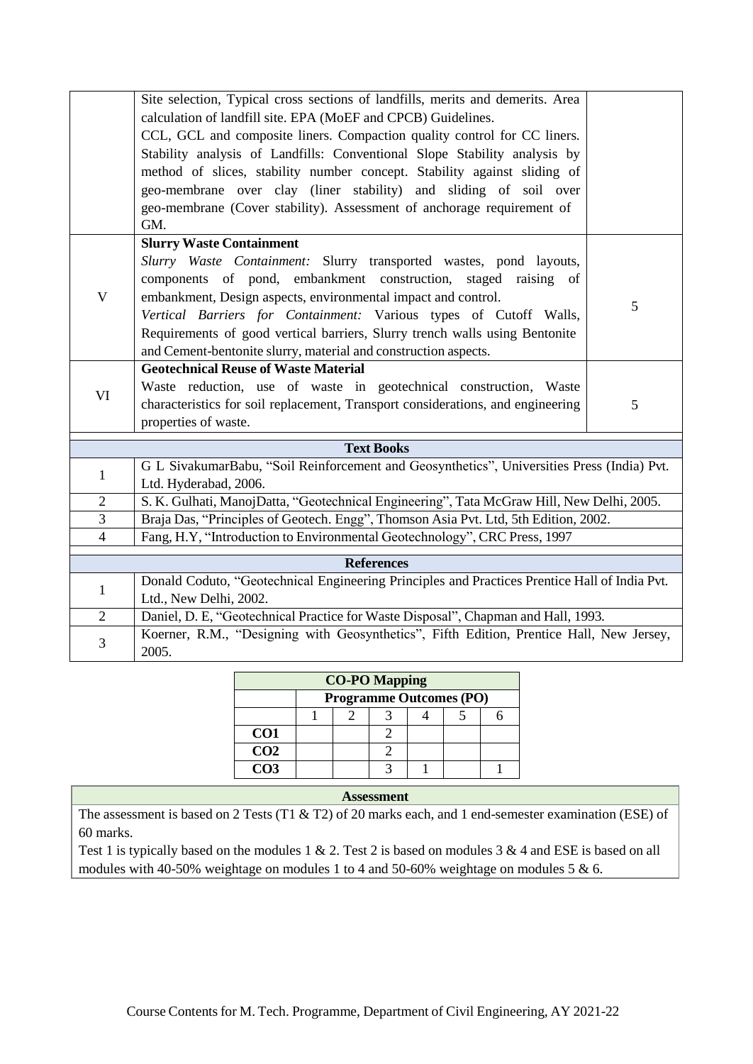| | | |
|---|---|---|
| | Site selection, Typical cross sections of landfills, merits and demerits. Area calculation of landfill site. EPA (MoEF and CPCB) Guidelines.<br>CCL, GCL and composite liners. Compaction quality control for CC liners. Stability analysis of Landfills: Conventional Slope Stability analysis by method of slices, stability number concept. Stability against sliding of geo-membrane over clay (liner stability) and sliding of soil over geo-membrane (Cover stability). Assessment of anchorage requirement of GM. | |
| V | **Slurry Waste Containment**<br>*Slurry Waste Containment:* Slurry transported wastes, pond layouts, components of pond, embankment construction, staged raising of embankment, Design aspects, environmental impact and control.<br>*Vertical Barriers for Containment:* Various types of Cutoff Walls, Requirements of good vertical barriers, Slurry trench walls using Bentonite and Cement-bentonite slurry, material and construction aspects. | 5 |
| VI | **Geotechnical Reuse of Waste Material**<br>Waste reduction, use of waste in geotechnical construction, Waste characteristics for soil replacement, Transport considerations, and engineering properties of waste. | 5 |

| **Text Books** | |
|---|---|
| 1 | G L SivakumarBabu, "Soil Reinforcement and Geosynthetics", Universities Press (India) Pvt. Ltd. Hyderabad, 2006. |
| 2 | S. K. Gulhati, ManojDatta, "Geotechnical Engineering", Tata McGraw Hill, New Delhi, 2005. |
| 3 | Braja Das, "Principles of Geotech. Engg", Thomson Asia Pvt. Ltd, 5th Edition, 2002. |
| 4 | Fang, H.Y, "Introduction to Environmental Geotechnology", CRC Press, 1997 |

| **References** | |
|---|---|
| 1 | Donald Coduto, "Geotechnical Engineering Principles and Practices Prentice Hall of India Pvt. Ltd., New Delhi, 2002. |
| 2 | Daniel, D. E, "Geotechnical Practice for Waste Disposal", Chapman and Hall, 1993. |
| 3 | Koerner, R.M., "Designing with Geosynthetics", Fifth Edition, Prentice Hall, New Jersey, 2005. |

**CO-PO Mapping**

| | Programme Outcomes (PO) | | | | | |
|---|---|---|---|---|---|---|
| | 1 | 2 | 3 | 4 | 5 | 6 |
| **CO1** | | | 2 | | | |
| **CO2** | | | 2 | | | |
| **CO3** | | | 3 | 1 | | 1 |

**Assessment**

The assessment is based on 2 Tests (T1 & T2) of 20 marks each, and 1 end-semester examination (ESE) of 60 marks.

Test 1 is typically based on the modules 1 & 2. Test 2 is based on modules 3 & 4 and ESE is based on all modules with 40-50% weightage on modules 1 to 4 and 50-60% weightage on modules 5 & 6.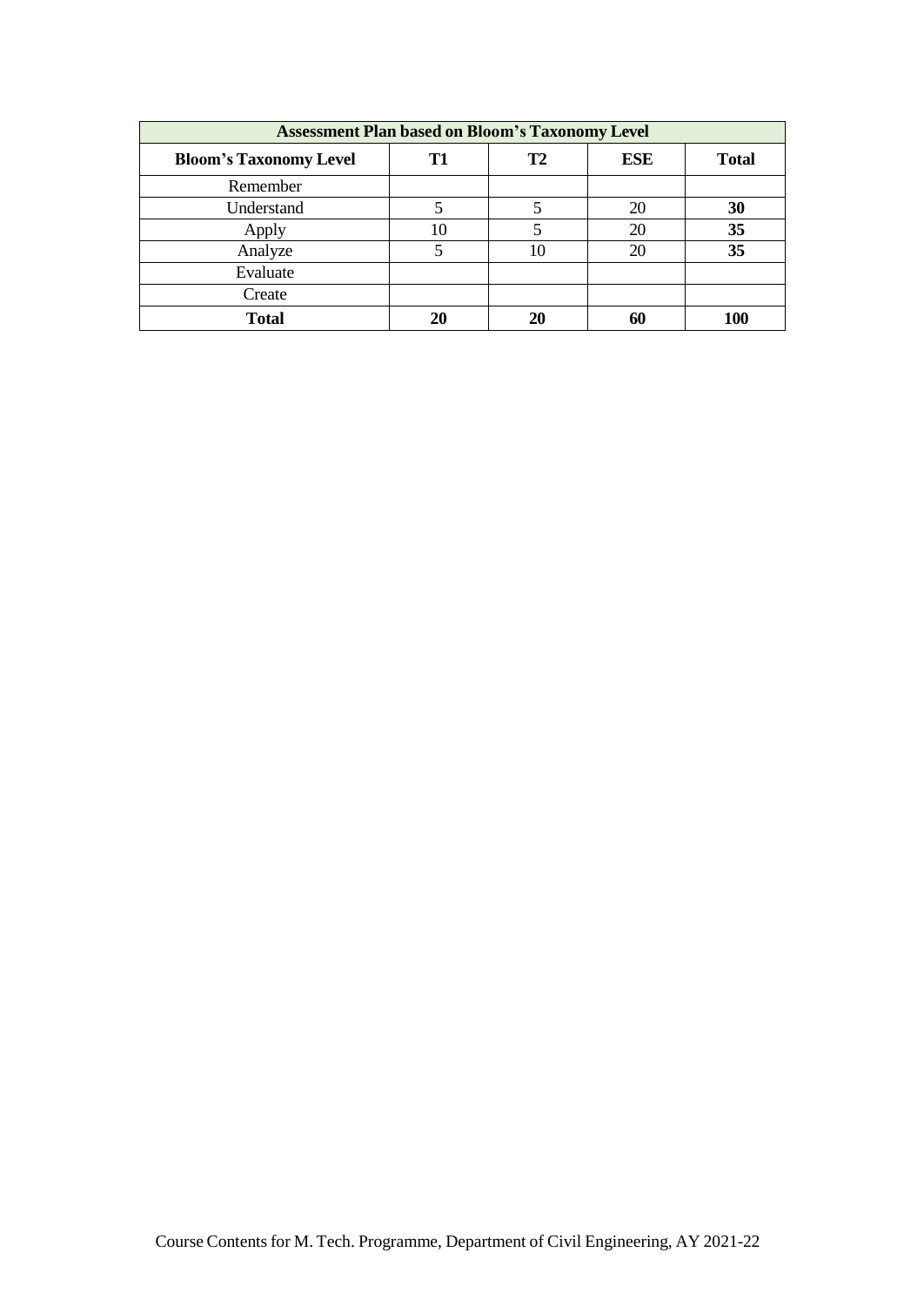| Assessment Plan based on Bloom's Taxonomy Level | | | | |
|---|---|---|---|---|
| **Bloom's Taxonomy Level** | **T1** | **T2** | **ESE** | **Total** |
| Remember | | | | |
| Understand | 5 | 5 | 20 | **30** |
| Apply | 10 | 5 | 20 | **35** |
| Analyze | 5 | 10 | 20 | **35** |
| Evaluate | | | | |
| Create | | | | |
| **Total** | **20** | **20** | **60** | **100** |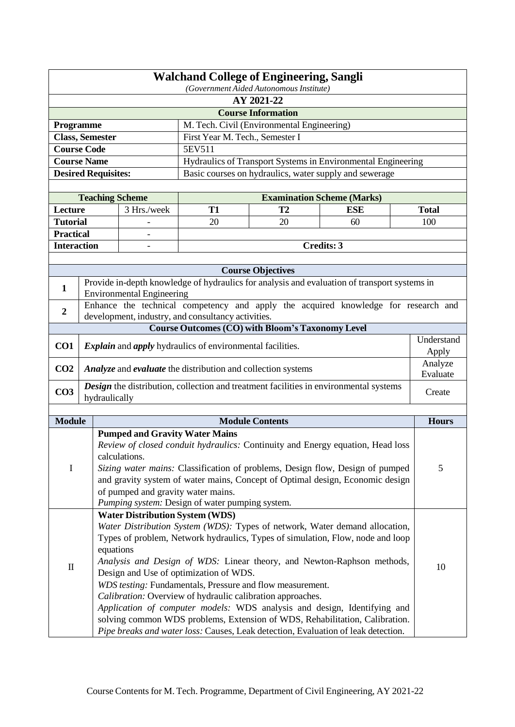# Walchand College of Engineering, Sangli

*(Government Aided Autonomous Institute)*

**AY 2021-22**

| **Course Information** | |
|---|---|
| **Programme** | M. Tech. Civil (Environmental Engineering) |
| **Class, Semester** | First Year M. Tech., Semester I |
| **Course Code** | 5EV511 |
| **Course Name** | Hydraulics of Transport Systems in Environmental Engineering |
| **Desired Requisites:** | Basic courses on hydraulics, water supply and sewerage |

| **Teaching Scheme** | | **Examination Scheme (Marks)** | | | |
|---|---|---|---|---|---|
| **Lecture** | 3 Hrs./week | **T1** | **T2** | **ESE** | **Total** |
| **Tutorial** | - | 20 | 20 | 60 | 100 |
| **Practical** | - | | | | |
| **Interaction** | - | **Credits: 3** | | | |

| **Course Objectives** | |
|---|---|
| **1** | Provide in-depth knowledge of hydraulics for analysis and evaluation of transport systems in Environmental Engineering |
| **2** | Enhance the technical competency and apply the acquired knowledge for research and development, industry, and consultancy activities. |

| **Course Outcomes (CO) with Bloom's Taxonomy Level** | | |
|---|---|---|
| **CO1** | ***Explain*** and ***apply*** hydraulics of environmental facilities. | Understand Apply |
| **CO2** | ***Analyze*** and ***evaluate*** the distribution and collection systems | Analyze Evaluate |
| **CO3** | ***Design*** the distribution, collection and treatment facilities in environmental systems hydraulically | Create |

| **Module** | **Module Contents** | **Hours** |
|---|---|---|
| I | **Pumped and Gravity Water Mains**<br>*Review of closed conduit hydraulics:* Continuity and Energy equation, Head loss calculations.<br>*Sizing water mains:* Classification of problems, Design flow, Design of pumped and gravity system of water mains, Concept of Optimal design, Economic design of pumped and gravity water mains.<br>*Pumping system:* Design of water pumping system. | 5 |
| II | **Water Distribution System (WDS)**<br>*Water Distribution System (WDS):* Types of network, Water demand allocation, Types of problem, Network hydraulics, Types of simulation, Flow, node and loop equations<br>*Analysis and Design of WDS:* Linear theory, and Newton-Raphson methods, Design and Use of optimization of WDS.<br>*WDS testing:* Fundamentals, Pressure and flow measurement.<br>*Calibration:* Overview of hydraulic calibration approaches.<br>*Application of computer models:* WDS analysis and design, Identifying and solving common WDS problems, Extension of WDS, Rehabilitation, Calibration.<br>*Pipe breaks and water loss:* Causes, Leak detection, Evaluation of leak detection. | 10 |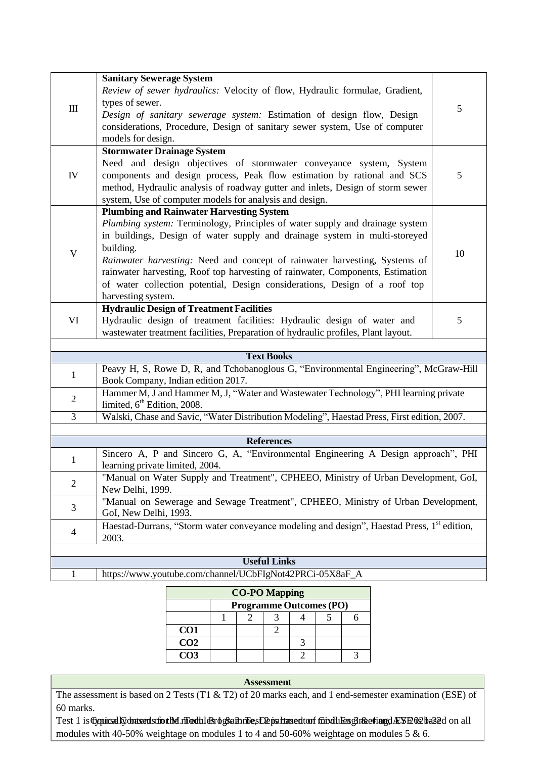| | | |
|---|---|---|
| III | **Sanitary Sewerage System**<br>*Review of sewer hydraulics:* Velocity of flow, Hydraulic formulae, Gradient, types of sewer.<br>*Design of sanitary sewerage system:* Estimation of design flow, Design considerations, Procedure, Design of sanitary sewer system, Use of computer models for design. | 5 |
| IV | **Stormwater Drainage System**<br>Need and design objectives of stormwater conveyance system, System components and design process, Peak flow estimation by rational and SCS method, Hydraulic analysis of roadway gutter and inlets, Design of storm sewer system, Use of computer models for analysis and design. | 5 |
| V | **Plumbing and Rainwater Harvesting System**<br>*Plumbing system:* Terminology, Principles of water supply and drainage system in buildings, Design of water supply and drainage system in multi-storeyed building.<br>*Rainwater harvesting:* Need and concept of rainwater harvesting, Systems of rainwater harvesting, Roof top harvesting of rainwater, Components, Estimation of water collection potential, Design considerations, Design of a roof top harvesting system. | 10 |
| VI | **Hydraulic Design of Treatment Facilities**<br>Hydraulic design of treatment facilities: Hydraulic design of water and wastewater treatment facilities, Preparation of hydraulic profiles, Plant layout. | 5 |

**Text Books**

| | |
|---|---|
| 1 | Peavy H, S, Rowe D, R, and Tchobanoglous G, "Environmental Engineering", McGraw-Hill Book Company, Indian edition 2017. |
| 2 | Hammer M, J and Hammer M, J, "Water and Wastewater Technology", PHI learning private limited, 6th Edition, 2008. |
| 3 | Walski, Chase and Savic, "Water Distribution Modeling", Haestad Press, First edition, 2007. |

**References**

| | |
|---|---|
| 1 | Sincero A, P and Sincero G, A, "Environmental Engineering A Design approach", PHI learning private limited, 2004. |
| 2 | "Manual on Water Supply and Treatment", CPHEEO, Ministry of Urban Development, GoI, New Delhi, 1999. |
| 3 | "Manual on Sewerage and Sewage Treatment", CPHEEO, Ministry of Urban Development, GoI, New Delhi, 1993. |
| 4 | Haestad-Durrans, "Storm water conveyance modeling and design", Haestad Press, 1st edition, 2003. |

**Useful Links**

| | |
|---|---|
| 1 | https://www.youtube.com/channel/UCbFIgNot42PRCi-05X8aF_A |

**CO-PO Mapping**

| | Programme Outcomes (PO) | | | | | |
|---|---|---|---|---|---|---|
| | 1 | 2 | 3 | 4 | 5 | 6 |
| **CO1** | | | 2 | | | |
| **CO2** | | | | 3 | | |
| **CO3** | | | | 2 | | 3 |

**Assessment**

The assessment is based on 2 Tests (T1 & T2) of 20 marks each, and 1 end-semester examination (ESE) of 60 marks.

Test 1 is based on modules 1 & 2. Test 2 is based on modules 3 & 4 and ESE is based on all modules with 40-50% weightage on modules 1 to 4 and 50-60% weightage on modules 5 & 6.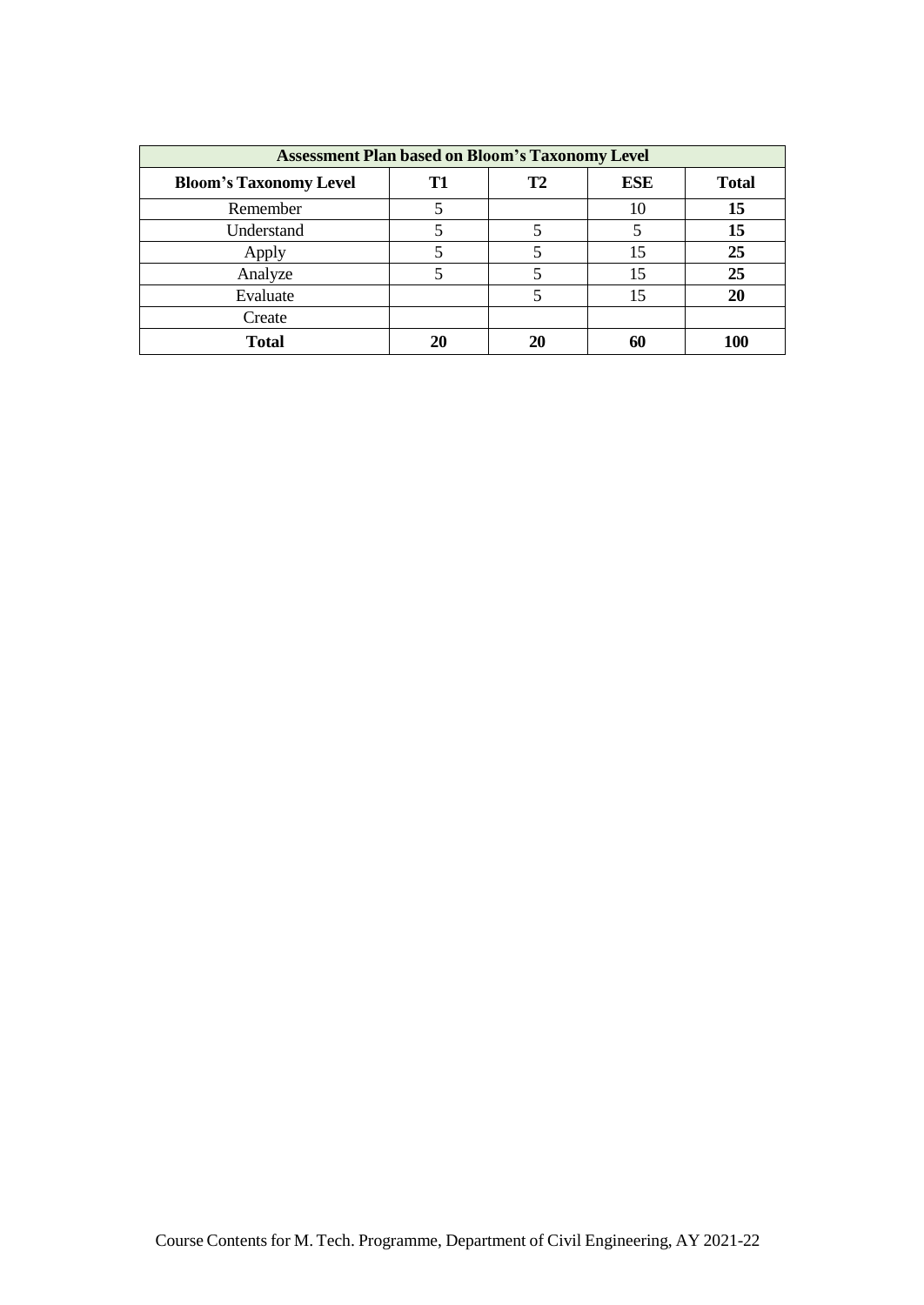| Assessment Plan based on Bloom's Taxonomy Level | | | | |
|---|---|---|---|---|
| **Bloom's Taxonomy Level** | **T1** | **T2** | **ESE** | **Total** |
| Remember | 5 | | 10 | **15** |
| Understand | 5 | 5 | 5 | **15** |
| Apply | 5 | 5 | 15 | **25** |
| Analyze | 5 | 5 | 15 | **25** |
| Evaluate | | 5 | 15 | **20** |
| Create | | | | |
| **Total** | **20** | **20** | **60** | **100** |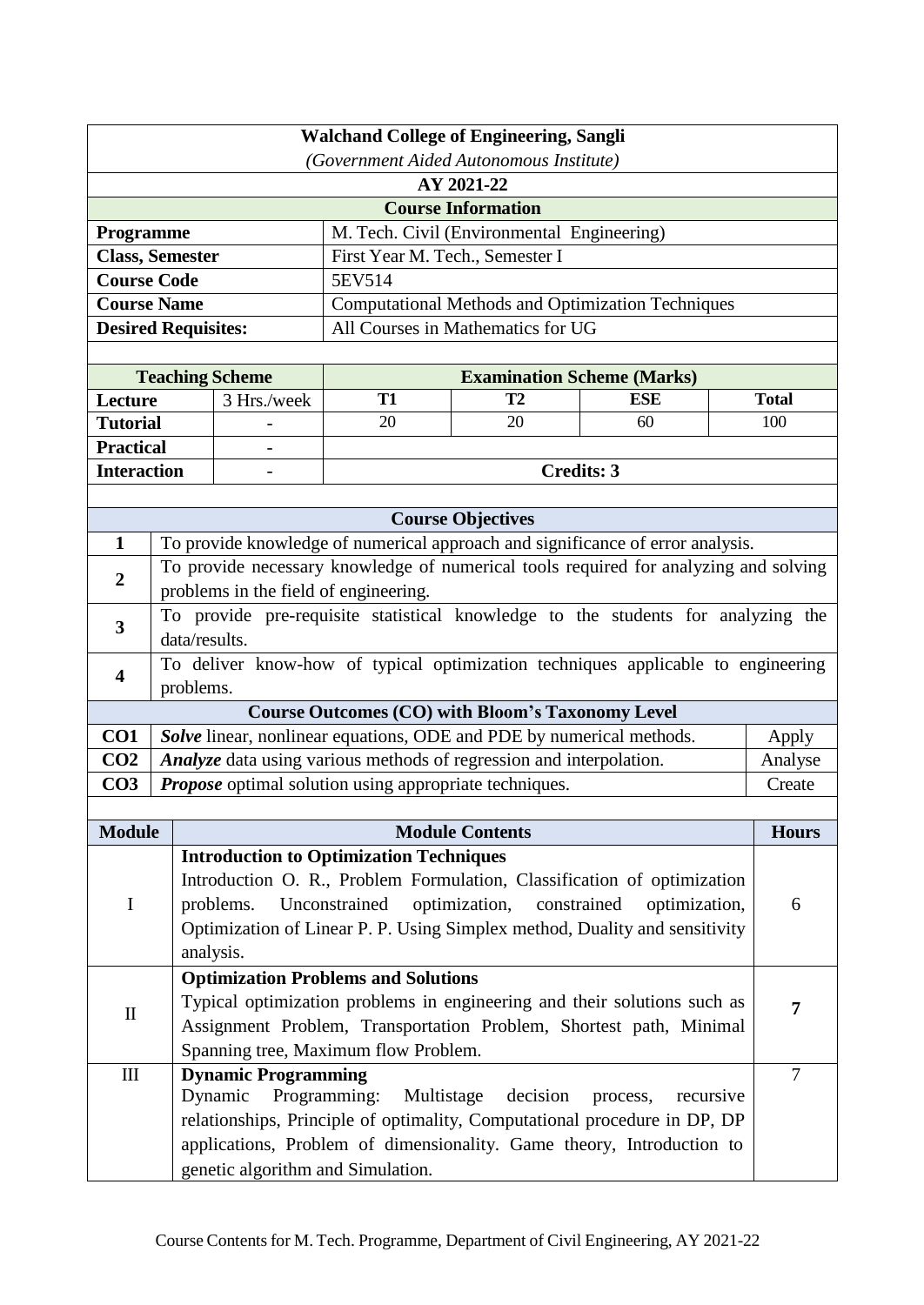**Walchand College of Engineering, Sangli**
*(Government Aided Autonomous Institute)*

**AY 2021-22**

| **Course Information** | |
|---|---|
| **Programme** | M. Tech. Civil (Environmental Engineering) |
| **Class, Semester** | First Year M. Tech., Semester I |
| **Course Code** | 5EV514 |
| **Course Name** | Computational Methods and Optimization Techniques |
| **Desired Requisites:** | All Courses in Mathematics for UG |

| **Teaching Scheme** | | **Examination Scheme (Marks)** | | | |
|---|---|---|---|---|---|
| **Lecture** | 3 Hrs./week | **T1** | **T2** | **ESE** | **Total** |
| **Tutorial** | - | 20 | 20 | 60 | 100 |
| **Practical** | - | | | | |
| **Interaction** | - | **Credits: 3** | | | |

| **Course Objectives** | |
|---|---|
| **1** | To provide knowledge of numerical approach and significance of error analysis. |
| **2** | To provide necessary knowledge of numerical tools required for analyzing and solving problems in the field of engineering. |
| **3** | To provide pre-requisite statistical knowledge to the students for analyzing the data/results. |
| **4** | To deliver know-how of typical optimization techniques applicable to engineering problems. |

| **Course Outcomes (CO) with Bloom's Taxonomy Level** | | |
|---|---|---|
| **CO1** | ***Solve*** linear, nonlinear equations, ODE and PDE by numerical methods. | Apply |
| **CO2** | ***Analyze*** data using various methods of regression and interpolation. | Analyse |
| **CO3** | ***Propose*** optimal solution using appropriate techniques. | Create |

| **Module** | **Module Contents** | **Hours** |
|---|---|---|
| I | **Introduction to Optimization Techniques**<br>Introduction O. R., Problem Formulation, Classification of optimization problems. Unconstrained optimization, constrained optimization, Optimization of Linear P. P. Using Simplex method, Duality and sensitivity analysis. | 6 |
| II | **Optimization Problems and Solutions**<br>Typical optimization problems in engineering and their solutions such as Assignment Problem, Transportation Problem, Shortest path, Minimal Spanning tree, Maximum flow Problem. | **7** |
| III | **Dynamic Programming**<br>Dynamic Programming: Multistage decision process, recursive relationships, Principle of optimality, Computational procedure in DP, DP applications, Problem of dimensionality. Game theory, Introduction to genetic algorithm and Simulation. | 7 |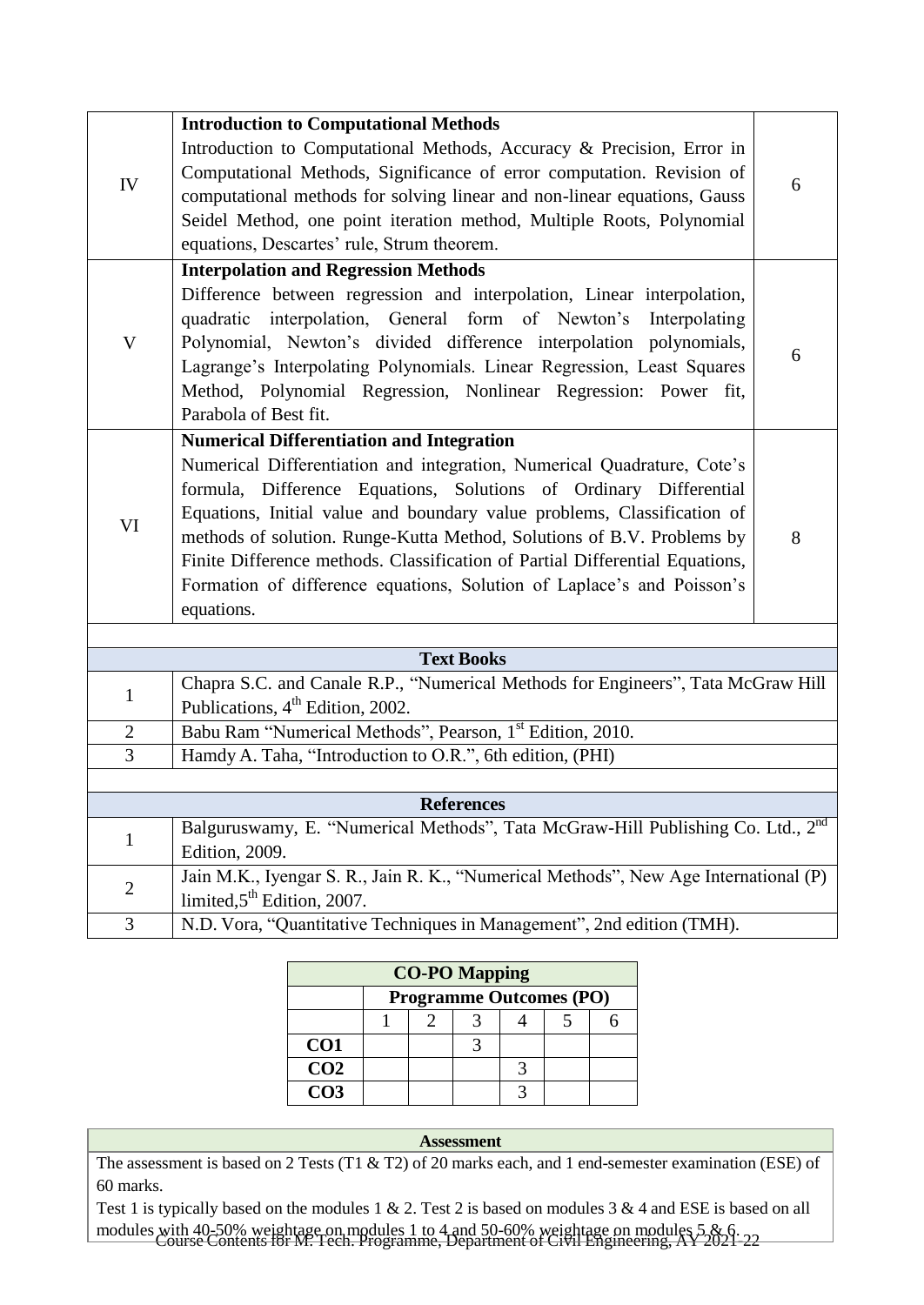| | | |
|---|---|---|
| IV | **Introduction to Computational Methods**<br>Introduction to Computational Methods, Accuracy & Precision, Error in Computational Methods, Significance of error computation. Revision of computational methods for solving linear and non-linear equations, Gauss Seidel Method, one point iteration method, Multiple Roots, Polynomial equations, Descartes' rule, Strum theorem. | 6 |
| V | **Interpolation and Regression Methods**<br>Difference between regression and interpolation, Linear interpolation, quadratic interpolation, General form of Newton's Interpolating Polynomial, Newton's divided difference interpolation polynomials, Lagrange's Interpolating Polynomials. Linear Regression, Least Squares Method, Polynomial Regression, Nonlinear Regression: Power fit, Parabola of Best fit. | 6 |
| VI | **Numerical Differentiation and Integration**<br>Numerical Differentiation and integration, Numerical Quadrature, Cote's formula, Difference Equations, Solutions of Ordinary Differential Equations, Initial value and boundary value problems, Classification of methods of solution. Runge-Kutta Method, Solutions of B.V. Problems by Finite Difference methods. Classification of Partial Differential Equations, Formation of difference equations, Solution of Laplace's and Poisson's equations. | 8 |

**Text Books**

| | |
|---|---|
| 1 | Chapra S.C. and Canale R.P., "Numerical Methods for Engineers", Tata McGraw Hill Publications, 4th Edition, 2002. |
| 2 | Babu Ram "Numerical Methods", Pearson, 1st Edition, 2010. |
| 3 | Hamdy A. Taha, "Introduction to O.R.", 6th edition, (PHI) |

**References**

| | |
|---|---|
| 1 | Balguruswamy, E. "Numerical Methods", Tata McGraw-Hill Publishing Co. Ltd., 2nd Edition, 2009. |
| 2 | Jain M.K., Iyengar S. R., Jain R. K., "Numerical Methods", New Age International (P) limited,5th Edition, 2007. |
| 3 | N.D. Vora, "Quantitative Techniques in Management", 2nd edition (TMH). |

**CO-PO Mapping**

| | Programme Outcomes (PO) | | | | | |
|---|---|---|---|---|---|---|
| | 1 | 2 | 3 | 4 | 5 | 6 |
| **CO1** | | | 3 | | | |
| **CO2** | | | | 3 | | |
| **CO3** | | | | 3 | | |

**Assessment**

The assessment is based on 2 Tests (T1 & T2) of 20 marks each, and 1 end-semester examination (ESE) of 60 marks.

Test 1 is typically based on the modules 1 & 2. Test 2 is based on modules 3 & 4 and ESE is based on all modules with 40-50% weightage on modules 1 to 4 and 50-60% weightage on modules 5 & 6.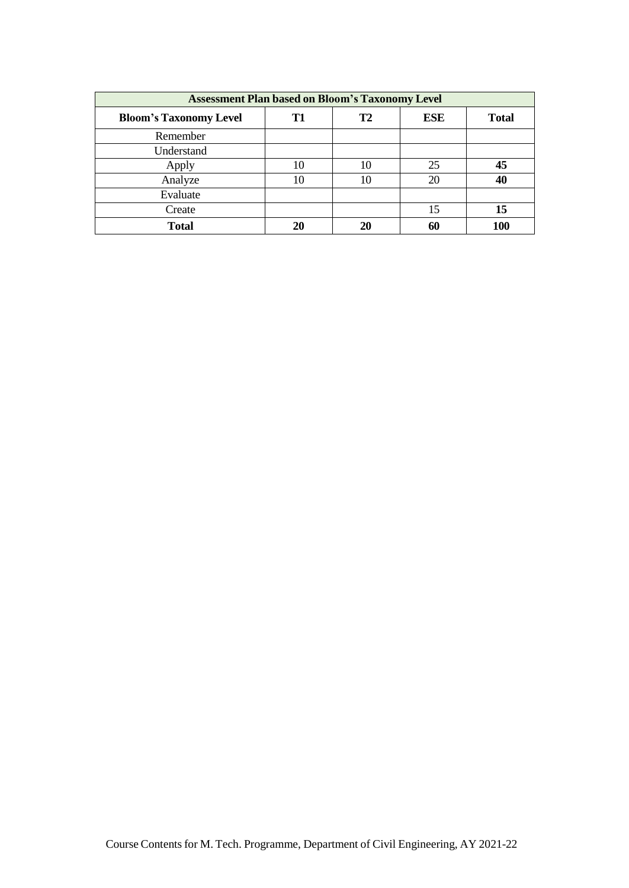| **Assessment Plan based on Bloom's Taxonomy Level** | | | | |
|---|---|---|---|---|
| **Bloom's Taxonomy Level** | **T1** | **T2** | **ESE** | **Total** |
| Remember | | | | |
| Understand | | | | |
| Apply | 10 | 10 | 25 | **45** |
| Analyze | 10 | 10 | 20 | **40** |
| Evaluate | | | | |
| Create | | | 15 | **15** |
| **Total** | **20** | **20** | **60** | **100** |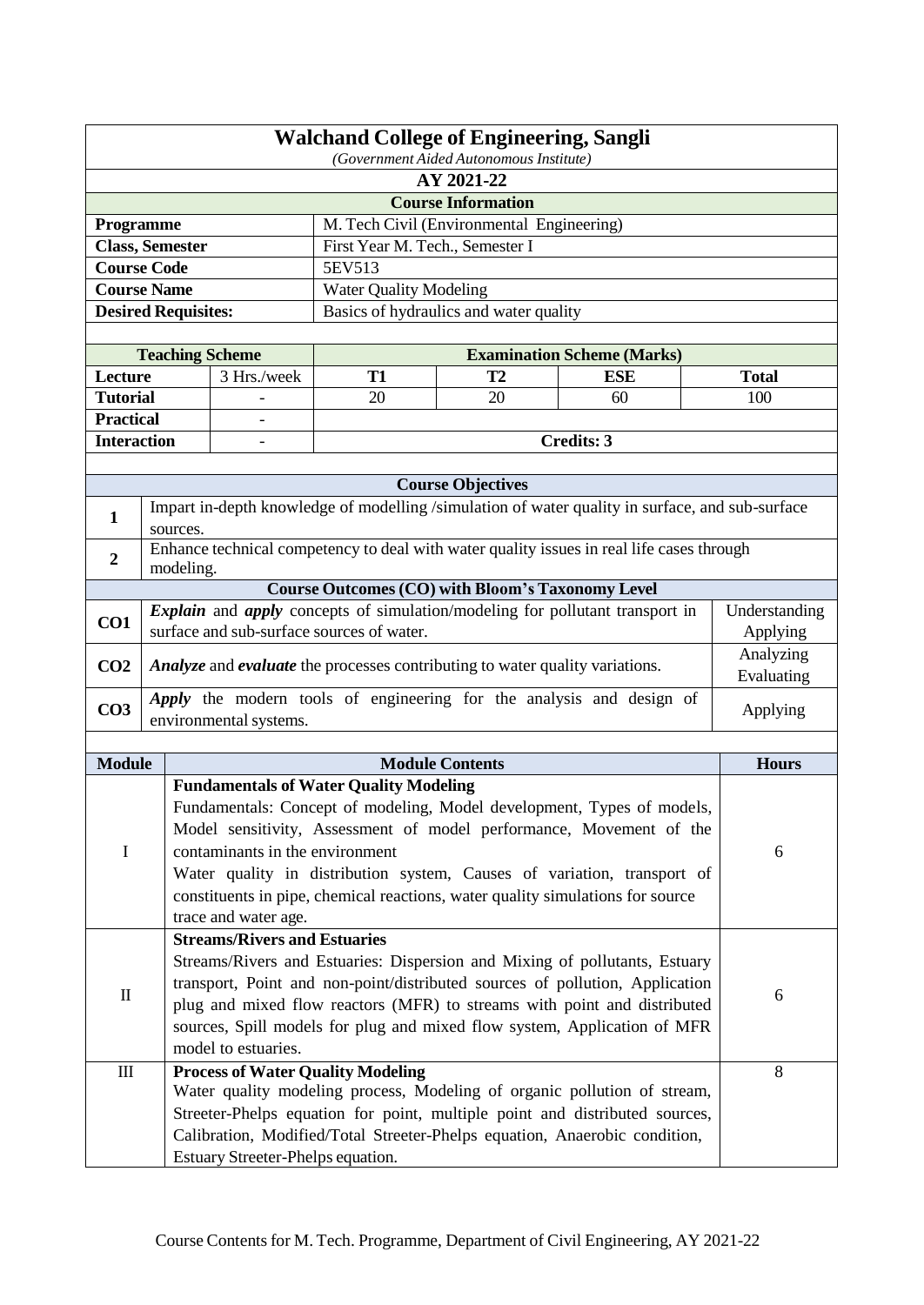# Walchand College of Engineering, Sangli

*(Government Aided Autonomous Institute)*

**AY 2021-22**

## Course Information

| | |
|---|---|
| **Programme** | M. Tech Civil (Environmental Engineering) |
| **Class, Semester** | First Year M. Tech., Semester I |
| **Course Code** | 5EV513 |
| **Course Name** | Water Quality Modeling |
| **Desired Requisites:** | Basics of hydraulics and water quality |

| Teaching Scheme | | Examination Scheme (Marks) | | | |
|---|---|---|---|---|---|
| **Lecture** | 3 Hrs./week | **T1** | **T2** | **ESE** | **Total** |
| **Tutorial** | - | 20 | 20 | 60 | 100 |
| **Practical** | - | | | | |
| **Interaction** | - | **Credits: 3** | | | |

## Course Objectives

| | |
|---|---|
| **1** | Impart in-depth knowledge of modelling /simulation of water quality in surface, and sub-surface sources. |
| **2** | Enhance technical competency to deal with water quality issues in real life cases through modeling. |

## Course Outcomes (CO) with Bloom's Taxonomy Level

| | | |
|---|---|---|
| **CO1** | ***Explain*** and ***apply*** concepts of simulation/modeling for pollutant transport in surface and sub-surface sources of water. | Understanding Applying |
| **CO2** | ***Analyze*** and ***evaluate*** the processes contributing to water quality variations. | Analyzing Evaluating |
| **CO3** | ***Apply*** the modern tools of engineering for the analysis and design of environmental systems. | Applying |

| Module | Module Contents | Hours |
|---|---|---|
| I | **Fundamentals of Water Quality Modeling**<br>Fundamentals: Concept of modeling, Model development, Types of models, Model sensitivity, Assessment of model performance, Movement of the contaminants in the environment<br>Water quality in distribution system, Causes of variation, transport of constituents in pipe, chemical reactions, water quality simulations for source trace and water age. | 6 |
| II | **Streams/Rivers and Estuaries**<br>Streams/Rivers and Estuaries: Dispersion and Mixing of pollutants, Estuary transport, Point and non-point/distributed sources of pollution, Application plug and mixed flow reactors (MFR) to streams with point and distributed sources, Spill models for plug and mixed flow system, Application of MFR model to estuaries. | 6 |
| III | **Process of Water Quality Modeling**<br>Water quality modeling process, Modeling of organic pollution of stream, Streeter-Phelps equation for point, multiple point and distributed sources, Calibration, Modified/Total Streeter-Phelps equation, Anaerobic condition, Estuary Streeter-Phelps equation. | 8 |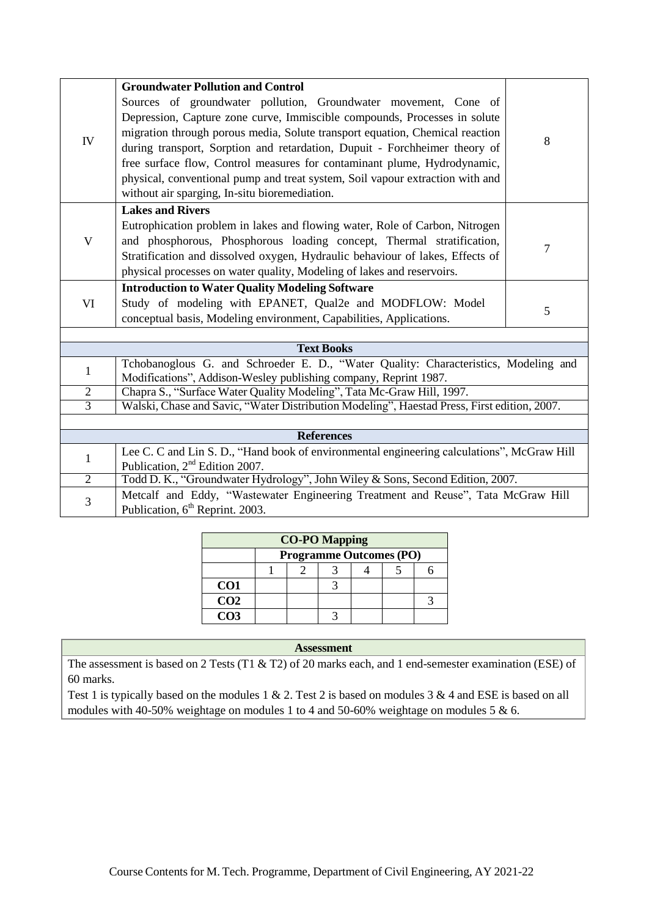| | | |
|---|---|---|
| IV | **Groundwater Pollution and Control**<br>Sources of groundwater pollution, Groundwater movement, Cone of Depression, Capture zone curve, Immiscible compounds, Processes in solute migration through porous media, Solute transport equation, Chemical reaction during transport, Sorption and retardation, Dupuit - Forchheimer theory of free surface flow, Control measures for contaminant plume, Hydrodynamic, physical, conventional pump and treat system, Soil vapour extraction with and without air sparging, In-situ bioremediation. | 8 |
| V | **Lakes and Rivers**<br>Eutrophication problem in lakes and flowing water, Role of Carbon, Nitrogen and phosphorous, Phosphorous loading concept, Thermal stratification, Stratification and dissolved oxygen, Hydraulic behaviour of lakes, Effects of physical processes on water quality, Modeling of lakes and reservoirs. | 7 |
| VI | **Introduction to Water Quality Modeling Software**<br>Study of modeling with EPANET, Qual2e and MODFLOW: Model conceptual basis, Modeling environment, Capabilities, Applications. | 5 |

| **Text Books** | |
|---|---|
| 1 | Tchobanoglous G. and Schroeder E. D., "Water Quality: Characteristics, Modeling and Modifications", Addison-Wesley publishing company, Reprint 1987. |
| 2 | Chapra S., "Surface Water Quality Modeling", Tata Mc-Graw Hill, 1997. |
| 3 | Walski, Chase and Savic, "Water Distribution Modeling", Haestad Press, First edition, 2007. |

| **References** | |
|---|---|
| 1 | Lee C. C and Lin S. D., "Hand book of environmental engineering calculations", McGraw Hill Publication, 2nd Edition 2007. |
| 2 | Todd D. K., "Groundwater Hydrology", John Wiley & Sons, Second Edition, 2007. |
| 3 | Metcalf and Eddy, "Wastewater Engineering Treatment and Reuse", Tata McGraw Hill Publication, 6th Reprint. 2003. |

**CO-PO Mapping**

| | Programme Outcomes (PO) | | | | | |
|---|---|---|---|---|---|---|
| | 1 | 2 | 3 | 4 | 5 | 6 |
| **CO1** | | | 3 | | | |
| **CO2** | | | | | | 3 |
| **CO3** | | | 3 | | | |

**Assessment**

The assessment is based on 2 Tests (T1 & T2) of 20 marks each, and 1 end-semester examination (ESE) of 60 marks.

Test 1 is typically based on the modules 1 & 2. Test 2 is based on modules 3 & 4 and ESE is based on all modules with 40-50% weightage on modules 1 to 4 and 50-60% weightage on modules 5 & 6.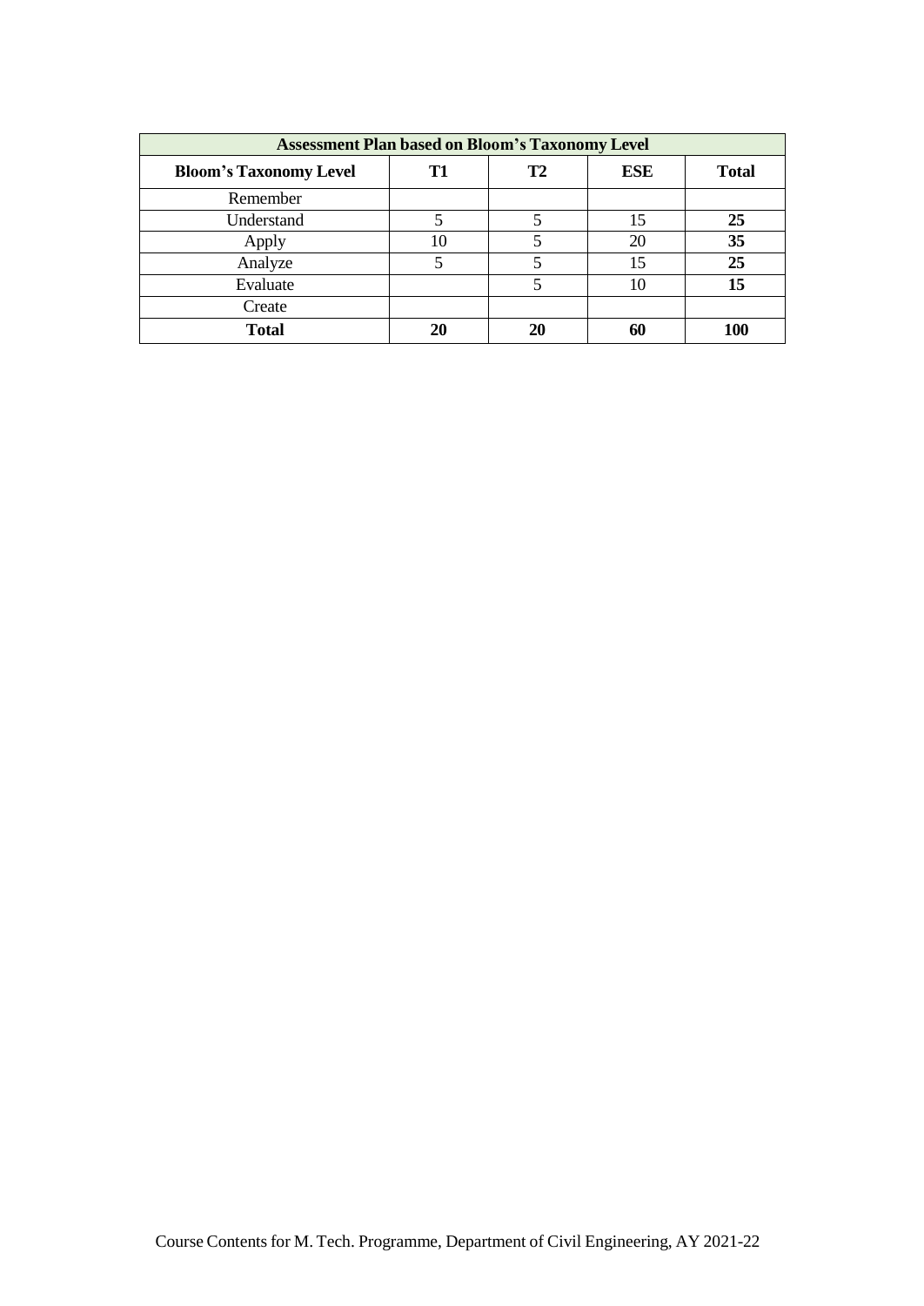| Assessment Plan based on Bloom's Taxonomy Level | | | | |
|---|---|---|---|---|
| **Bloom's Taxonomy Level** | **T1** | **T2** | **ESE** | **Total** |
| Remember | | | | |
| Understand | 5 | 5 | 15 | **25** |
| Apply | 10 | 5 | 20 | **35** |
| Analyze | 5 | 5 | 15 | **25** |
| Evaluate | | 5 | 10 | **15** |
| Create | | | | |
| **Total** | **20** | **20** | **60** | **100** |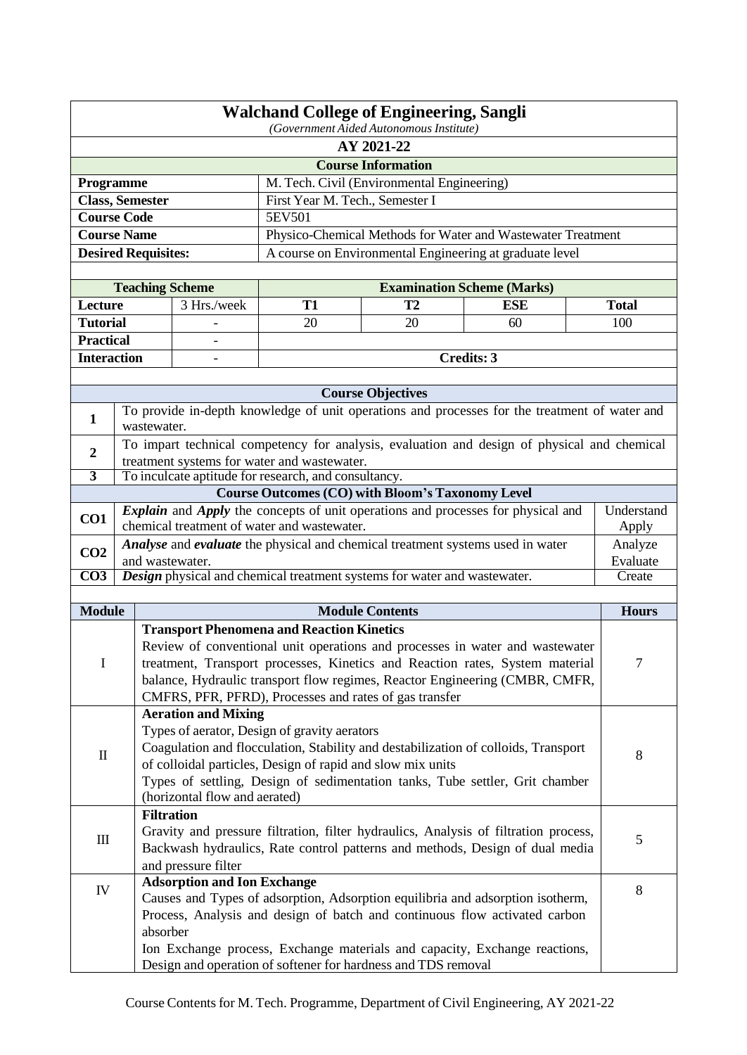# Walchand College of Engineering, Sangli

*(Government Aided Autonomous Institute)*

## AY 2021-22

### Course Information

| | |
|---|---|
| **Programme** | M. Tech. Civil (Environmental Engineering) |
| **Class, Semester** | First Year M. Tech., Semester I |
| **Course Code** | 5EV501 |
| **Course Name** | Physico-Chemical Methods for Water and Wastewater Treatment |
| **Desired Requisites:** | A course on Environmental Engineering at graduate level |

| Teaching Scheme | | Examination Scheme (Marks) | | | |
|---|---|---|---|---|---|
| **Lecture** | 3 Hrs./week | **T1** | **T2** | **ESE** | **Total** |
| **Tutorial** | - | 20 | 20 | 60 | 100 |
| **Practical** | - | | | | |
| **Interaction** | - | **Credits: 3** | | | |

### Course Objectives

| | |
|---|---|
| **1** | To provide in-depth knowledge of unit operations and processes for the treatment of water and wastewater. |
| **2** | To impart technical competency for analysis, evaluation and design of physical and chemical treatment systems for water and wastewater. |
| **3** | To inculcate aptitude for research, and consultancy. |

### Course Outcomes (CO) with Bloom's Taxonomy Level

| | | |
|---|---|---|
| **CO1** | ***Explain*** and ***Apply*** the concepts of unit operations and processes for physical and chemical treatment of water and wastewater. | Understand Apply |
| **CO2** | ***Analyse*** and ***evaluate*** the physical and chemical treatment systems used in water and wastewater. | Analyze Evaluate |
| **CO3** | ***Design*** physical and chemical treatment systems for water and wastewater. | Create |

| Module | Module Contents | Hours |
|---|---|---|
| I | **Transport Phenomena and Reaction Kinetics**<br>Review of conventional unit operations and processes in water and wastewater treatment, Transport processes, Kinetics and Reaction rates, System material balance, Hydraulic transport flow regimes, Reactor Engineering (CMBR, CMFR, CMFRS, PFR, PFRD), Processes and rates of gas transfer | 7 |
| II | **Aeration and Mixing**<br>Types of aerator, Design of gravity aerators<br>Coagulation and flocculation, Stability and destabilization of colloids, Transport of colloidal particles, Design of rapid and slow mix units<br>Types of settling, Design of sedimentation tanks, Tube settler, Grit chamber (horizontal flow and aerated) | 8 |
| III | **Filtration**<br>Gravity and pressure filtration, filter hydraulics, Analysis of filtration process, Backwash hydraulics, Rate control patterns and methods, Design of dual media and pressure filter | 5 |
| IV | **Adsorption and Ion Exchange**<br>Causes and Types of adsorption, Adsorption equilibria and adsorption isotherm, Process, Analysis and design of batch and continuous flow activated carbon absorber<br>Ion Exchange process, Exchange materials and capacity, Exchange reactions, Design and operation of softener for hardness and TDS removal | 8 |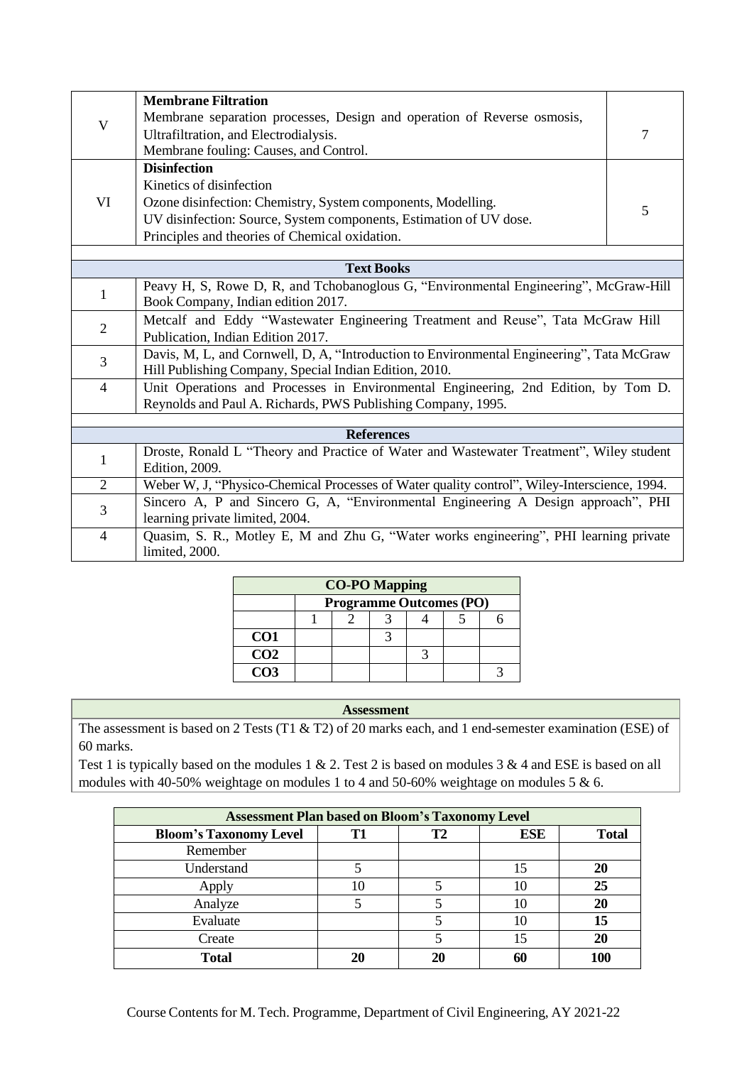| | | |
|---|---|---|
| V | **Membrane Filtration**<br>Membrane separation processes, Design and operation of Reverse osmosis, Ultrafiltration, and Electrodialysis.<br>Membrane fouling: Causes, and Control. | 7 |
| VI | **Disinfection**<br>Kinetics of disinfection<br>Ozone disinfection: Chemistry, System components, Modelling.<br>UV disinfection: Source, System components, Estimation of UV dose.<br>Principles and theories of Chemical oxidation. | 5 |

| **Text Books** | |
|---|---|
| 1 | Peavy H, S, Rowe D, R, and Tchobanoglous G, "Environmental Engineering", McGraw-Hill Book Company, Indian edition 2017. |
| 2 | Metcalf and Eddy "Wastewater Engineering Treatment and Reuse", Tata McGraw Hill Publication, Indian Edition 2017. |
| 3 | Davis, M, L, and Cornwell, D, A, "Introduction to Environmental Engineering", Tata McGraw Hill Publishing Company, Special Indian Edition, 2010. |
| 4 | Unit Operations and Processes in Environmental Engineering, 2nd Edition, by Tom D. Reynolds and Paul A. Richards, PWS Publishing Company, 1995. |

| **References** | |
|---|---|
| 1 | Droste, Ronald L "Theory and Practice of Water and Wastewater Treatment", Wiley student Edition, 2009. |
| 2 | Weber W, J, "Physico-Chemical Processes of Water quality control", Wiley-Interscience, 1994. |
| 3 | Sincero A, P and Sincero G, A, "Environmental Engineering A Design approach", PHI learning private limited, 2004. |
| 4 | Quasim, S. R., Motley E, M and Zhu G, "Water works engineering", PHI learning private limited, 2000. |

| **CO-PO Mapping** | | | | | | |
|---|---|---|---|---|---|---|
| | **Programme Outcomes (PO)** | | | | | |
| | 1 | 2 | 3 | 4 | 5 | 6 |
| **CO1** | | | 3 | | | |
| **CO2** | | | | 3 | | |
| **CO3** | | | | | | 3 |

**Assessment**

The assessment is based on 2 Tests (T1 & T2) of 20 marks each, and 1 end-semester examination (ESE) of 60 marks.

Test 1 is typically based on the modules 1 & 2. Test 2 is based on modules 3 & 4 and ESE is based on all modules with 40-50% weightage on modules 1 to 4 and 50-60% weightage on modules 5 & 6.

| **Assessment Plan based on Bloom's Taxonomy Level** | | | | |
|---|---|---|---|---|
| **Bloom's Taxonomy Level** | **T1** | **T2** | **ESE** | **Total** |
| Remember | | | | |
| Understand | 5 | | 15 | **20** |
| Apply | 10 | 5 | 10 | **25** |
| Analyze | 5 | 5 | 10 | **20** |
| Evaluate | | 5 | 10 | **15** |
| Create | | 5 | 15 | **20** |
| **Total** | **20** | **20** | **60** | **100** |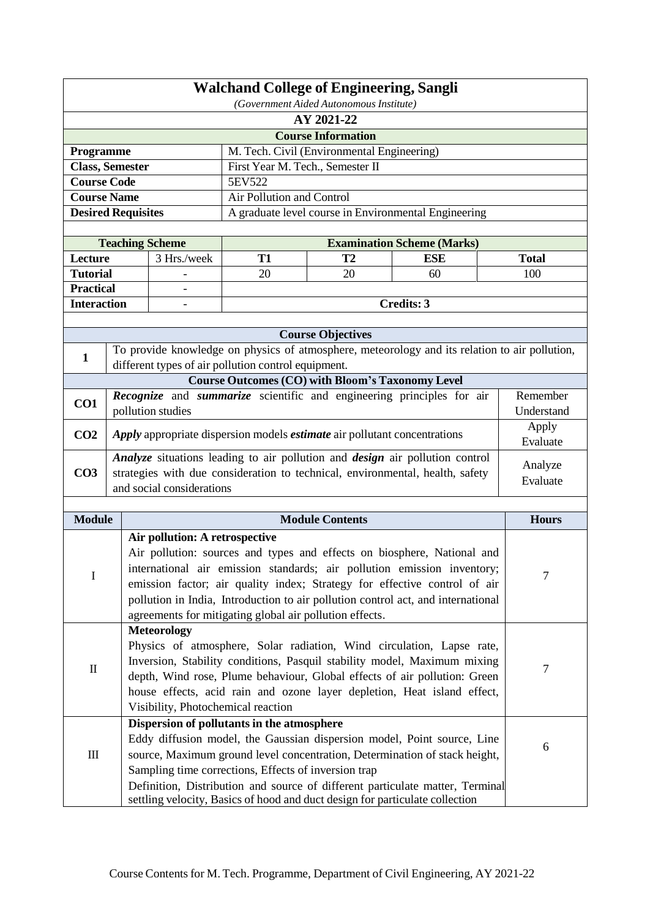# Walchand College of Engineering, Sangli

*(Government Aided Autonomous Institute)*

**AY 2021-22**

## Course Information

| | |
|---|---|
| **Programme** | M. Tech. Civil (Environmental Engineering) |
| **Class, Semester** | First Year M. Tech., Semester II |
| **Course Code** | 5EV522 |
| **Course Name** | Air Pollution and Control |
| **Desired Requisites** | A graduate level course in Environmental Engineering |

| Teaching Scheme | | Examination Scheme (Marks) | | | |
|---|---|---|---|---|---|
| **Lecture** | 3 Hrs./week | **T1** | **T2** | **ESE** | **Total** |
| **Tutorial** | - | 20 | 20 | 60 | 100 |
| **Practical** | - | | | | |
| **Interaction** | - | **Credits: 3** | | | |

## Course Objectives

| | |
|---|---|
| **1** | To provide knowledge on physics of atmosphere, meteorology and its relation to air pollution, different types of air pollution control equipment. |

## Course Outcomes (CO) with Bloom's Taxonomy Level

| | | |
|---|---|---|
| **CO1** | ***Recognize*** and ***summarize*** scientific and engineering principles for air pollution studies | Remember Understand |
| **CO2** | ***Apply*** appropriate dispersion models ***estimate*** air pollutant concentrations | Apply Evaluate |
| **CO3** | ***Analyze*** situations leading to air pollution and ***design*** air pollution control strategies with due consideration to technical, environmental, health, safety and social considerations | Analyze Evaluate |

| Module | Module Contents | Hours |
|---|---|---|
| I | **Air pollution: A retrospective**<br>Air pollution: sources and types and effects on biosphere, National and international air emission standards; air pollution emission inventory; emission factor; air quality index; Strategy for effective control of air pollution in India, Introduction to air pollution control act, and international agreements for mitigating global air pollution effects. | 7 |
| II | **Meteorology**<br>Physics of atmosphere, Solar radiation, Wind circulation, Lapse rate, Inversion, Stability conditions, Pasquil stability model, Maximum mixing depth, Wind rose, Plume behaviour, Global effects of air pollution: Green house effects, acid rain and ozone layer depletion, Heat island effect, Visibility, Photochemical reaction | 7 |
| III | **Dispersion of pollutants in the atmosphere**<br>Eddy diffusion model, the Gaussian dispersion model, Point source, Line source, Maximum ground level concentration, Determination of stack height, Sampling time corrections, Effects of inversion trap<br>Definition, Distribution and source of different particulate matter, Terminal settling velocity, Basics of hood and duct design for particulate collection | 6 |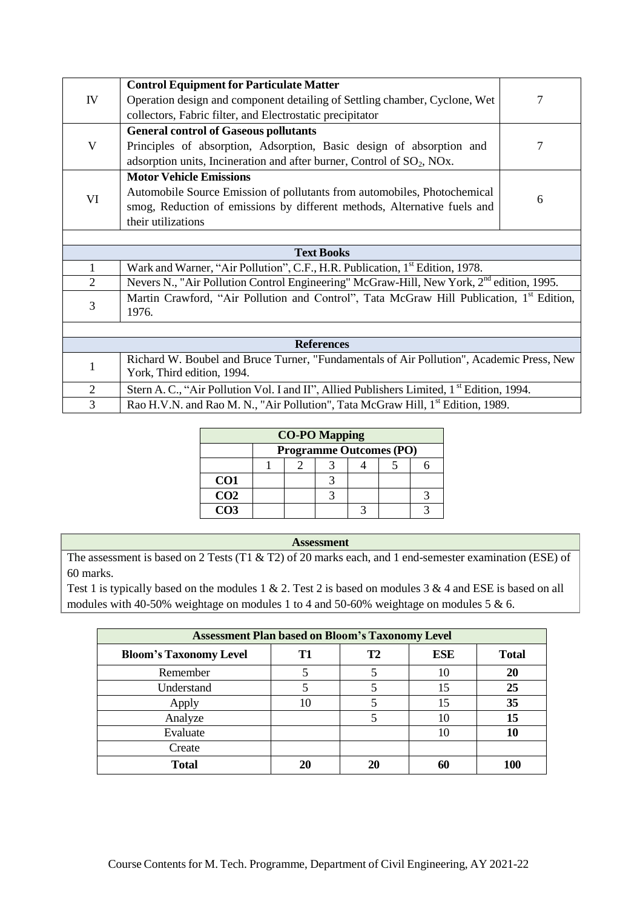| | | |
|---|---|---|
| IV | **Control Equipment for Particulate Matter**<br>Operation design and component detailing of Settling chamber, Cyclone, Wet collectors, Fabric filter, and Electrostatic precipitator | 7 |
| V | **General control of Gaseous pollutants**<br>Principles of absorption, Adsorption, Basic design of absorption and adsorption units, Incineration and after burner, Control of $SO_2$, NOx. | 7 |
| VI | **Motor Vehicle Emissions**<br>Automobile Source Emission of pollutants from automobiles, Photochemical smog, Reduction of emissions by different methods, Alternative fuels and their utilizations | 6 |

| Text Books | |
|---|---|
| 1 | Wark and Warner, "Air Pollution", C.F., H.R. Publication, 1st Edition, 1978. |
| 2 | Nevers N., "Air Pollution Control Engineering" McGraw-Hill, New York, 2nd edition, 1995. |
| 3 | Martin Crawford, "Air Pollution and Control", Tata McGraw Hill Publication, 1st Edition, 1976. |

| References | |
|---|---|
| 1 | Richard W. Boubel and Bruce Turner, "Fundamentals of Air Pollution", Academic Press, New York, Third edition, 1994. |
| 2 | Stern A. C., "Air Pollution Vol. I and II", Allied Publishers Limited, 1st Edition, 1994. |
| 3 | Rao H.V.N. and Rao M. N., "Air Pollution", Tata McGraw Hill, 1st Edition, 1989. |

| CO-PO Mapping | | | | | | |
|---|---|---|---|---|---|---|
| | Programme Outcomes (PO) | | | | | |
| | 1 | 2 | 3 | 4 | 5 | 6 |
| **CO1** | | | 3 | | | |
| **CO2** | | | 3 | | | 3 |
| **CO3** | | | | 3 | | 3 |

**Assessment**

The assessment is based on 2 Tests (T1 & T2) of 20 marks each, and 1 end-semester examination (ESE) of 60 marks.

Test 1 is typically based on the modules 1 & 2. Test 2 is based on modules 3 & 4 and ESE is based on all modules with 40-50% weightage on modules 1 to 4 and 50-60% weightage on modules 5 & 6.

| Bloom's Taxonomy Level | T1 | T2 | ESE | Total |
|---|---|---|---|---|
| Remember | 5 | 5 | 10 | **20** |
| Understand | 5 | 5 | 15 | **25** |
| Apply | 10 | 5 | 15 | **35** |
| Analyze | | 5 | 10 | **15** |
| Evaluate | | | 10 | **10** |
| Create | | | | |
| **Total** | **20** | **20** | **60** | **100** |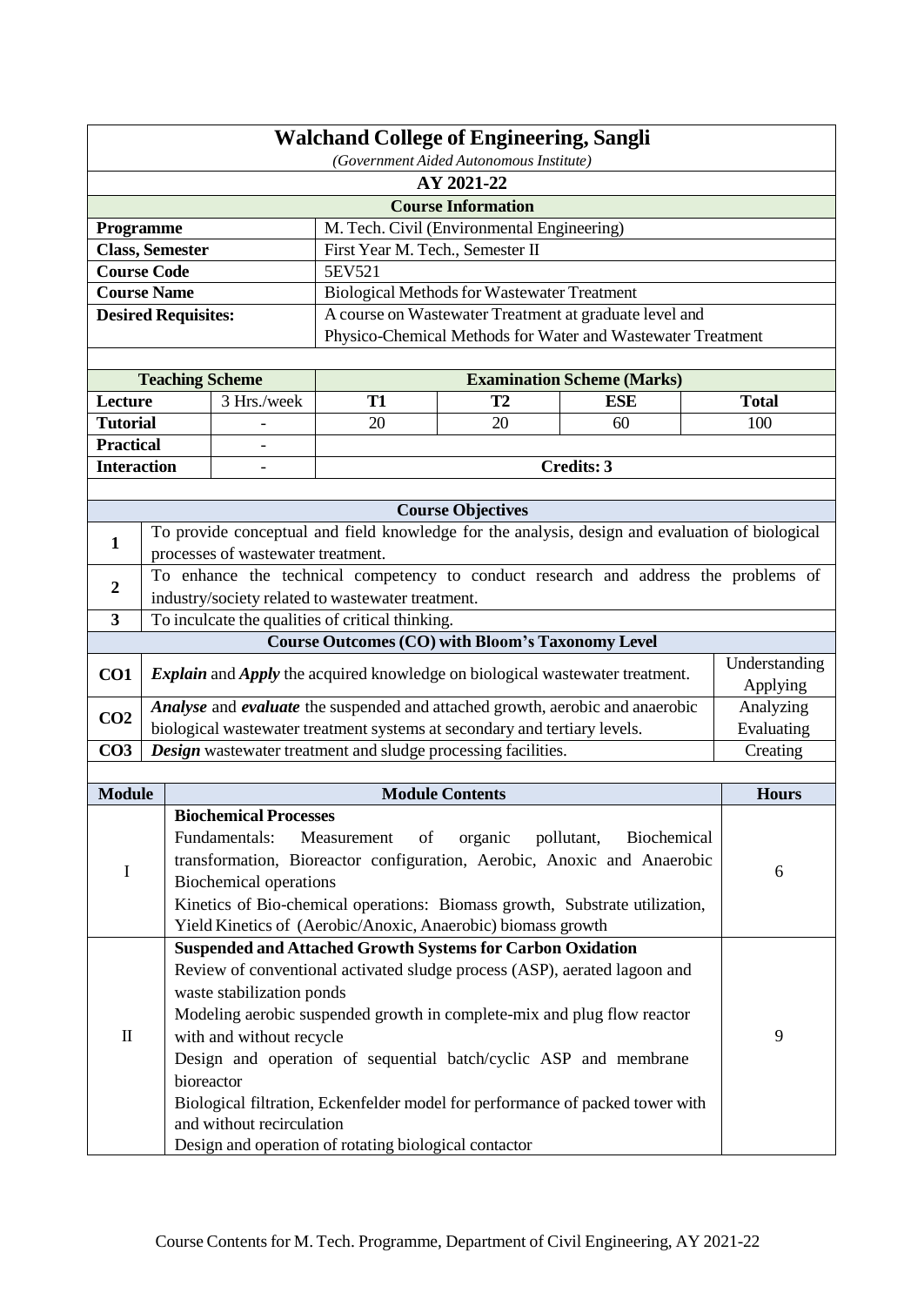# Walchand College of Engineering, Sangli

*(Government Aided Autonomous Institute)*

## AY 2021-22

### Course Information

| | |
|---|---|
| **Programme** | M. Tech. Civil (Environmental Engineering) |
| **Class, Semester** | First Year M. Tech., Semester II |
| **Course Code** | 5EV521 |
| **Course Name** | Biological Methods for Wastewater Treatment |
| **Desired Requisites:** | A course on Wastewater Treatment at graduate level and Physico-Chemical Methods for Water and Wastewater Treatment |

| Teaching Scheme | | Examination Scheme (Marks) | | | |
|---|---|---|---|---|---|
| **Lecture** | 3 Hrs./week | **T1** | **T2** | **ESE** | **Total** |
| **Tutorial** | - | 20 | 20 | 60 | 100 |
| **Practical** | - | | | | |
| **Interaction** | - | **Credits: 3** | | | |

### Course Objectives

| | |
|---|---|
| **1** | To provide conceptual and field knowledge for the analysis, design and evaluation of biological processes of wastewater treatment. |
| **2** | To enhance the technical competency to conduct research and address the problems of industry/society related to wastewater treatment. |
| **3** | To inculcate the qualities of critical thinking. |

### Course Outcomes (CO) with Bloom's Taxonomy Level

| | | |
|---|---|---|
| **CO1** | ***Explain*** and ***Apply*** the acquired knowledge on biological wastewater treatment. | Understanding Applying |
| **CO2** | ***Analyse*** and ***evaluate*** the suspended and attached growth, aerobic and anaerobic biological wastewater treatment systems at secondary and tertiary levels. | Analyzing Evaluating |
| **CO3** | ***Design*** wastewater treatment and sludge processing facilities. | Creating |

| **Module** | **Module Contents** | **Hours** |
|---|---|---|
| I | **Biochemical Processes**<br>Fundamentals: Measurement of organic pollutant, Biochemical transformation, Bioreactor configuration, Aerobic, Anoxic and Anaerobic Biochemical operations<br>Kinetics of Bio-chemical operations: Biomass growth, Substrate utilization, Yield Kinetics of (Aerobic/Anoxic, Anaerobic) biomass growth | 6 |
| II | **Suspended and Attached Growth Systems for Carbon Oxidation**<br>Review of conventional activated sludge process (ASP), aerated lagoon and waste stabilization ponds<br>Modeling aerobic suspended growth in complete-mix and plug flow reactor with and without recycle<br>Design and operation of sequential batch/cyclic ASP and membrane bioreactor<br>Biological filtration, Eckenfelder model for performance of packed tower with and without recirculation<br>Design and operation of rotating biological contactor | 9 |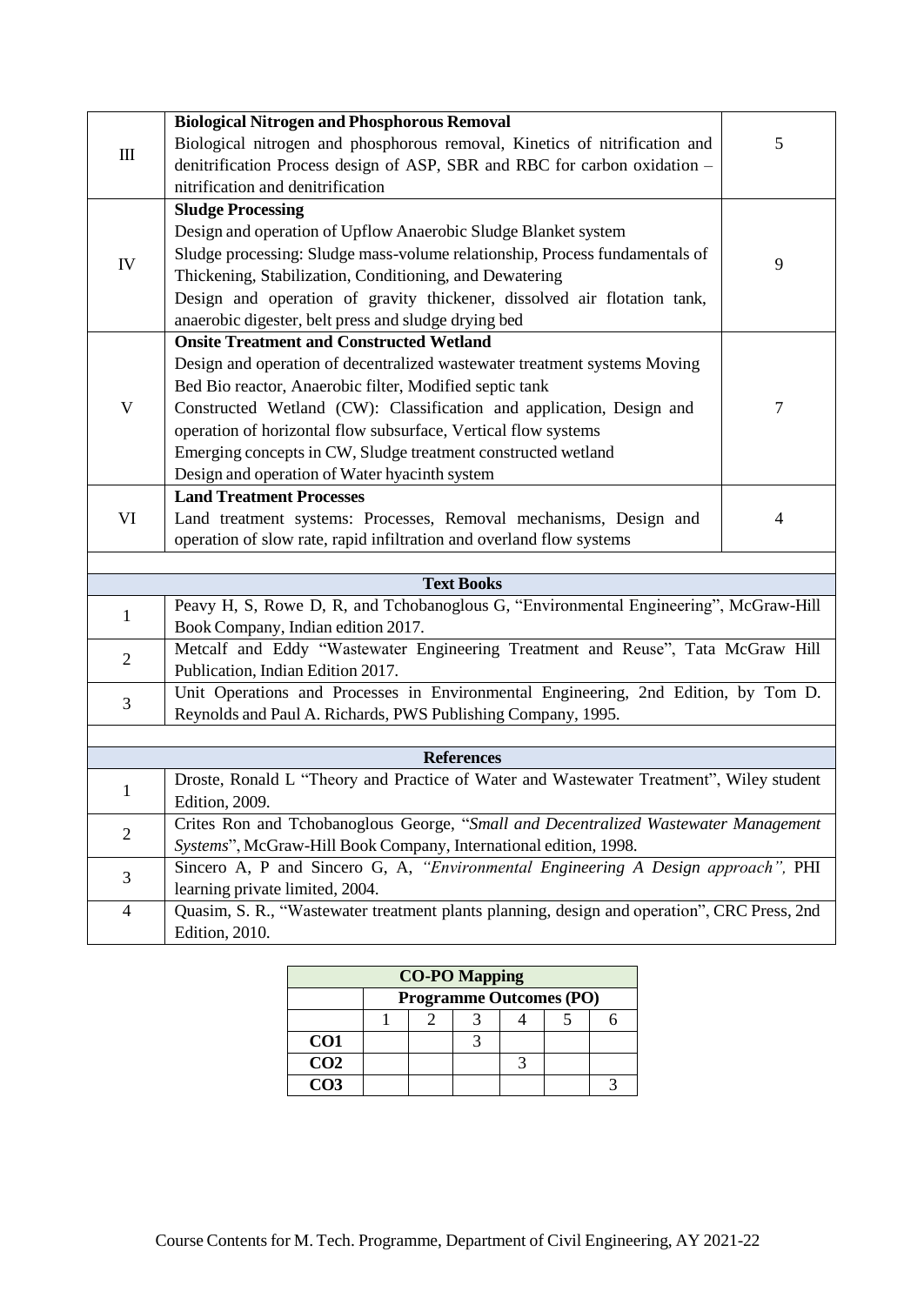| | | |
|---|---|---|
| III | **Biological Nitrogen and Phosphorous Removal**<br>Biological nitrogen and phosphorous removal, Kinetics of nitrification and denitrification Process design of ASP, SBR and RBC for carbon oxidation – nitrification and denitrification | 5 |
| IV | **Sludge Processing**<br>Design and operation of Upflow Anaerobic Sludge Blanket system<br>Sludge processing: Sludge mass-volume relationship, Process fundamentals of Thickening, Stabilization, Conditioning, and Dewatering<br>Design and operation of gravity thickener, dissolved air flotation tank, anaerobic digester, belt press and sludge drying bed | 9 |
| V | **Onsite Treatment and Constructed Wetland**<br>Design and operation of decentralized wastewater treatment systems Moving Bed Bio reactor, Anaerobic filter, Modified septic tank<br>Constructed Wetland (CW): Classification and application, Design and operation of horizontal flow subsurface, Vertical flow systems<br>Emerging concepts in CW, Sludge treatment constructed wetland<br>Design and operation of Water hyacinth system | 7 |
| VI | **Land Treatment Processes**<br>Land treatment systems: Processes, Removal mechanisms, Design and operation of slow rate, rapid infiltration and overland flow systems | 4 |

**Text Books**

| | |
|---|---|
| 1 | Peavy H, S, Rowe D, R, and Tchobanoglous G, "Environmental Engineering", McGraw-Hill Book Company, Indian edition 2017. |
| 2 | Metcalf and Eddy "Wastewater Engineering Treatment and Reuse", Tata McGraw Hill Publication, Indian Edition 2017. |
| 3 | Unit Operations and Processes in Environmental Engineering, 2nd Edition, by Tom D. Reynolds and Paul A. Richards, PWS Publishing Company, 1995. |

**References**

| | |
|---|---|
| 1 | Droste, Ronald L "Theory and Practice of Water and Wastewater Treatment", Wiley student Edition, 2009. |
| 2 | Crites Ron and Tchobanoglous George, "*Small and Decentralized Wastewater Management Systems*", McGraw-Hill Book Company, International edition, 1998. |
| 3 | Sincero A, P and Sincero G, A, *"Environmental Engineering A Design approach",* PHI learning private limited, 2004. |
| 4 | Quasim, S. R., "Wastewater treatment plants planning, design and operation", CRC Press, 2nd Edition, 2010. |

**CO-PO Mapping**

| | Programme Outcomes (PO) | | | | | |
|---|---|---|---|---|---|---|
| | 1 | 2 | 3 | 4 | 5 | 6 |
| **CO1** | | | 3 | | | |
| **CO2** | | | | 3 | | |
| **CO3** | | | | | | 3 |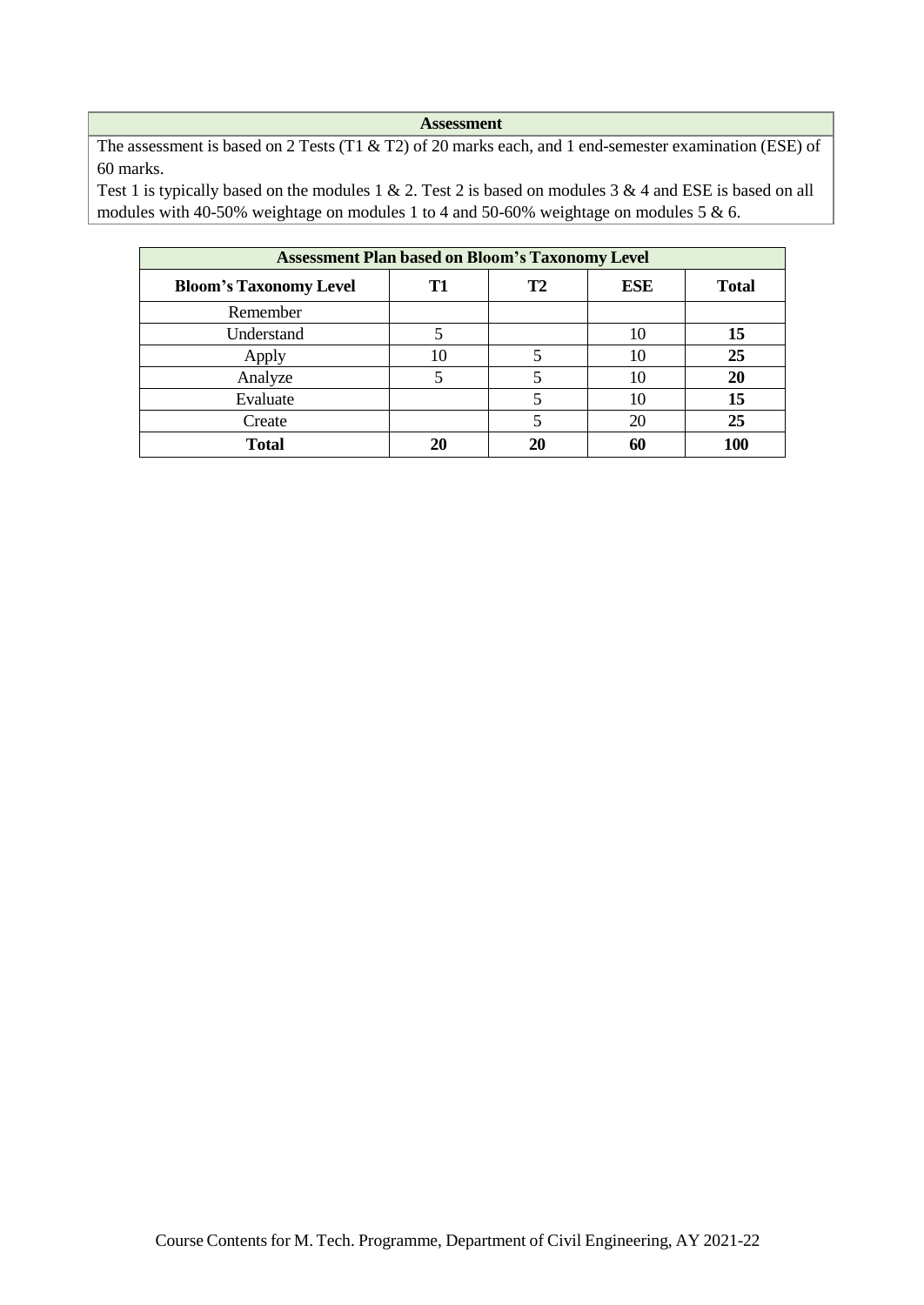## Assessment

The assessment is based on 2 Tests (T1 & T2) of 20 marks each, and 1 end-semester examination (ESE) of 60 marks.

Test 1 is typically based on the modules 1 & 2. Test 2 is based on modules 3 & 4 and ESE is based on all modules with 40-50% weightage on modules 1 to 4 and 50-60% weightage on modules 5 & 6.

| Assessment Plan based on Bloom's Taxonomy Level | | | | |
|---|---|---|---|---|
| **Bloom's Taxonomy Level** | **T1** | **T2** | **ESE** | **Total** |
| Remember | | | | |
| Understand | 5 | | 10 | **15** |
| Apply | 10 | 5 | 10 | **25** |
| Analyze | 5 | 5 | 10 | **20** |
| Evaluate | | 5 | 10 | **15** |
| Create | | 5 | 20 | **25** |
| **Total** | **20** | **20** | **60** | **100** |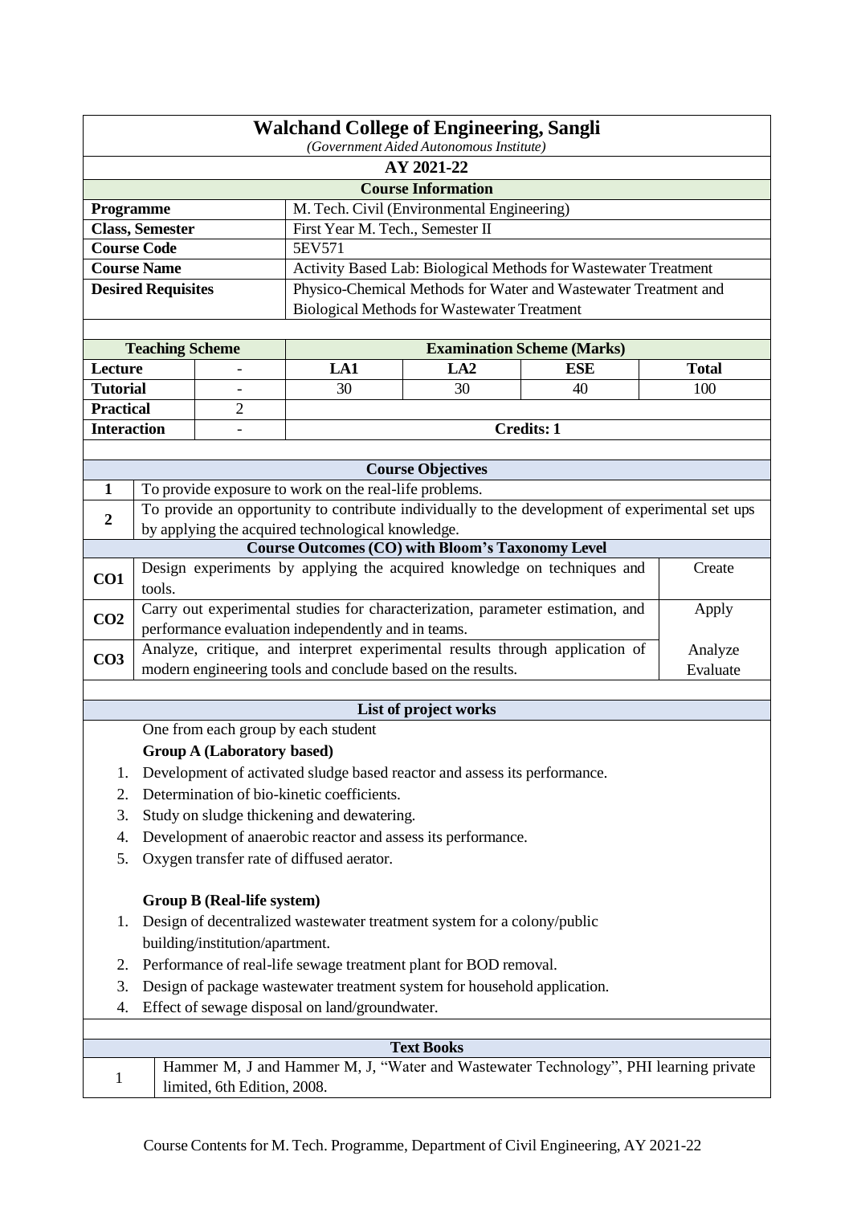# Walchand College of Engineering, Sangli

*(Government Aided Autonomous Institute)*

**AY 2021-22**

## Course Information

| | |
|---|---|
| **Programme** | M. Tech. Civil (Environmental Engineering) |
| **Class, Semester** | First Year M. Tech., Semester II |
| **Course Code** | 5EV571 |
| **Course Name** | Activity Based Lab: Biological Methods for Wastewater Treatment |
| **Desired Requisites** | Physico-Chemical Methods for Water and Wastewater Treatment and Biological Methods for Wastewater Treatment |

| **Teaching Scheme** | | **Examination Scheme (Marks)** | | | |
|---|---|---|---|---|---|
| **Lecture** | - | **LA1** | **LA2** | **ESE** | **Total** |
| **Tutorial** | - | 30 | 30 | 40 | 100 |
| **Practical** | 2 | | | | |
| **Interaction** | - | **Credits: 1** | | | |

## Course Objectives

| | |
|---|---|
| **1** | To provide exposure to work on the real-life problems. |
| **2** | To provide an opportunity to contribute individually to the development of experimental set ups by applying the acquired technological knowledge. |

## Course Outcomes (CO) with Bloom's Taxonomy Level

| | | |
|---|---|---|
| **CO1** | Design experiments by applying the acquired knowledge on techniques and tools. | Create |
| **CO2** | Carry out experimental studies for characterization, parameter estimation, and performance evaluation independently and in teams. | Apply |
| **CO3** | Analyze, critique, and interpret experimental results through application of modern engineering tools and conclude based on the results. | Analyze Evaluate |

## List of project works

One from each group by each student

**Group A (Laboratory based)**

1. Development of activated sludge based reactor and assess its performance.
2. Determination of bio-kinetic coefficients.
3. Study on sludge thickening and dewatering.
4. Development of anaerobic reactor and assess its performance.
5. Oxygen transfer rate of diffused aerator.

**Group B (Real-life system)**

1. Design of decentralized wastewater treatment system for a colony/public building/institution/apartment.
2. Performance of real-life sewage treatment plant for BOD removal.
3. Design of package wastewater treatment system for household application.
4. Effect of sewage disposal on land/groundwater.

## Text Books

| | |
|---|---|
| 1 | Hammer M, J and Hammer M, J, "Water and Wastewater Technology", PHI learning private limited, 6th Edition, 2008. |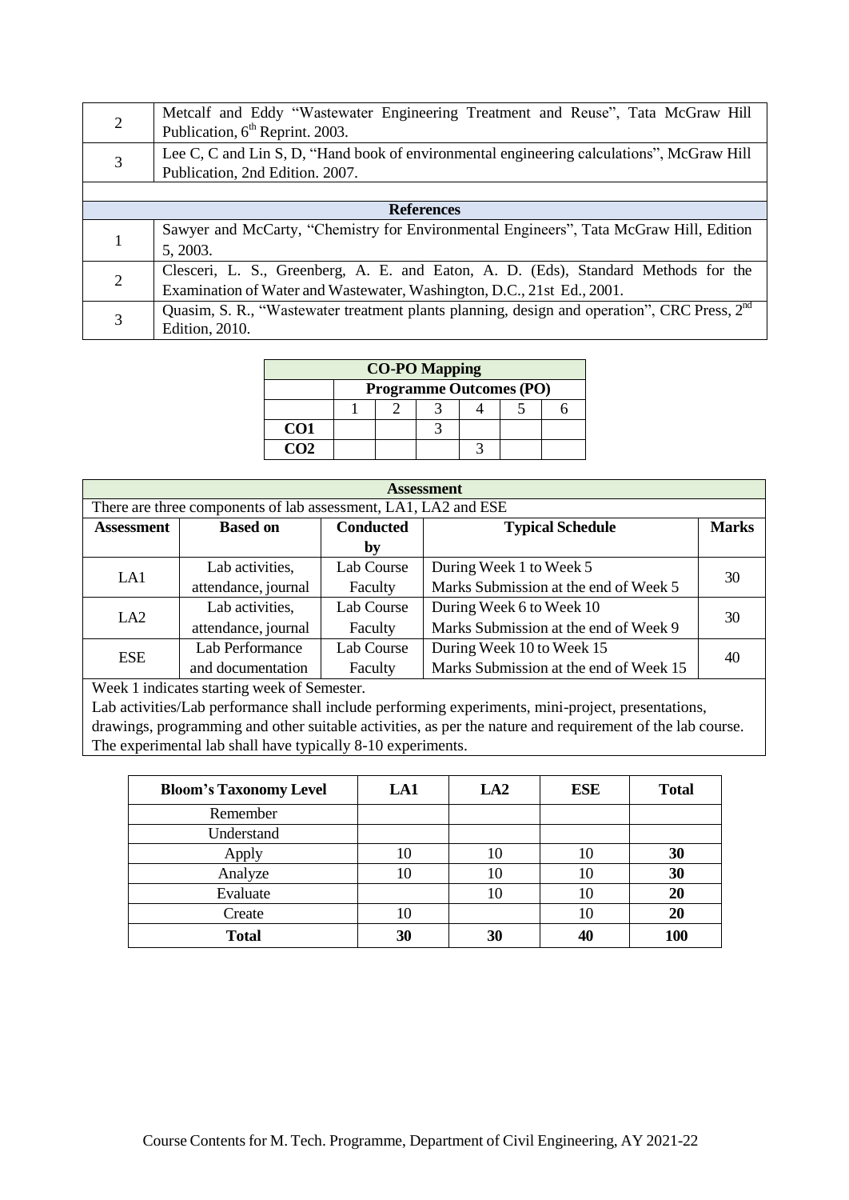| | |
|---|---|
| 2 | Metcalf and Eddy "Wastewater Engineering Treatment and Reuse", Tata McGraw Hill Publication, 6[th] Reprint. 2003. |
| 3 | Lee C, C and Lin S, D, "Hand book of environmental engineering calculations", McGraw Hill Publication, 2nd Edition. 2007. |

| **References** | |
|---|---|
| 1 | Sawyer and McCarty, "Chemistry for Environmental Engineers", Tata McGraw Hill, Edition 5, 2003. |
| 2 | Clesceri, L. S., Greenberg, A. E. and Eaton, A. D. (Eds), Standard Methods for the Examination of Water and Wastewater, Washington, D.C., 21st Ed., 2001. |
| 3 | Quasim, S. R., "Wastewater treatment plants planning, design and operation", CRC Press, 2[nd] Edition, 2010. |

| **CO-PO Mapping** | | | | | | |
|---|---|---|---|---|---|---|
| | **Programme Outcomes (PO)** | | | | | |
| | 1 | 2 | 3 | 4 | 5 | 6 |
| **CO1** | | | 3 | | | |
| **CO2** | | | | 3 | | |

**Assessment**

There are three components of lab assessment, LA1, LA2 and ESE

| **Assessment** | **Based on** | **Conducted by** | **Typical Schedule** | **Marks** |
|---|---|---|---|---|
| LA1 | Lab activities, attendance, journal | Lab Course Faculty | During Week 1 to Week 5<br>Marks Submission at the end of Week 5 | 30 |
| LA2 | Lab activities, attendance, journal | Lab Course Faculty | During Week 6 to Week 10<br>Marks Submission at the end of Week 9 | 30 |
| ESE | Lab Performance and documentation | Lab Course Faculty | During Week 10 to Week 15<br>Marks Submission at the end of Week 15 | 40 |

Week 1 indicates starting week of Semester.

Lab activities/Lab performance shall include performing experiments, mini-project, presentations, drawings, programming and other suitable activities, as per the nature and requirement of the lab course. The experimental lab shall have typically 8-10 experiments.

| **Bloom's Taxonomy Level** | **LA1** | **LA2** | **ESE** | **Total** |
|---|---|---|---|---|
| Remember | | | | |
| Understand | | | | |
| Apply | 10 | 10 | 10 | **30** |
| Analyze | 10 | 10 | 10 | **30** |
| Evaluate | | 10 | 10 | **20** |
| Create | 10 | | 10 | **20** |
| **Total** | **30** | **30** | **40** | **100** |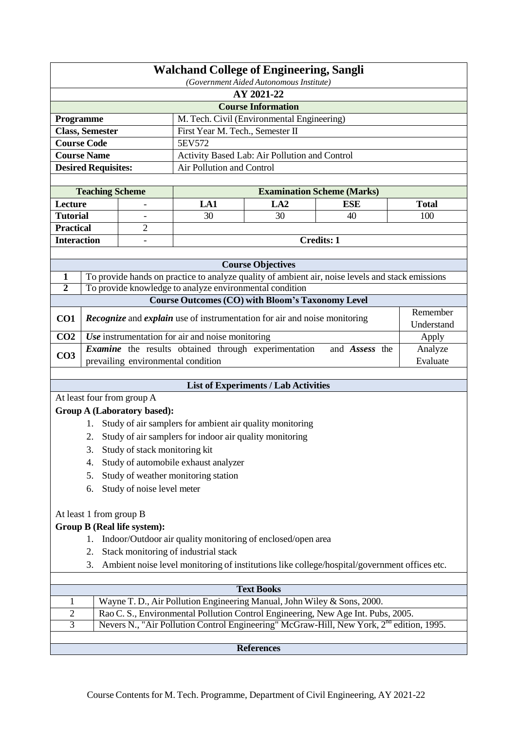# Walchand College of Engineering, Sangli

*(Government Aided Autonomous Institute)*

**AY 2021-22**

## Course Information

| | |
|---|---|
| **Programme** | M. Tech. Civil (Environmental Engineering) |
| **Class, Semester** | First Year M. Tech., Semester II |
| **Course Code** | 5EV572 |
| **Course Name** | Activity Based Lab: Air Pollution and Control |
| **Desired Requisites:** | Air Pollution and Control |

| Teaching Scheme | | Examination Scheme (Marks) | | | |
|---|---|---|---|---|---|
| **Lecture** | - | **LA1** | **LA2** | **ESE** | **Total** |
| **Tutorial** | - | 30 | 30 | 40 | 100 |
| **Practical** | 2 | | | | |
| **Interaction** | - | **Credits: 1** | | | |

## Course Objectives

| | |
|---|---|
| **1** | To provide hands on practice to analyze quality of ambient air, noise levels and stack emissions |
| **2** | To provide knowledge to analyze environmental condition |

## Course Outcomes (CO) with Bloom's Taxonomy Level

| | | |
|---|---|---|
| **CO1** | ***Recognize*** and ***explain*** use of instrumentation for air and noise monitoring | Remember Understand |
| **CO2** | ***Use*** instrumentation for air and noise monitoring | Apply |
| **CO3** | ***Examine*** the results obtained through experimentation and ***Assess*** the prevailing environmental condition | Analyze Evaluate |

## List of Experiments / Lab Activities

At least four from group A

**Group A (Laboratory based):**

1. Study of air samplers for ambient air quality monitoring
2. Study of air samplers for indoor air quality monitoring
3. Study of stack monitoring kit
4. Study of automobile exhaust analyzer
5. Study of weather monitoring station
6. Study of noise level meter

At least 1 from group B

**Group B (Real life system):**

1. Indoor/Outdoor air quality monitoring of enclosed/open area
2. Stack monitoring of industrial stack
3. Ambient noise level monitoring of institutions like college/hospital/government offices etc.

## Text Books

| | |
|---|---|
| 1 | Wayne T. D., Air Pollution Engineering Manual, John Wiley & Sons, 2000. |
| 2 | Rao C. S., Environmental Pollution Control Engineering, New Age Int. Pubs, 2005. |
| 3 | Nevers N., "Air Pollution Control Engineering" McGraw-Hill, New York, 2nd edition, 1995. |

## References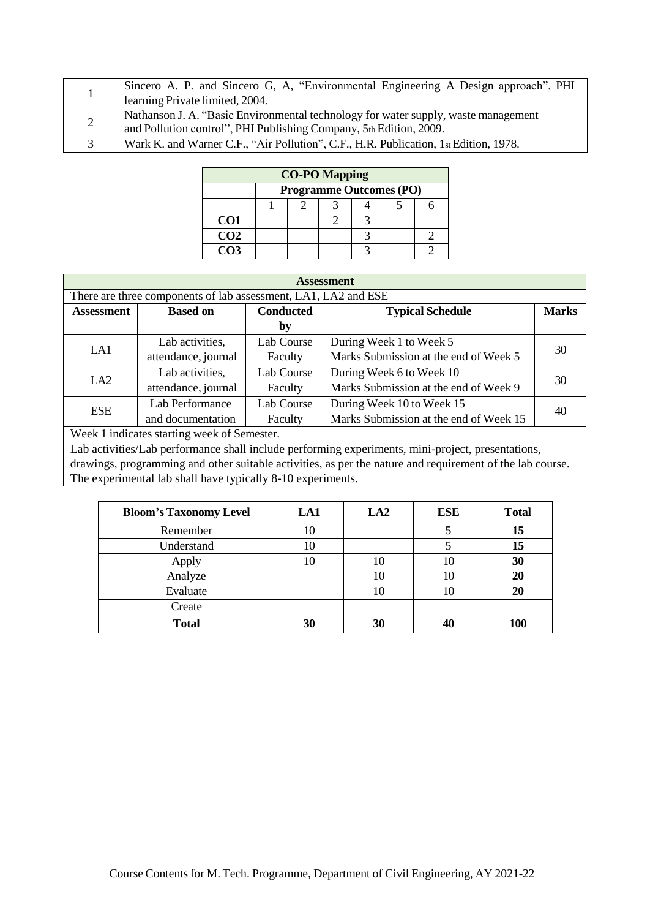| | |
|---|---|
| 1 | Sincero A. P. and Sincero G, A, "Environmental Engineering A Design approach", PHI learning Private limited, 2004. |
| 2 | Nathanson J. A. "Basic Environmental technology for water supply, waste management and Pollution control", PHI Publishing Company, 5th Edition, 2009. |
| 3 | Wark K. and Warner C.F., "Air Pollution", C.F., H.R. Publication, 1st Edition, 1978. |

| CO-PO Mapping | | | | | | |
|---|---|---|---|---|---|---|
| | Programme Outcomes (PO) | | | | | |
| | 1 | 2 | 3 | 4 | 5 | 6 |
| **CO1** | | | 2 | 3 | | |
| **CO2** | | | | 3 | | 2 |
| **CO3** | | | | 3 | | 2 |

**Assessment**

There are three components of lab assessment, LA1, LA2 and ESE

| Assessment | Based on | Conducted by | Typical Schedule | Marks |
|---|---|---|---|---|
| LA1 | Lab activities, attendance, journal | Lab Course Faculty | During Week 1 to Week 5<br>Marks Submission at the end of Week 5 | 30 |
| LA2 | Lab activities, attendance, journal | Lab Course Faculty | During Week 6 to Week 10<br>Marks Submission at the end of Week 9 | 30 |
| ESE | Lab Performance and documentation | Lab Course Faculty | During Week 10 to Week 15<br>Marks Submission at the end of Week 15 | 40 |

Week 1 indicates starting week of Semester.

Lab activities/Lab performance shall include performing experiments, mini-project, presentations, drawings, programming and other suitable activities, as per the nature and requirement of the lab course. The experimental lab shall have typically 8-10 experiments.

| Bloom's Taxonomy Level | LA1 | LA2 | ESE | Total |
|---|---|---|---|---|
| Remember | 10 | | 5 | **15** |
| Understand | 10 | | 5 | **15** |
| Apply | 10 | 10 | 10 | **30** |
| Analyze | | 10 | 10 | **20** |
| Evaluate | | 10 | 10 | **20** |
| Create | | | | |
| **Total** | **30** | **30** | **40** | **100** |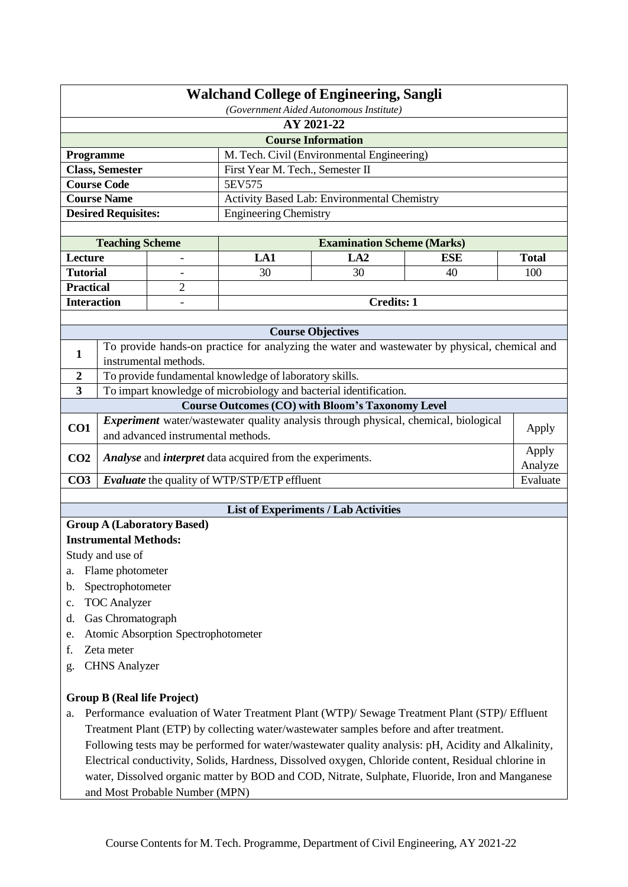# Walchand College of Engineering, Sangli

*(Government Aided Autonomous Institute)*

## AY 2021-22

### Course Information

| | |
|---|---|
| **Programme** | M. Tech. Civil (Environmental Engineering) |
| **Class, Semester** | First Year M. Tech., Semester II |
| **Course Code** | 5EV575 |
| **Course Name** | Activity Based Lab: Environmental Chemistry |
| **Desired Requisites:** | Engineering Chemistry |

| **Teaching Scheme** | | **Examination Scheme (Marks)** | | | |
|---|---|---|---|---|---|
| **Lecture** | - | **LA1** | **LA2** | **ESE** | **Total** |
| **Tutorial** | - | 30 | 30 | 40 | 100 |
| **Practical** | 2 | | | | |
| **Interaction** | - | **Credits: 1** | | | |

### Course Objectives

| | |
|---|---|
| **1** | To provide hands-on practice for analyzing the water and wastewater by physical, chemical and instrumental methods. |
| **2** | To provide fundamental knowledge of laboratory skills. |
| **3** | To impart knowledge of microbiology and bacterial identification. |

### Course Outcomes (CO) with Bloom's Taxonomy Level

| | | |
|---|---|---|
| **CO1** | ***Experiment*** water/wastewater quality analysis through physical, chemical, biological and advanced instrumental methods. | Apply |
| **CO2** | ***Analyse*** and ***interpret*** data acquired from the experiments. | Apply Analyze |
| **CO3** | ***Evaluate*** the quality of WTP/STP/ETP effluent | Evaluate |

### List of Experiments / Lab Activities

**Group A (Laboratory Based)**

**Instrumental Methods:**

Study and use of

a. Flame photometer
b. Spectrophotometer
c. TOC Analyzer
d. Gas Chromatograph
e. Atomic Absorption Spectrophotometer
f. Zeta meter
g. CHNS Analyzer

**Group B (Real life Project)**

a. Performance evaluation of Water Treatment Plant (WTP)/ Sewage Treatment Plant (STP)/ Effluent Treatment Plant (ETP) by collecting water/wastewater samples before and after treatment. Following tests may be performed for water/wastewater quality analysis: pH, Acidity and Alkalinity, Electrical conductivity, Solids, Hardness, Dissolved oxygen, Chloride content, Residual chlorine in water, Dissolved organic matter by BOD and COD, Nitrate, Sulphate, Fluoride, Iron and Manganese and Most Probable Number (MPN)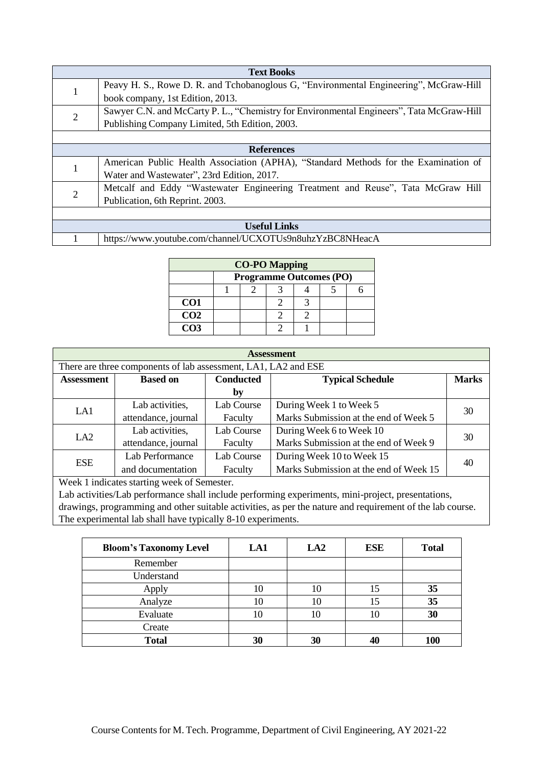| Text Books | |
|---|---|
| 1 | Peavy H. S., Rowe D. R. and Tchobanoglous G, "Environmental Engineering", McGraw-Hill book company, 1st Edition, 2013. |
| 2 | Sawyer C.N. and McCarty P. L., "Chemistry for Environmental Engineers", Tata McGraw-Hill Publishing Company Limited, 5th Edition, 2003. |

| References | |
|---|---|
| 1 | American Public Health Association (APHA), "Standard Methods for the Examination of Water and Wastewater", 23rd Edition, 2017. |
| 2 | Metcalf and Eddy "Wastewater Engineering Treatment and Reuse", Tata McGraw Hill Publication, 6th Reprint. 2003. |

| Useful Links | |
|---|---|
| 1 | https://www.youtube.com/channel/UCXOTUs9n8uhzYzBC8NHeacA |

| CO-PO Mapping | | | | | | |
|---|---|---|---|---|---|---|
| | Programme Outcomes (PO) | | | | | |
| | 1 | 2 | 3 | 4 | 5 | 6 |
| **CO1** | | | 2 | 3 | | |
| **CO2** | | | 2 | 2 | | |
| **CO3** | | | 2 | 1 | | |

**Assessment**

There are three components of lab assessment, LA1, LA2 and ESE

| Assessment | Based on | Conducted by | Typical Schedule | Marks |
|---|---|---|---|---|
| LA1 | Lab activities, attendance, journal | Lab Course Faculty | During Week 1 to Week 5<br>Marks Submission at the end of Week 5 | 30 |
| LA2 | Lab activities, attendance, journal | Lab Course Faculty | During Week 6 to Week 10<br>Marks Submission at the end of Week 9 | 30 |
| ESE | Lab Performance and documentation | Lab Course Faculty | During Week 10 to Week 15<br>Marks Submission at the end of Week 15 | 40 |

Week 1 indicates starting week of Semester.
Lab activities/Lab performance shall include performing experiments, mini-project, presentations, drawings, programming and other suitable activities, as per the nature and requirement of the lab course.
The experimental lab shall have typically 8-10 experiments.

| Bloom's Taxonomy Level | LA1 | LA2 | ESE | Total |
|---|---|---|---|---|
| Remember | | | | |
| Understand | | | | |
| Apply | 10 | 10 | 15 | **35** |
| Analyze | 10 | 10 | 15 | **35** |
| Evaluate | 10 | 10 | 10 | **30** |
| Create | | | | |
| **Total** | **30** | **30** | **40** | **100** |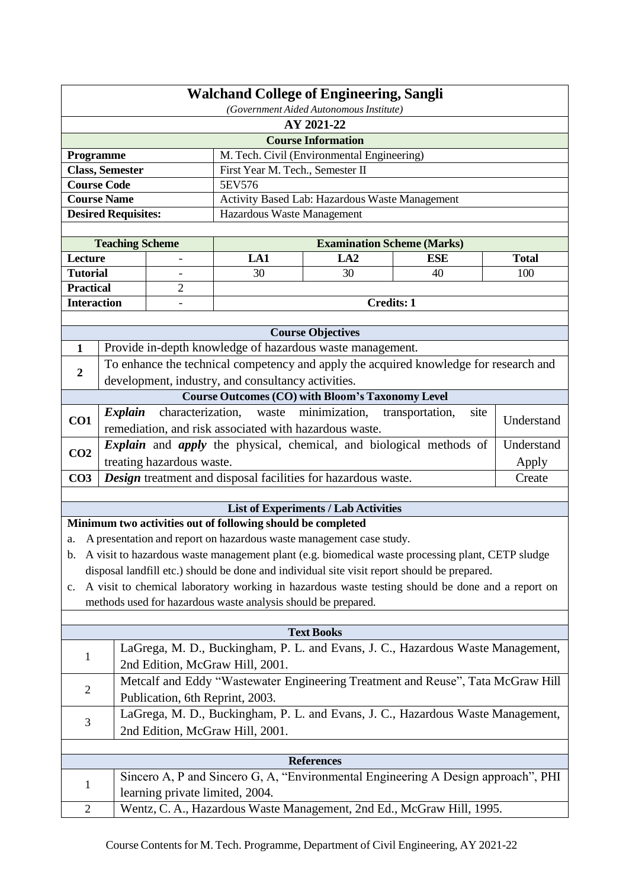# Walchand College of Engineering, Sangli

*(Government Aided Autonomous Institute)*

**AY 2021-22**

## Course Information

| | |
|---|---|
| **Programme** | M. Tech. Civil (Environmental Engineering) |
| **Class, Semester** | First Year M. Tech., Semester II |
| **Course Code** | 5EV576 |
| **Course Name** | Activity Based Lab: Hazardous Waste Management |
| **Desired Requisites:** | Hazardous Waste Management |

| Teaching Scheme | | Examination Scheme (Marks) | | | |
|---|---|---|---|---|---|
| **Lecture** | - | **LA1** | **LA2** | **ESE** | **Total** |
| **Tutorial** | - | 30 | 30 | 40 | 100 |
| **Practical** | 2 | | | | |
| **Interaction** | - | **Credits: 1** | | | |

## Course Objectives

| | |
|---|---|
| **1** | Provide in-depth knowledge of hazardous waste management. |
| **2** | To enhance the technical competency and apply the acquired knowledge for research and development, industry, and consultancy activities. |

## Course Outcomes (CO) with Bloom's Taxonomy Level

| | | |
|---|---|---|
| **CO1** | ***Explain*** characterization, waste minimization, transportation, site remediation, and risk associated with hazardous waste. | Understand |
| **CO2** | ***Explain*** and ***apply*** the physical, chemical, and biological methods of treating hazardous waste. | Understand Apply |
| **CO3** | ***Design*** treatment and disposal facilities for hazardous waste. | Create |

## List of Experiments / Lab Activities

**Minimum two activities out of following should be completed**

a. A presentation and report on hazardous waste management case study.
b. A visit to hazardous waste management plant (e.g. biomedical waste processing plant, CETP sludge disposal landfill etc.) should be done and individual site visit report should be prepared.
c. A visit to chemical laboratory working in hazardous waste testing should be done and a report on methods used for hazardous waste analysis should be prepared.

## Text Books

| | |
|---|---|
| 1 | LaGrega, M. D., Buckingham, P. L. and Evans, J. C., Hazardous Waste Management, 2nd Edition, McGraw Hill, 2001. |
| 2 | Metcalf and Eddy "Wastewater Engineering Treatment and Reuse", Tata McGraw Hill Publication, 6th Reprint, 2003. |
| 3 | LaGrega, M. D., Buckingham, P. L. and Evans, J. C., Hazardous Waste Management, 2nd Edition, McGraw Hill, 2001. |

## References

| | |
|---|---|
| 1 | Sincero A, P and Sincero G, A, "Environmental Engineering A Design approach", PHI learning private limited, 2004. |
| 2 | Wentz, C. A., Hazardous Waste Management, 2nd Ed., McGraw Hill, 1995. |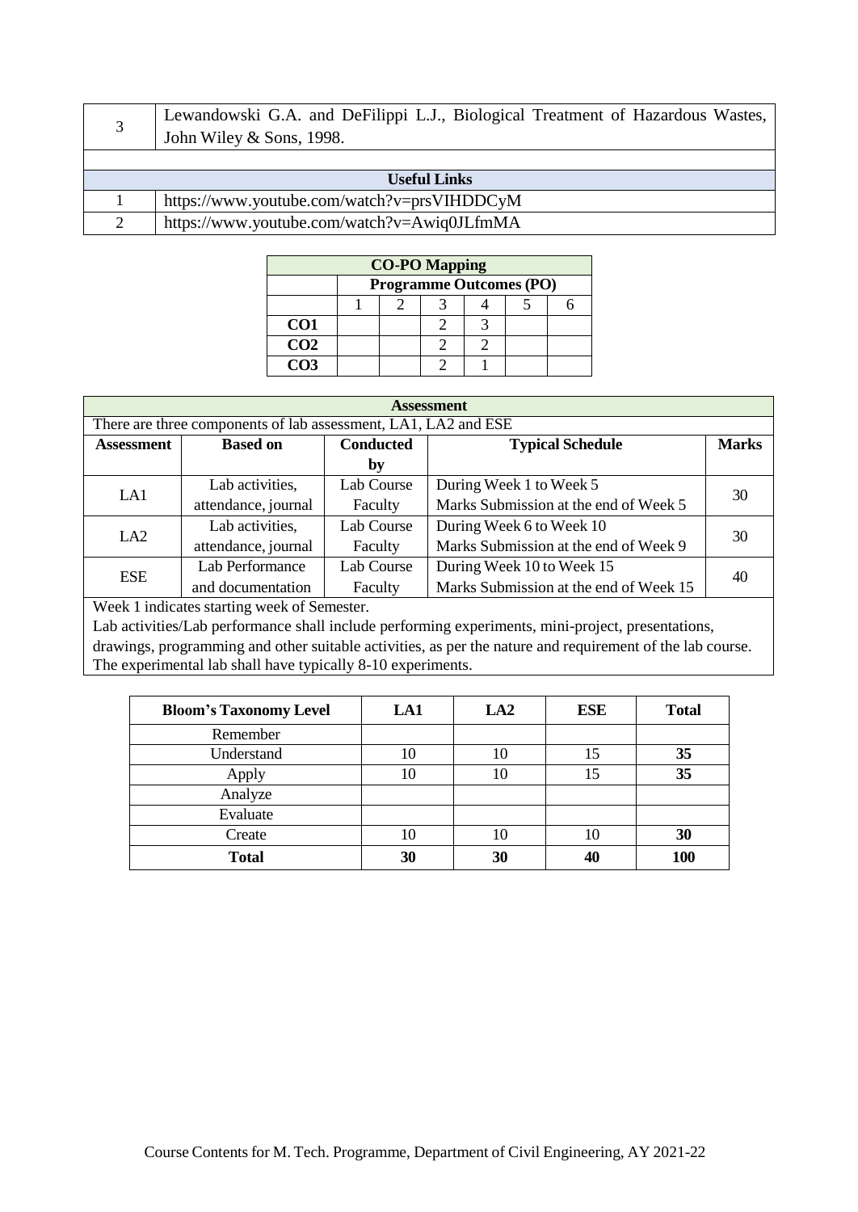| | |
|---|---|
| 3 | Lewandowski G.A. and DeFilippi L.J., Biological Treatment of Hazardous Wastes, John Wiley & Sons, 1998. |

| Useful Links | |
|---|---|
| 1 | https://www.youtube.com/watch?v=prsVIHDDCyM |
| 2 | https://www.youtube.com/watch?v=Awiq0JLfmMA |

| CO-PO Mapping | | | | | | |
|---|---|---|---|---|---|---|
| | Programme Outcomes (PO) | | | | | |
| | 1 | 2 | 3 | 4 | 5 | 6 |
| **CO1** | | | 2 | 3 | | |
| **CO2** | | | 2 | 2 | | |
| **CO3** | | | 2 | 1 | | |

**Assessment**

There are three components of lab assessment, LA1, LA2 and ESE

| Assessment | Based on | Conducted by | Typical Schedule | Marks |
|---|---|---|---|---|
| LA1 | Lab activities, attendance, journal | Lab Course Faculty | During Week 1 to Week 5<br>Marks Submission at the end of Week 5 | 30 |
| LA2 | Lab activities, attendance, journal | Lab Course Faculty | During Week 6 to Week 10<br>Marks Submission at the end of Week 9 | 30 |
| ESE | Lab Performance and documentation | Lab Course Faculty | During Week 10 to Week 15<br>Marks Submission at the end of Week 15 | 40 |

Week 1 indicates starting week of Semester.
Lab activities/Lab performance shall include performing experiments, mini-project, presentations, drawings, programming and other suitable activities, as per the nature and requirement of the lab course. The experimental lab shall have typically 8-10 experiments.

| Bloom's Taxonomy Level | LA1 | LA2 | ESE | Total |
|---|---|---|---|---|
| Remember | | | | |
| Understand | 10 | 10 | 15 | **35** |
| Apply | 10 | 10 | 15 | **35** |
| Analyze | | | | |
| Evaluate | | | | |
| Create | 10 | 10 | 10 | **30** |
| **Total** | **30** | **30** | **40** | **100** |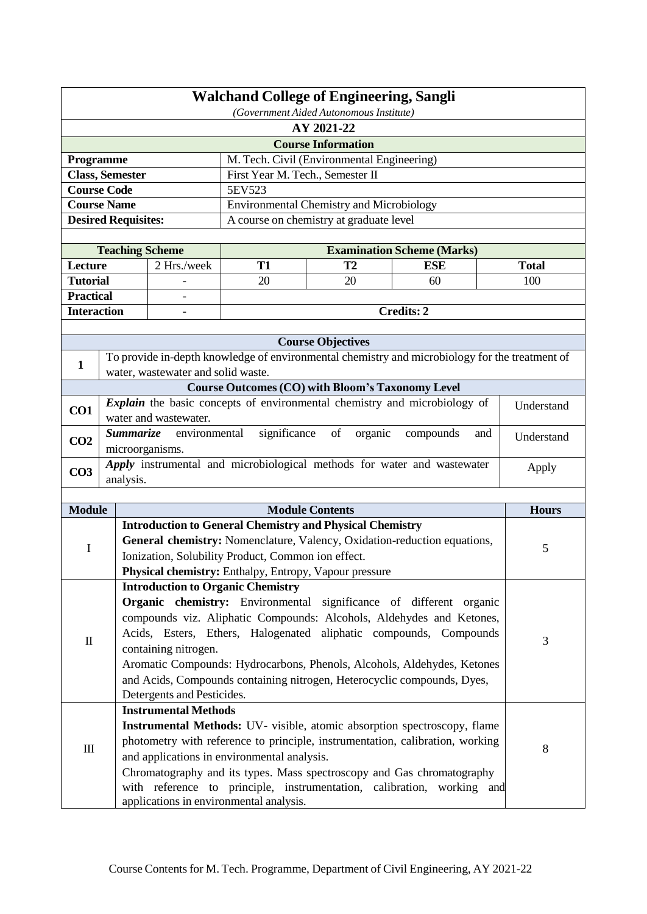# Walchand College of Engineering, Sangli

*(Government Aided Autonomous Institute)*

## AY 2021-22

### Course Information

| | |
|---|---|
| **Programme** | M. Tech. Civil (Environmental Engineering) |
| **Class, Semester** | First Year M. Tech., Semester II |
| **Course Code** | 5EV523 |
| **Course Name** | Environmental Chemistry and Microbiology |
| **Desired Requisites:** | A course on chemistry at graduate level |

| Teaching Scheme | | Examination Scheme (Marks) | | | |
|---|---|---|---|---|---|
| **Lecture** | 2 Hrs./week | **T1** | **T2** | **ESE** | **Total** |
| **Tutorial** | - | 20 | 20 | 60 | 100 |
| **Practical** | - | | | | |
| **Interaction** | - | **Credits: 2** | | | |

### Course Objectives

| | |
|---|---|
| 1 | To provide in-depth knowledge of environmental chemistry and microbiology for the treatment of water, wastewater and solid waste. |

### Course Outcomes (CO) with Bloom's Taxonomy Level

| | | |
|---|---|---|
| **CO1** | ***Explain*** the basic concepts of environmental chemistry and microbiology of water and wastewater. | Understand |
| **CO2** | ***Summarize*** environmental significance of organic compounds and microorganisms. | Understand |
| **CO3** | ***Apply*** instrumental and microbiological methods for water and wastewater analysis. | Apply |

| Module | Module Contents | Hours |
|---|---|---|
| I | **Introduction to General Chemistry and Physical Chemistry**<br>**General chemistry:** Nomenclature, Valency, Oxidation-reduction equations, Ionization, Solubility Product, Common ion effect.<br>**Physical chemistry:** Enthalpy, Entropy, Vapour pressure | 5 |
| II | **Introduction to Organic Chemistry**<br>**Organic chemistry:** Environmental significance of different organic compounds viz. Aliphatic Compounds: Alcohols, Aldehydes and Ketones, Acids, Esters, Ethers, Halogenated aliphatic compounds, Compounds containing nitrogen.<br>Aromatic Compounds: Hydrocarbons, Phenols, Alcohols, Aldehydes, Ketones and Acids, Compounds containing nitrogen, Heterocyclic compounds, Dyes, Detergents and Pesticides. | 3 |
| III | **Instrumental Methods**<br>**Instrumental Methods:** UV- visible, atomic absorption spectroscopy, flame photometry with reference to principle, instrumentation, calibration, working and applications in environmental analysis.<br>Chromatography and its types. Mass spectroscopy and Gas chromatography with reference to principle, instrumentation, calibration, working and applications in environmental analysis. | 8 |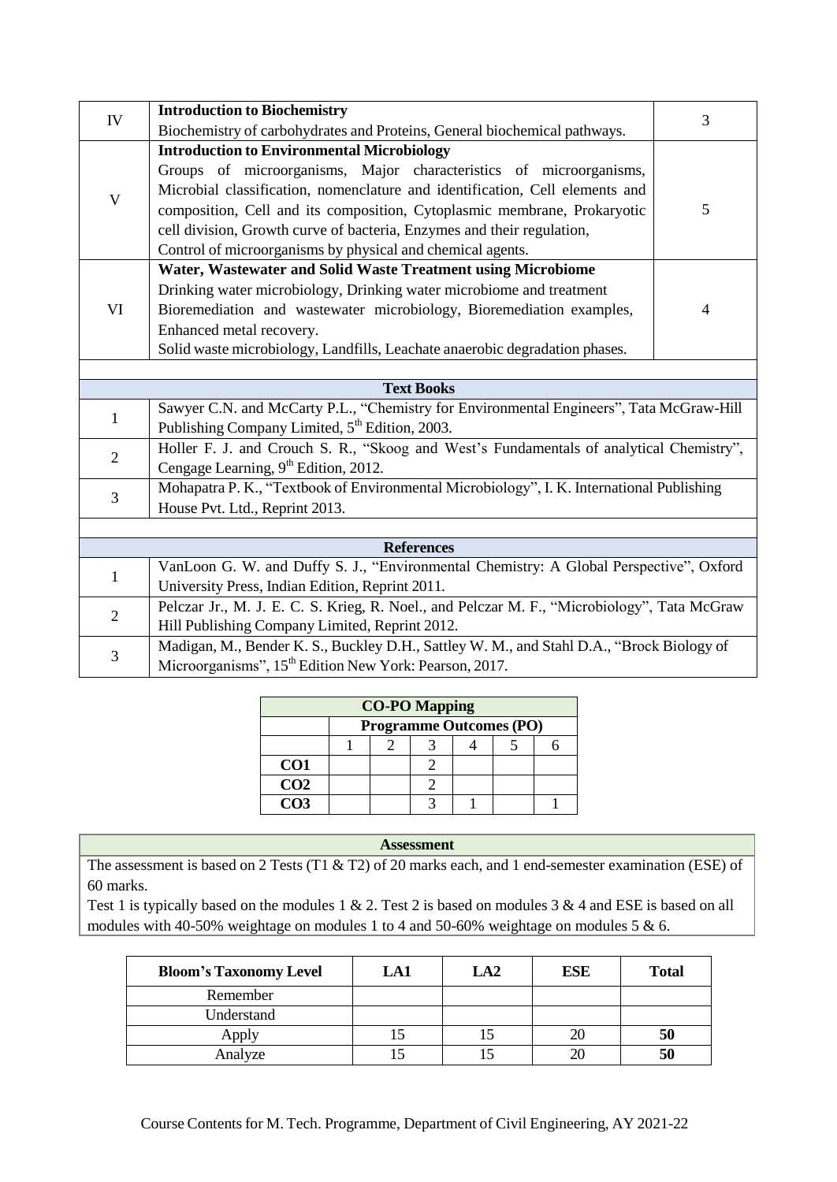| IV | **Introduction to Biochemistry**<br>Biochemistry of carbohydrates and Proteins, General biochemical pathways. | 3 |
|---|---|---|
| V | **Introduction to Environmental Microbiology**<br>Groups of microorganisms, Major characteristics of microorganisms, Microbial classification, nomenclature and identification, Cell elements and composition, Cell and its composition, Cytoplasmic membrane, Prokaryotic cell division, Growth curve of bacteria, Enzymes and their regulation, Control of microorganisms by physical and chemical agents. | 5 |
| VI | **Water, Wastewater and Solid Waste Treatment using Microbiome**<br>Drinking water microbiology, Drinking water microbiome and treatment Bioremediation and wastewater microbiology, Bioremediation examples, Enhanced metal recovery.<br>Solid waste microbiology, Landfills, Leachate anaerobic degradation phases. | 4 |

| | **Text Books** |
|---|---|
| 1 | Sawyer C.N. and McCarty P.L., "Chemistry for Environmental Engineers", Tata McGraw-Hill Publishing Company Limited, 5th Edition, 2003. |
| 2 | Holler F. J. and Crouch S. R., "Skoog and West's Fundamentals of analytical Chemistry", Cengage Learning, 9th Edition, 2012. |
| 3 | Mohapatra P. K., "Textbook of Environmental Microbiology", I. K. International Publishing House Pvt. Ltd., Reprint 2013. |

| | **References** |
|---|---|
| 1 | VanLoon G. W. and Duffy S. J., "Environmental Chemistry: A Global Perspective", Oxford University Press, Indian Edition, Reprint 2011. |
| 2 | Pelczar Jr., M. J. E. C. S. Krieg, R. Noel., and Pelczar M. F., "Microbiology", Tata McGraw Hill Publishing Company Limited, Reprint 2012. |
| 3 | Madigan, M., Bender K. S., Buckley D.H., Sattley W. M., and Stahl D.A., "Brock Biology of Microorganisms", 15th Edition New York: Pearson, 2017. |

| **CO-PO Mapping** | | | | | | |
|---|---|---|---|---|---|---|
| | **Programme Outcomes (PO)** | | | | | |
| | 1 | 2 | 3 | 4 | 5 | 6 |
| **CO1** | | | 2 | | | |
| **CO2** | | | 2 | | | |
| **CO3** | | | 3 | 1 | | 1 |

**Assessment**

The assessment is based on 2 Tests (T1 & T2) of 20 marks each, and 1 end-semester examination (ESE) of 60 marks.

Test 1 is typically based on the modules 1 & 2. Test 2 is based on modules 3 & 4 and ESE is based on all modules with 40-50% weightage on modules 1 to 4 and 50-60% weightage on modules 5 & 6.

| **Bloom's Taxonomy Level** | **LA1** | **LA2** | **ESE** | **Total** |
|---|---|---|---|---|
| Remember | | | | |
| Understand | | | | |
| Apply | 15 | 15 | 20 | **50** |
| Analyze | 15 | 15 | 20 | **50** |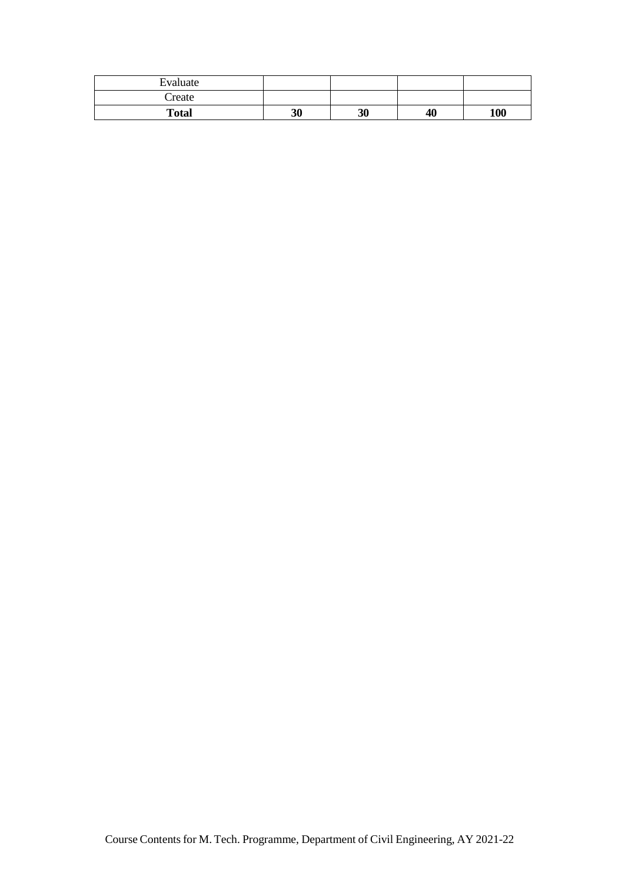|  |  |  |  |  |
| --- | --- | --- | --- | --- |
| Evaluate |  |  |  |  |
| Create |  |  |  |  |
| **Total** | **30** | **30** | **40** | **100** |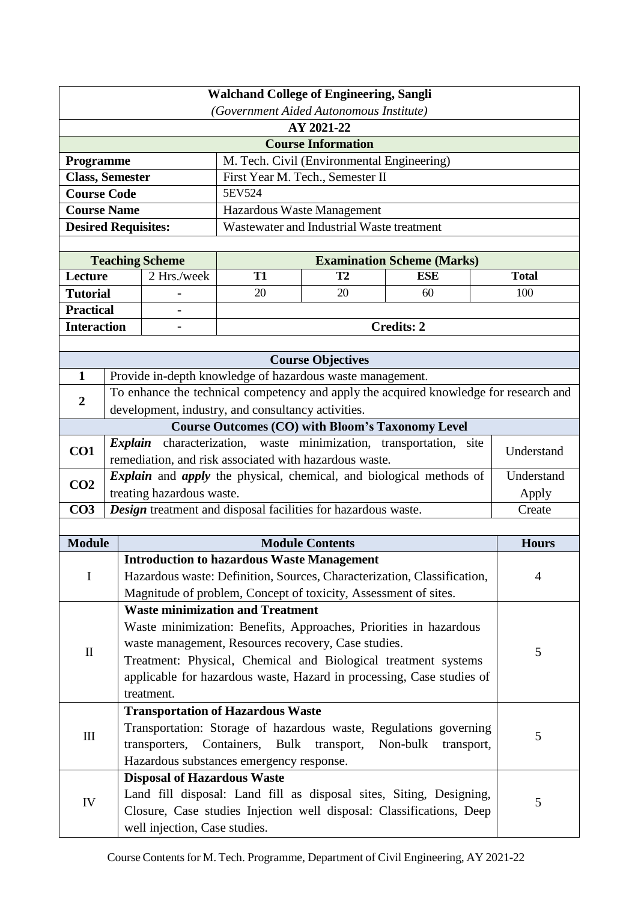**Walchand College of Engineering, Sangli**
*(Government Aided Autonomous Institute)*

**AY 2021-22**

**Course Information**

| | |
|---|---|
| **Programme** | M. Tech. Civil (Environmental Engineering) |
| **Class, Semester** | First Year M. Tech., Semester II |
| **Course Code** | 5EV524 |
| **Course Name** | Hazardous Waste Management |
| **Desired Requisites:** | Wastewater and Industrial Waste treatment |

| **Teaching Scheme** | | **Examination Scheme (Marks)** | | | |
|---|---|---|---|---|---|
| **Lecture** | 2 Hrs./week | **T1** | **T2** | **ESE** | **Total** |
| **Tutorial** | - | 20 | 20 | 60 | 100 |
| **Practical** | - | | | | |
| **Interaction** | - | **Credits: 2** | | | |

**Course Objectives**

| | |
|---|---|
| **1** | Provide in-depth knowledge of hazardous waste management. |
| **2** | To enhance the technical competency and apply the acquired knowledge for research and development, industry, and consultancy activities. |

**Course Outcomes (CO) with Bloom's Taxonomy Level**

| | | |
|---|---|---|
| **CO1** | ***Explain*** characterization, waste minimization, transportation, site remediation, and risk associated with hazardous waste. | Understand |
| **CO2** | ***Explain*** and ***apply*** the physical, chemical, and biological methods of treating hazardous waste. | Understand Apply |
| **CO3** | ***Design*** treatment and disposal facilities for hazardous waste. | Create |

| **Module** | **Module Contents** | **Hours** |
|---|---|---|
| I | **Introduction to hazardous Waste Management**<br>Hazardous waste: Definition, Sources, Characterization, Classification, Magnitude of problem, Concept of toxicity, Assessment of sites. | 4 |
| II | **Waste minimization and Treatment**<br>Waste minimization: Benefits, Approaches, Priorities in hazardous waste management, Resources recovery, Case studies.<br>Treatment: Physical, Chemical and Biological treatment systems applicable for hazardous waste, Hazard in processing, Case studies of treatment. | 5 |
| III | **Transportation of Hazardous Waste**<br>Transportation: Storage of hazardous waste, Regulations governing transporters, Containers, Bulk transport, Non-bulk transport, Hazardous substances emergency response. | 5 |
| IV | **Disposal of Hazardous Waste**<br>Land fill disposal: Land fill as disposal sites, Siting, Designing, Closure, Case studies Injection well disposal: Classifications, Deep well injection, Case studies. | 5 |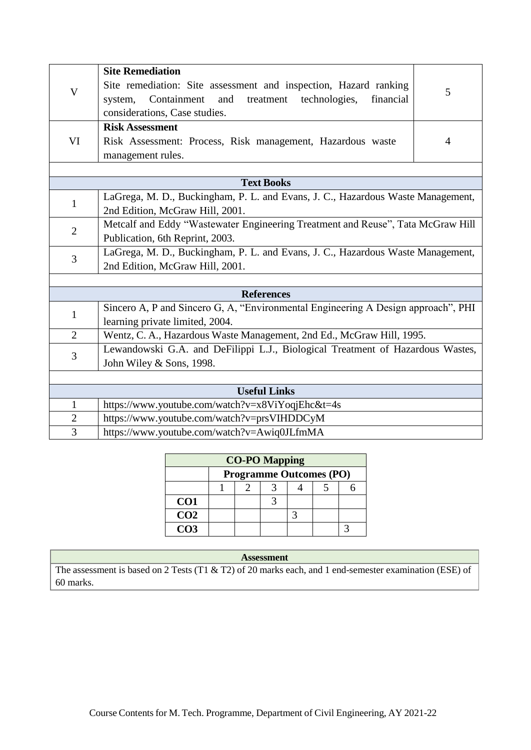| | | |
|---|---|---|
| V | **Site Remediation**<br>Site remediation: Site assessment and inspection, Hazard ranking system, Containment and treatment technologies, financial considerations, Case studies. | 5 |
| VI | **Risk Assessment**<br>Risk Assessment: Process, Risk management, Hazardous waste management rules. | 4 |

| **Text Books** | |
|---|---|
| 1 | LaGrega, M. D., Buckingham, P. L. and Evans, J. C., Hazardous Waste Management, 2nd Edition, McGraw Hill, 2001. |
| 2 | Metcalf and Eddy "Wastewater Engineering Treatment and Reuse", Tata McGraw Hill Publication, 6th Reprint, 2003. |
| 3 | LaGrega, M. D., Buckingham, P. L. and Evans, J. C., Hazardous Waste Management, 2nd Edition, McGraw Hill, 2001. |

| **References** | |
|---|---|
| 1 | Sincero A, P and Sincero G, A, "Environmental Engineering A Design approach", PHI learning private limited, 2004. |
| 2 | Wentz, C. A., Hazardous Waste Management, 2nd Ed., McGraw Hill, 1995. |
| 3 | Lewandowski G.A. and DeFilippi L.J., Biological Treatment of Hazardous Wastes, John Wiley & Sons, 1998. |

| **Useful Links** | |
|---|---|
| 1 | https://www.youtube.com/watch?v=x8ViYoqjEhc&t=4s |
| 2 | https://www.youtube.com/watch?v=prsVIHDDCyM |
| 3 | https://www.youtube.com/watch?v=Awiq0JLfmMA |

| **CO-PO Mapping** | | | | | | |
|---|---|---|---|---|---|---|
| | **Programme Outcomes (PO)** | | | | | |
| | 1 | 2 | 3 | 4 | 5 | 6 |
| **CO1** | | | 3 | | | |
| **CO2** | | | | 3 | | |
| **CO3** | | | | | | 3 |

| **Assessment** |
|---|
| The assessment is based on 2 Tests (T1 & T2) of 20 marks each, and 1 end-semester examination (ESE) of 60 marks. |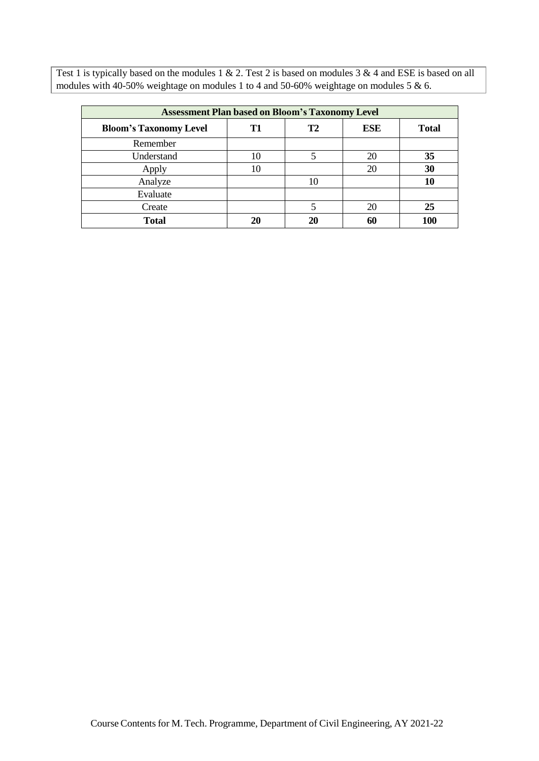Test 1 is typically based on the modules 1 & 2. Test 2 is based on modules 3 & 4 and ESE is based on all modules with 40-50% weightage on modules 1 to 4 and 50-60% weightage on modules 5 & 6.

| **Assessment Plan based on Bloom's Taxonomy Level** | | | | |
|---|---|---|---|---|
| **Bloom's Taxonomy Level** | **T1** | **T2** | **ESE** | **Total** |
| Remember | | | | |
| Understand | 10 | 5 | 20 | **35** |
| Apply | 10 | | 20 | **30** |
| Analyze | | 10 | | **10** |
| Evaluate | | | | |
| Create | | 5 | 20 | **25** |
| **Total** | **20** | **20** | **60** | **100** |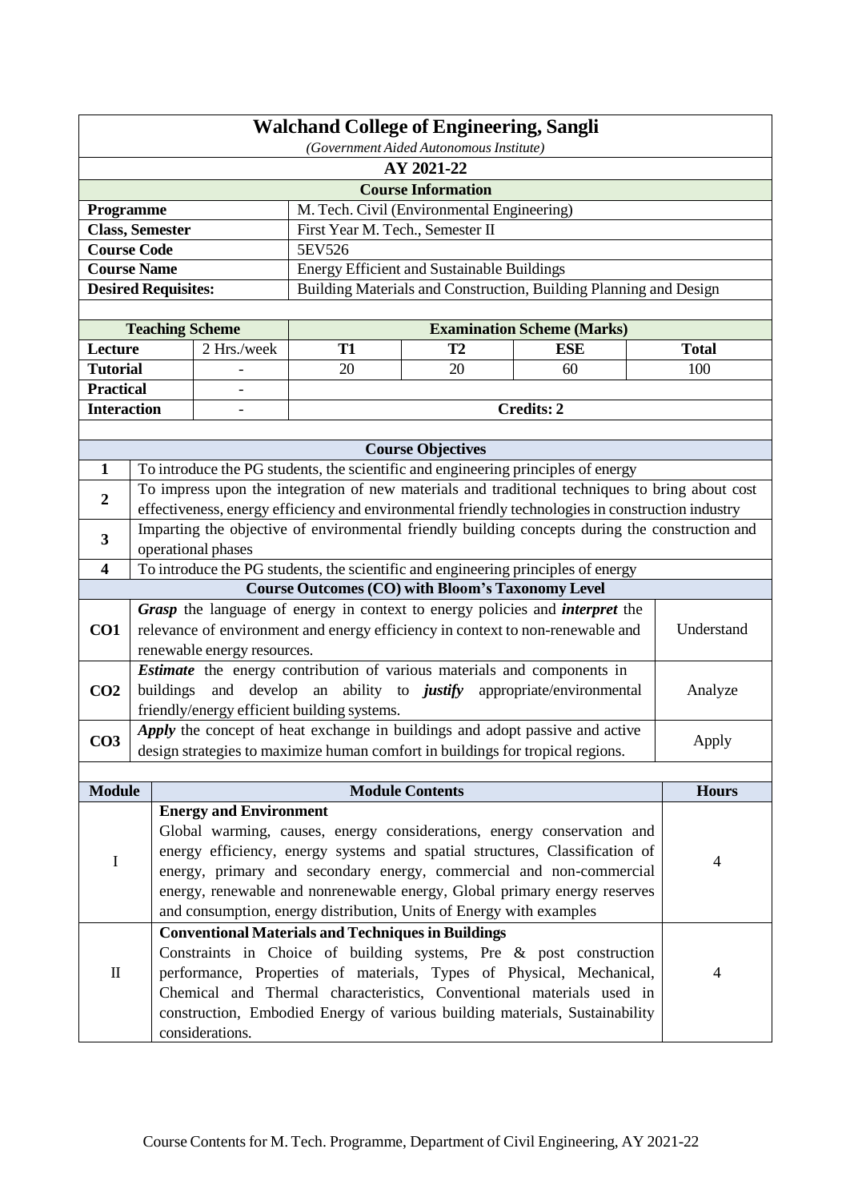# Walchand College of Engineering, Sangli

*(Government Aided Autonomous Institute)*

## AY 2021-22

### Course Information

| | |
|---|---|
| **Programme** | M. Tech. Civil (Environmental Engineering) |
| **Class, Semester** | First Year M. Tech., Semester II |
| **Course Code** | 5EV526 |
| **Course Name** | Energy Efficient and Sustainable Buildings |
| **Desired Requisites:** | Building Materials and Construction, Building Planning and Design |

| **Teaching Scheme** | | **Examination Scheme (Marks)** | | | |
|---|---|---|---|---|---|
| **Lecture** | 2 Hrs./week | **T1** | **T2** | **ESE** | **Total** |
| **Tutorial** | - | 20 | 20 | 60 | 100 |
| **Practical** | - | | | | |
| **Interaction** | - | **Credits: 2** | | | |

### Course Objectives

| | |
|---|---|
| **1** | To introduce the PG students, the scientific and engineering principles of energy |
| **2** | To impress upon the integration of new materials and traditional techniques to bring about cost effectiveness, energy efficiency and environmental friendly technologies in construction industry |
| **3** | Imparting the objective of environmental friendly building concepts during the construction and operational phases |
| **4** | To introduce the PG students, the scientific and engineering principles of energy |

### Course Outcomes (CO) with Bloom's Taxonomy Level

| | | |
|---|---|---|
| **CO1** | ***Grasp*** the language of energy in context to energy policies and ***interpret*** the relevance of environment and energy efficiency in context to non-renewable and renewable energy resources. | Understand |
| **CO2** | ***Estimate*** the energy contribution of various materials and components in buildings and develop an ability to ***justify*** appropriate/environmental friendly/energy efficient building systems. | Analyze |
| **CO3** | ***Apply*** the concept of heat exchange in buildings and adopt passive and active design strategies to maximize human comfort in buildings for tropical regions. | Apply |

| **Module** | **Module Contents** | **Hours** |
|---|---|---|
| I | **Energy and Environment**<br>Global warming, causes, energy considerations, energy conservation and energy efficiency, energy systems and spatial structures, Classification of energy, primary and secondary energy, commercial and non-commercial energy, renewable and nonrenewable energy, Global primary energy reserves and consumption, energy distribution, Units of Energy with examples | 4 |
| II | **Conventional Materials and Techniques in Buildings**<br>Constraints in Choice of building systems, Pre & post construction performance, Properties of materials, Types of Physical, Mechanical, Chemical and Thermal characteristics, Conventional materials used in construction, Embodied Energy of various building materials, Sustainability considerations. | 4 |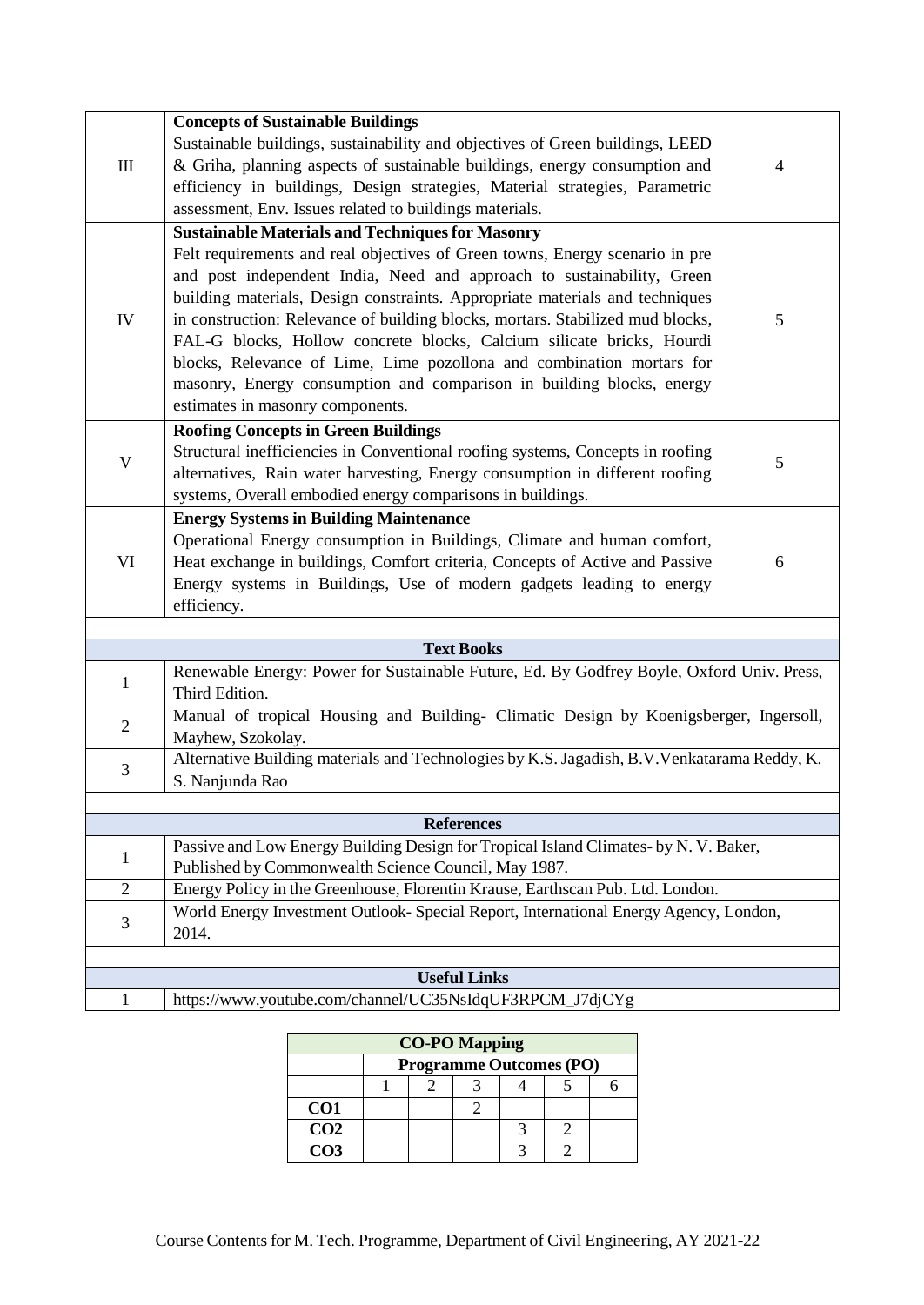| | | |
|---|---|---|
| III | **Concepts of Sustainable Buildings**<br>Sustainable buildings, sustainability and objectives of Green buildings, LEED & Griha, planning aspects of sustainable buildings, energy consumption and efficiency in buildings, Design strategies, Material strategies, Parametric assessment, Env. Issues related to buildings materials. | 4 |
| IV | **Sustainable Materials and Techniques for Masonry**<br>Felt requirements and real objectives of Green towns, Energy scenario in pre and post independent India, Need and approach to sustainability, Green building materials, Design constraints. Appropriate materials and techniques in construction: Relevance of building blocks, mortars. Stabilized mud blocks, FAL-G blocks, Hollow concrete blocks, Calcium silicate bricks, Hourdi blocks, Relevance of Lime, Lime pozollona and combination mortars for masonry, Energy consumption and comparison in building blocks, energy estimates in masonry components. | 5 |
| V | **Roofing Concepts in Green Buildings**<br>Structural inefficiencies in Conventional roofing systems, Concepts in roofing alternatives, Rain water harvesting, Energy consumption in different roofing systems, Overall embodied energy comparisons in buildings. | 5 |
| VI | **Energy Systems in Building Maintenance**<br>Operational Energy consumption in Buildings, Climate and human comfort, Heat exchange in buildings, Comfort criteria, Concepts of Active and Passive Energy systems in Buildings, Use of modern gadgets leading to energy efficiency. | 6 |

| **Text Books** | |
|---|---|
| 1 | Renewable Energy: Power for Sustainable Future, Ed. By Godfrey Boyle, Oxford Univ. Press, Third Edition. |
| 2 | Manual of tropical Housing and Building- Climatic Design by Koenigsberger, Ingersoll, Mayhew, Szokolay. |
| 3 | Alternative Building materials and Technologies by K.S. Jagadish, B.V.Venkatarama Reddy, K. S. Nanjunda Rao |

| **References** | |
|---|---|
| 1 | Passive and Low Energy Building Design for Tropical Island Climates- by N. V. Baker, Published by Commonwealth Science Council, May 1987. |
| 2 | Energy Policy in the Greenhouse, Florentin Krause, Earthscan Pub. Ltd. London. |
| 3 | World Energy Investment Outlook- Special Report, International Energy Agency, London, 2014. |

| **Useful Links** | |
|---|---|
| 1 | https://www.youtube.com/channel/UC35NsIdqUF3RPCM_J7djCYg |

| **CO-PO Mapping** | | | | | | |
|---|---|---|---|---|---|---|
| | **Programme Outcomes (PO)** | | | | | |
| | 1 | 2 | 3 | 4 | 5 | 6 |
| **CO1** | | | 2 | | | |
| **CO2** | | | | 3 | 2 | |
| **CO3** | | | | 3 | 2 | |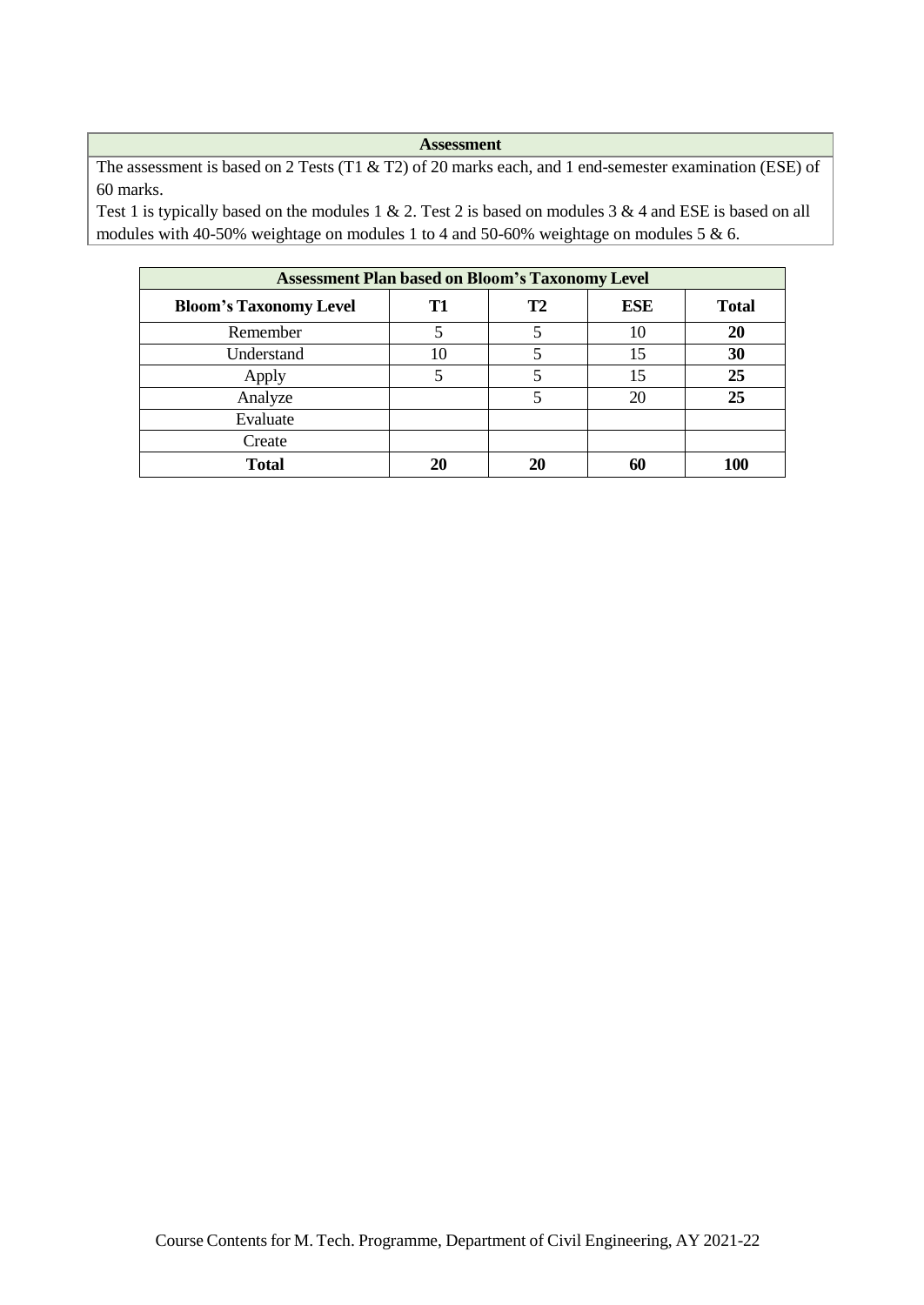| **Assessment** |
|---|
| The assessment is based on 2 Tests (T1 & T2) of 20 marks each, and 1 end-semester examination (ESE) of 60 marks.<br>Test 1 is typically based on the modules 1 & 2. Test 2 is based on modules 3 & 4 and ESE is based on all modules with 40-50% weightage on modules 1 to 4 and 50-60% weightage on modules 5 & 6. |

| **Assessment Plan based on Bloom's Taxonomy Level** | | | | |
|---|---|---|---|---|
| **Bloom's Taxonomy Level** | **T1** | **T2** | **ESE** | **Total** |
| Remember | 5 | 5 | 10 | **20** |
| Understand | 10 | 5 | 15 | **30** |
| Apply | 5 | 5 | 15 | **25** |
| Analyze | | 5 | 20 | **25** |
| Evaluate | | | | |
| Create | | | | |
| **Total** | **20** | **20** | **60** | **100** |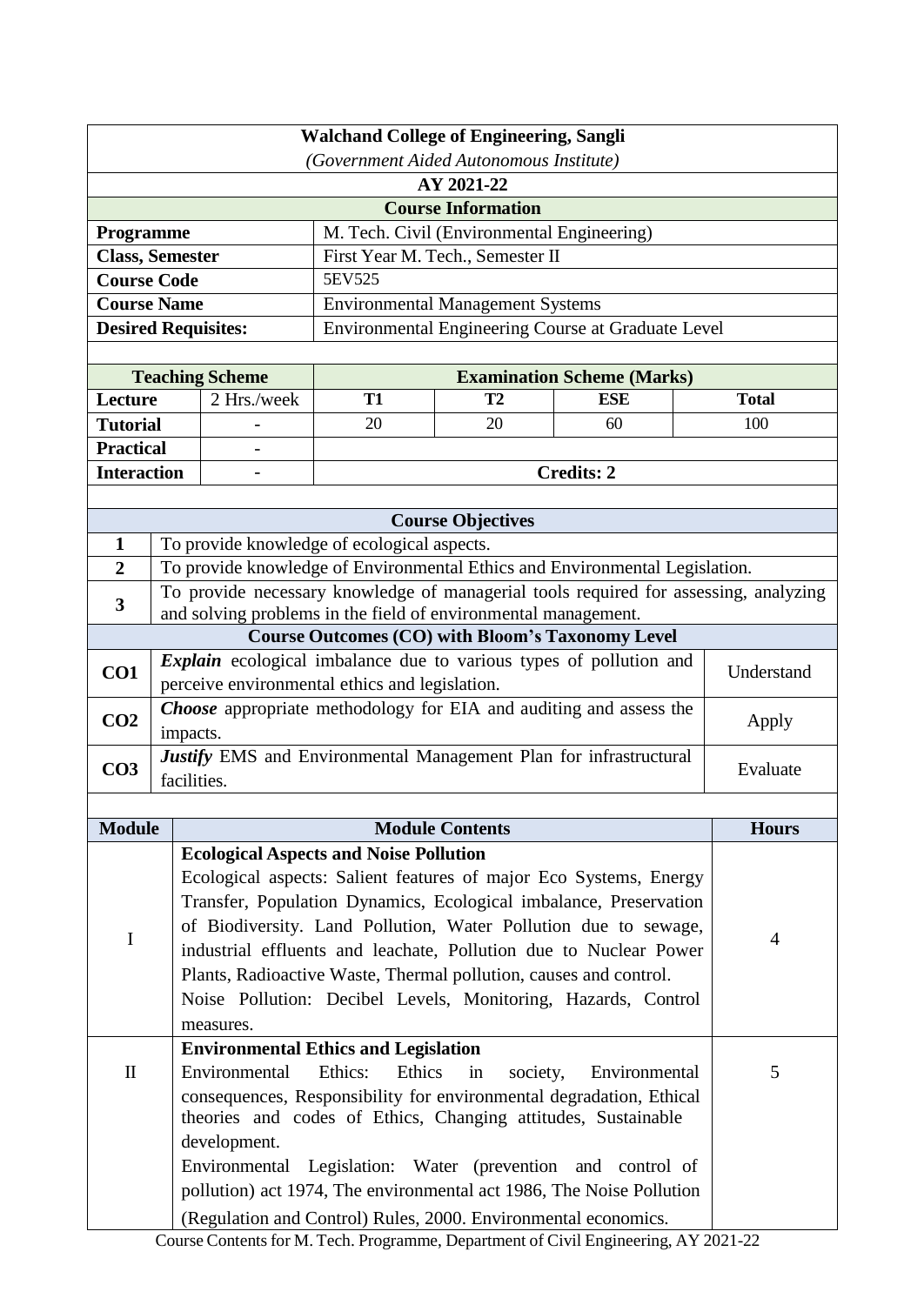**Walchand College of Engineering, Sangli**
*(Government Aided Autonomous Institute)*

**AY 2021-22**

### Course Information

| | |
|---|---|
| **Programme** | M. Tech. Civil (Environmental Engineering) |
| **Class, Semester** | First Year M. Tech., Semester II |
| **Course Code** | 5EV525 |
| **Course Name** | Environmental Management Systems |
| **Desired Requisites:** | Environmental Engineering Course at Graduate Level |

| **Teaching Scheme** | | **Examination Scheme (Marks)** | | | |
|---|---|---|---|---|---|
| **Lecture** | 2 Hrs./week | **T1** | **T2** | **ESE** | **Total** |
| **Tutorial** | - | 20 | 20 | 60 | 100 |
| **Practical** | - | | | | |
| **Interaction** | - | **Credits: 2** | | | |

### Course Objectives

| | |
|---|---|
| **1** | To provide knowledge of ecological aspects. |
| **2** | To provide knowledge of Environmental Ethics and Environmental Legislation. |
| **3** | To provide necessary knowledge of managerial tools required for assessing, analyzing and solving problems in the field of environmental management. |

### Course Outcomes (CO) with Bloom's Taxonomy Level

| | | |
|---|---|---|
| **CO1** | ***Explain*** ecological imbalance due to various types of pollution and perceive environmental ethics and legislation. | Understand |
| **CO2** | ***Choose*** appropriate methodology for EIA and auditing and assess the impacts. | Apply |
| **CO3** | ***Justify*** EMS and Environmental Management Plan for infrastructural facilities. | Evaluate |

| **Module** | **Module Contents** | **Hours** |
|---|---|---|
| I | **Ecological Aspects and Noise Pollution**<br>Ecological aspects: Salient features of major Eco Systems, Energy Transfer, Population Dynamics, Ecological imbalance, Preservation of Biodiversity. Land Pollution, Water Pollution due to sewage, industrial effluents and leachate, Pollution due to Nuclear Power Plants, Radioactive Waste, Thermal pollution, causes and control.<br>Noise Pollution: Decibel Levels, Monitoring, Hazards, Control measures. | 4 |
| II | **Environmental Ethics and Legislation**<br>Environmental Ethics: Ethics in society, Environmental consequences, Responsibility for environmental degradation, Ethical theories and codes of Ethics, Changing attitudes, Sustainable development.<br>Environmental Legislation: Water (prevention and control of pollution) act 1974, The environmental act 1986, The Noise Pollution (Regulation and Control) Rules, 2000. Environmental economics. | 5 |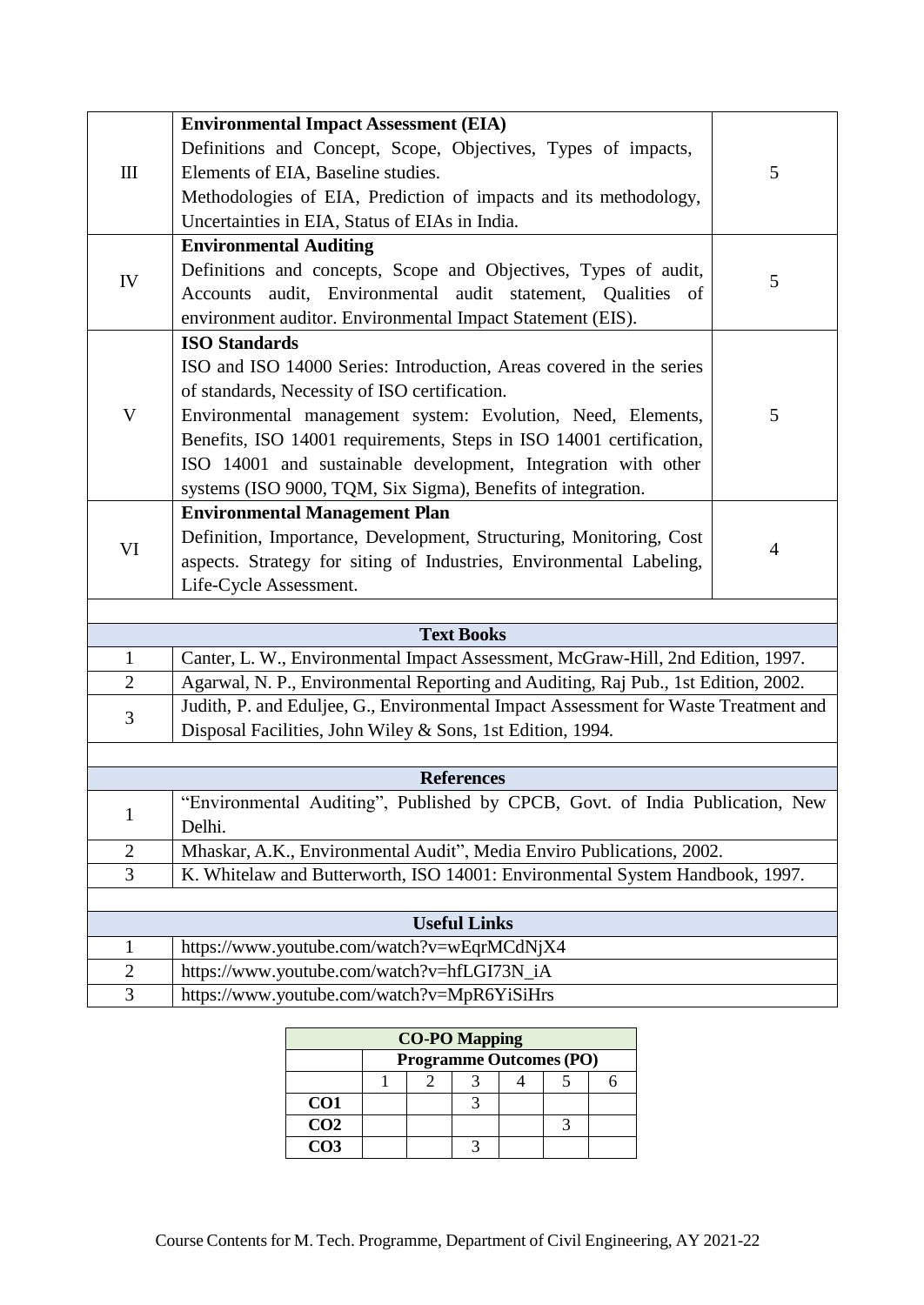| | | |
|---|---|---|
| III | **Environmental Impact Assessment (EIA)**<br>Definitions and Concept, Scope, Objectives, Types of impacts, Elements of EIA, Baseline studies.<br>Methodologies of EIA, Prediction of impacts and its methodology, Uncertainties in EIA, Status of EIAs in India. | 5 |
| IV | **Environmental Auditing**<br>Definitions and concepts, Scope and Objectives, Types of audit, Accounts audit, Environmental audit statement, Qualities of environment auditor. Environmental Impact Statement (EIS). | 5 |
| V | **ISO Standards**<br>ISO and ISO 14000 Series: Introduction, Areas covered in the series of standards, Necessity of ISO certification.<br>Environmental management system: Evolution, Need, Elements, Benefits, ISO 14001 requirements, Steps in ISO 14001 certification, ISO 14001 and sustainable development, Integration with other systems (ISO 9000, TQM, Six Sigma), Benefits of integration. | 5 |
| VI | **Environmental Management Plan**<br>Definition, Importance, Development, Structuring, Monitoring, Cost aspects. Strategy for siting of Industries, Environmental Labeling, Life-Cycle Assessment. | 4 |

| Text Books | |
|---|---|
| 1 | Canter, L. W., Environmental Impact Assessment, McGraw-Hill, 2nd Edition, 1997. |
| 2 | Agarwal, N. P., Environmental Reporting and Auditing, Raj Pub., 1st Edition, 2002. |
| 3 | Judith, P. and Eduljee, G., Environmental Impact Assessment for Waste Treatment and Disposal Facilities, John Wiley & Sons, 1st Edition, 1994. |

| References | |
|---|---|
| 1 | "Environmental Auditing", Published by CPCB, Govt. of India Publication, New Delhi. |
| 2 | Mhaskar, A.K., Environmental Audit", Media Enviro Publications, 2002. |
| 3 | K. Whitelaw and Butterworth, ISO 14001: Environmental System Handbook, 1997. |

| Useful Links | |
|---|---|
| 1 | https://www.youtube.com/watch?v=wEqrMCdNjX4 |
| 2 | https://www.youtube.com/watch?v=hfLGI73N_iA |
| 3 | https://www.youtube.com/watch?v=MpR6YiSiHrs |

**CO-PO Mapping**

| | Programme Outcomes (PO) | | | | | |
|---|---|---|---|---|---|---|
| | 1 | 2 | 3 | 4 | 5 | 6 |
| **CO1** | | | 3 | | | |
| **CO2** | | | | | 3 | |
| **CO3** | | | 3 | | | |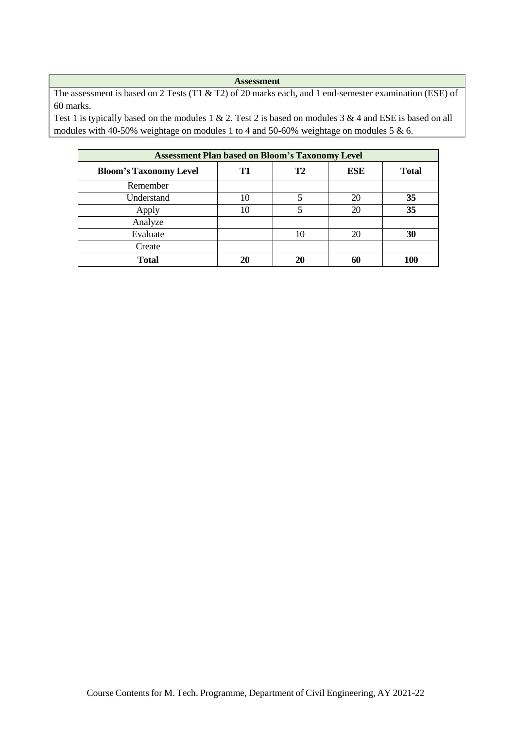| Assessment |
|---|
| The assessment is based on 2 Tests (T1 & T2) of 20 marks each, and 1 end-semester examination (ESE) of 60 marks.<br>Test 1 is typically based on the modules 1 & 2. Test 2 is based on modules 3 & 4 and ESE is based on all modules with 40-50% weightage on modules 1 to 4 and 50-60% weightage on modules 5 & 6. |

| Assessment Plan based on Bloom's Taxonomy Level | | | | |
|---|---|---|---|---|
| **Bloom's Taxonomy Level** | **T1** | **T2** | **ESE** | **Total** |
| Remember | | | | |
| Understand | 10 | 5 | 20 | **35** |
| Apply | 10 | 5 | 20 | **35** |
| Analyze | | | | |
| Evaluate | | 10 | 20 | **30** |
| Create | | | | |
| **Total** | **20** | **20** | **60** | **100** |